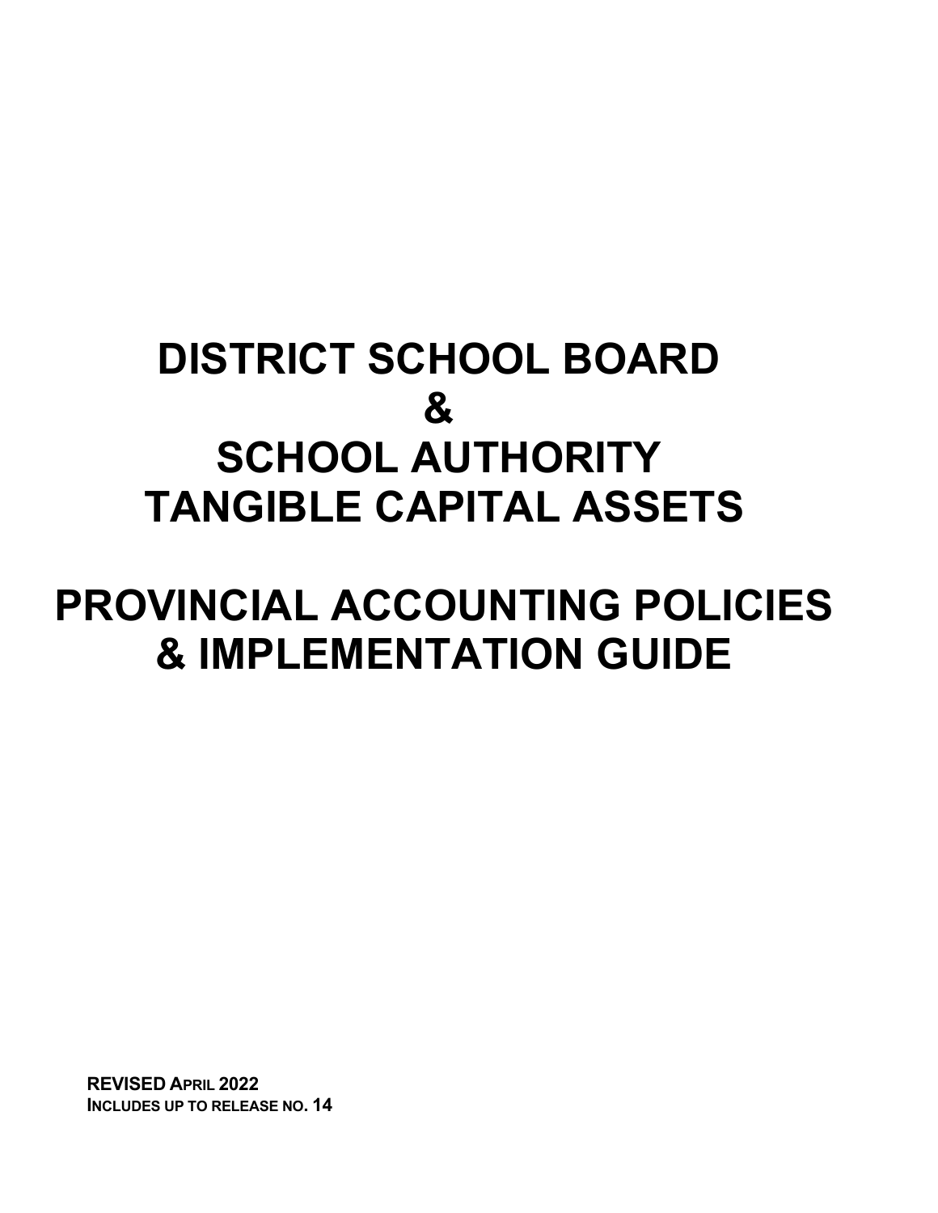# DISTRICT SCHOOL BOARD & SCHOOL AUTHORITY TANGIBLE CAPITAL ASSETS

# PROVINCIAL ACCOUNTING POLICIES & IMPLEMENTATION GUIDE

**REVISED APRIL 2022**
**INCLUDES UP TO RELEASE NO. 14**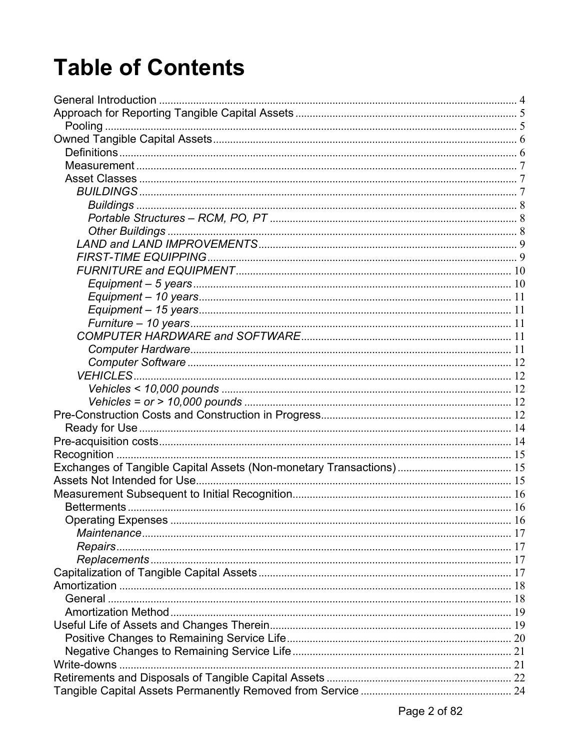# Table of Contents

General Introduction ........ 4
Approach for Reporting Tangible Capital Assets ........ 5
- Pooling ........ 5

Owned Tangible Capital Assets ........ 6
- Definitions ........ 6
- Measurement ........ 7
- Asset Classes ........ 7
  - *BUILDINGS* ........ 7
    - *Buildings* ........ 8
    - *Portable Structures – RCM, PO, PT* ........ 8
    - *Other Buildings* ........ 8
  - *LAND and LAND IMPROVEMENTS* ........ 9
  - *FIRST-TIME EQUIPPING* ........ 9
  - *FURNITURE and EQUIPMENT* ........ 10
    - *Equipment – 5 years* ........ 10
    - *Equipment – 10 years* ........ 11
    - *Equipment – 15 years* ........ 11
    - *Furniture – 10 years* ........ 11
  - *COMPUTER HARDWARE and SOFTWARE* ........ 11
    - *Computer Hardware* ........ 11
    - *Computer Software* ........ 12
  - *VEHICLES* ........ 12
    - *Vehicles < 10,000 pounds* ........ 12
    - *Vehicles = or > 10,000 pounds* ........ 12

Pre-Construction Costs and Construction in Progress ........ 12
- Ready for Use ........ 14

Pre-acquisition costs ........ 14
Recognition ........ 15
Exchanges of Tangible Capital Assets (Non-monetary Transactions) ........ 15
Assets Not Intended for Use ........ 15
Measurement Subsequent to Initial Recognition ........ 16
- Betterments ........ 16
- Operating Expenses ........ 16
  - *Maintenance* ........ 17
  - *Repairs* ........ 17
  - *Replacements* ........ 17

Capitalization of Tangible Capital Assets ........ 17
Amortization ........ 18
- General ........ 18
- Amortization Method ........ 19

Useful Life of Assets and Changes Therein ........ 19
- Positive Changes to Remaining Service Life ........ 20
- Negative Changes to Remaining Service Life ........ 21

Write-downs ........ 21
Retirements and Disposals of Tangible Capital Assets ........ 22
Tangible Capital Assets Permanently Removed from Service ........ 24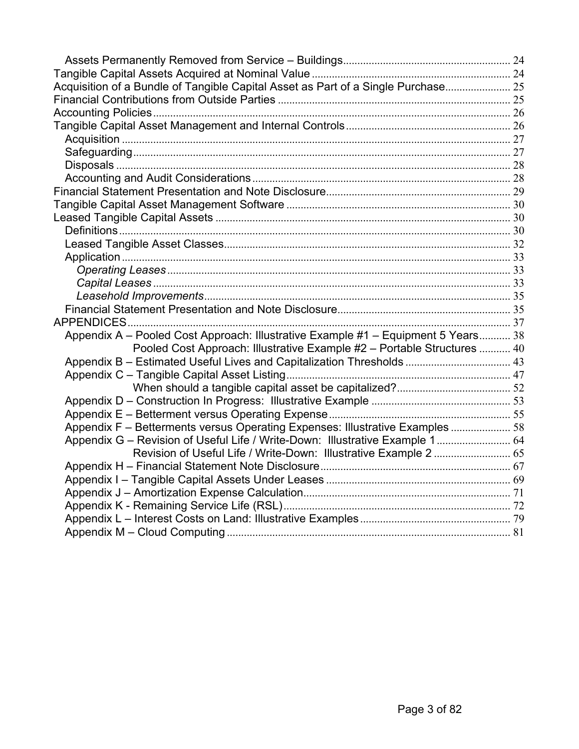- Assets Permanently Removed from Service – Buildings ........ 24
- Tangible Capital Assets Acquired at Nominal Value ........ 24
- Acquisition of a Bundle of Tangible Capital Asset as Part of a Single Purchase ........ 25
- Financial Contributions from Outside Parties ........ 25
- Accounting Policies ........ 26
- Tangible Capital Asset Management and Internal Controls ........ 26
  - Acquisition ........ 27
  - Safeguarding ........ 27
  - Disposals ........ 28
  - Accounting and Audit Considerations ........ 28
- Financial Statement Presentation and Note Disclosure ........ 29
- Tangible Capital Asset Management Software ........ 30
- Leased Tangible Capital Assets ........ 30
  - Definitions ........ 30
  - Leased Tangible Asset Classes ........ 32
  - Application ........ 33
    - *Operating Leases* ........ 33
    - *Capital Leases* ........ 33
    - *Leasehold Improvements* ........ 35
  - Financial Statement Presentation and Note Disclosure ........ 35
- APPENDICES ........ 37
  - Appendix A – Pooled Cost Approach: Illustrative Example #1 – Equipment 5 Years ........ 38
    - Pooled Cost Approach: Illustrative Example #2 – Portable Structures ........ 40
  - Appendix B – Estimated Useful Lives and Capitalization Thresholds ........ 43
  - Appendix C – Tangible Capital Asset Listing ........ 47
    - When should a tangible capital asset be capitalized? ........ 52
  - Appendix D – Construction In Progress: Illustrative Example ........ 53
  - Appendix E – Betterment versus Operating Expense ........ 55
  - Appendix F – Betterments versus Operating Expenses: Illustrative Examples ........ 58
  - Appendix G – Revision of Useful Life / Write-Down: Illustrative Example 1 ........ 64
    - Revision of Useful Life / Write-Down: Illustrative Example 2 ........ 65
  - Appendix H – Financial Statement Note Disclosure ........ 67
  - Appendix I – Tangible Capital Assets Under Leases ........ 69
  - Appendix J – Amortization Expense Calculation ........ 71
  - Appendix K - Remaining Service Life (RSL) ........ 72
  - Appendix L – Interest Costs on Land: Illustrative Examples ........ 79
  - Appendix M – Cloud Computing ........ 81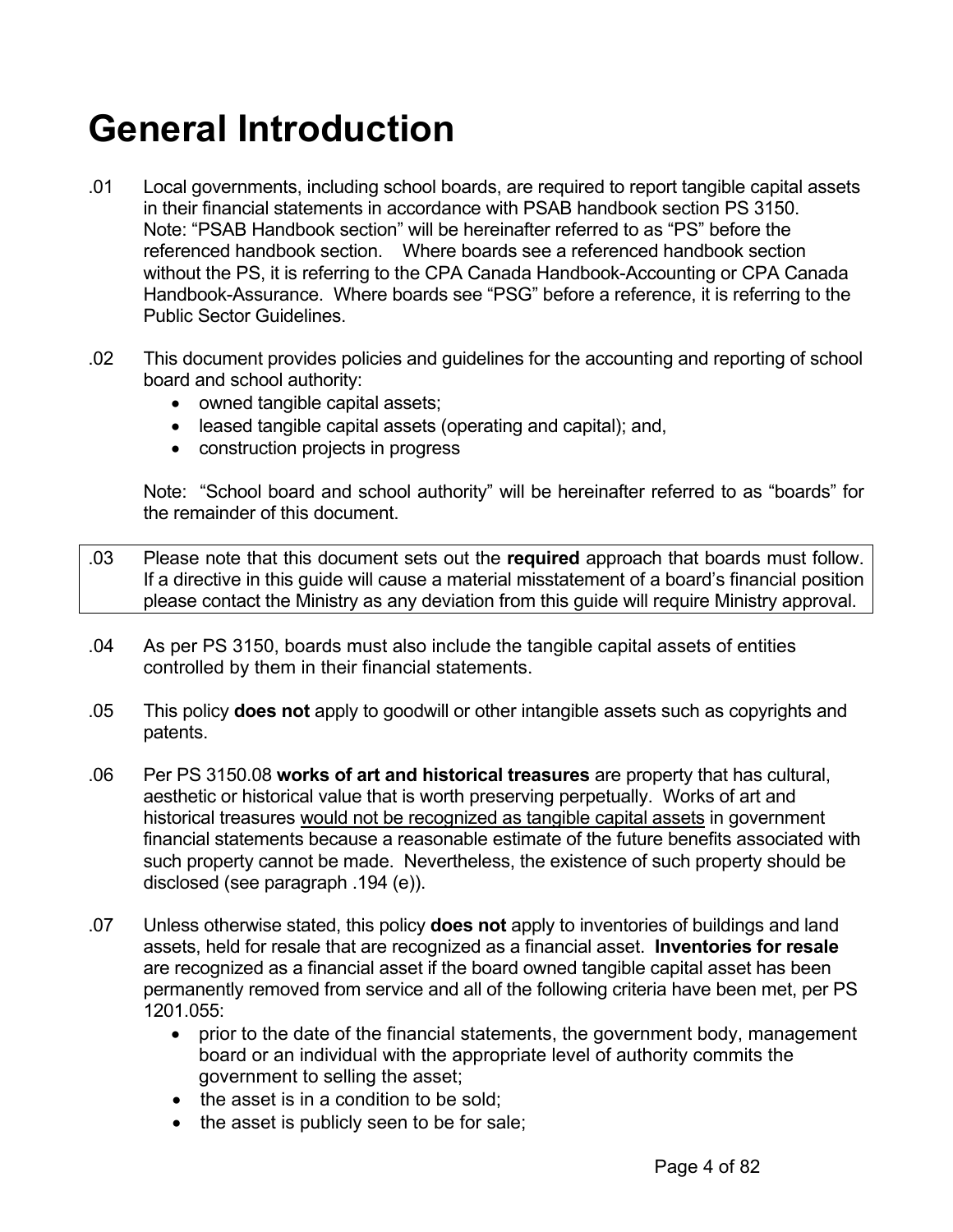# General Introduction

.01 Local governments, including school boards, are required to report tangible capital assets in their financial statements in accordance with PSAB handbook section PS 3150. Note: "PSAB Handbook section" will be hereinafter referred to as "PS" before the referenced handbook section. Where boards see a referenced handbook section without the PS, it is referring to the CPA Canada Handbook-Accounting or CPA Canada Handbook-Assurance. Where boards see "PSG" before a reference, it is referring to the Public Sector Guidelines.

.02 This document provides policies and guidelines for the accounting and reporting of school board and school authority:

- owned tangible capital assets;
- leased tangible capital assets (operating and capital); and,
- construction projects in progress

Note: "School board and school authority" will be hereinafter referred to as "boards" for the remainder of this document.

.03 Please note that this document sets out the **required** approach that boards must follow. If a directive in this guide will cause a material misstatement of a board's financial position please contact the Ministry as any deviation from this guide will require Ministry approval.

.04 As per PS 3150, boards must also include the tangible capital assets of entities controlled by them in their financial statements.

.05 This policy **does not** apply to goodwill or other intangible assets such as copyrights and patents.

.06 Per PS 3150.08 **works of art and historical treasures** are property that has cultural, aesthetic or historical value that is worth preserving perpetually. Works of art and historical treasures would not be recognized as tangible capital assets in government financial statements because a reasonable estimate of the future benefits associated with such property cannot be made. Nevertheless, the existence of such property should be disclosed (see paragraph .194 (e)).

.07 Unless otherwise stated, this policy **does not** apply to inventories of buildings and land assets, held for resale that are recognized as a financial asset. **Inventories for resale** are recognized as a financial asset if the board owned tangible capital asset has been permanently removed from service and all of the following criteria have been met, per PS 1201.055:

- prior to the date of the financial statements, the government body, management board or an individual with the appropriate level of authority commits the government to selling the asset;
- the asset is in a condition to be sold;
- the asset is publicly seen to be for sale;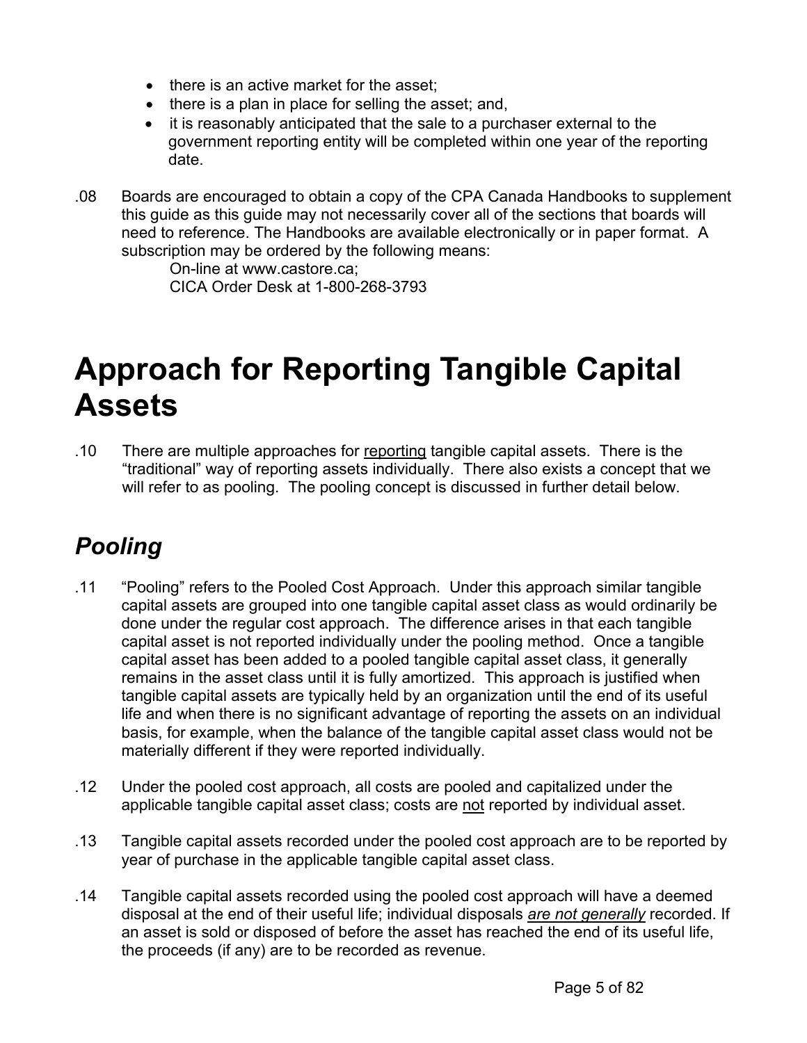- there is an active market for the asset;
- there is a plan in place for selling the asset; and,
- it is reasonably anticipated that the sale to a purchaser external to the government reporting entity will be completed within one year of the reporting date.

.08 Boards are encouraged to obtain a copy of the CPA Canada Handbooks to supplement this guide as this guide may not necessarily cover all of the sections that boards will need to reference. The Handbooks are available electronically or in paper format. A subscription may be ordered by the following means:

On-line at www.castore.ca;
CICA Order Desk at 1-800-268-3793

# Approach for Reporting Tangible Capital Assets

.10 There are multiple approaches for <u>reporting</u> tangible capital assets. There is the "traditional" way of reporting assets individually. There also exists a concept that we will refer to as pooling. The pooling concept is discussed in further detail below.

## *Pooling*

.11 "Pooling" refers to the Pooled Cost Approach. Under this approach similar tangible capital assets are grouped into one tangible capital asset class as would ordinarily be done under the regular cost approach. The difference arises in that each tangible capital asset is not reported individually under the pooling method. Once a tangible capital asset has been added to a pooled tangible capital asset class, it generally remains in the asset class until it is fully amortized. This approach is justified when tangible capital assets are typically held by an organization until the end of its useful life and when there is no significant advantage of reporting the assets on an individual basis, for example, when the balance of the tangible capital asset class would not be materially different if they were reported individually.

.12 Under the pooled cost approach, all costs are pooled and capitalized under the applicable tangible capital asset class; costs are <u>not</u> reported by individual asset.

.13 Tangible capital assets recorded under the pooled cost approach are to be reported by year of purchase in the applicable tangible capital asset class.

.14 Tangible capital assets recorded using the pooled cost approach will have a deemed disposal at the end of their useful life; individual disposals <u>*are not generally*</u> recorded. If an asset is sold or disposed of before the asset has reached the end of its useful life, the proceeds (if any) are to be recorded as revenue.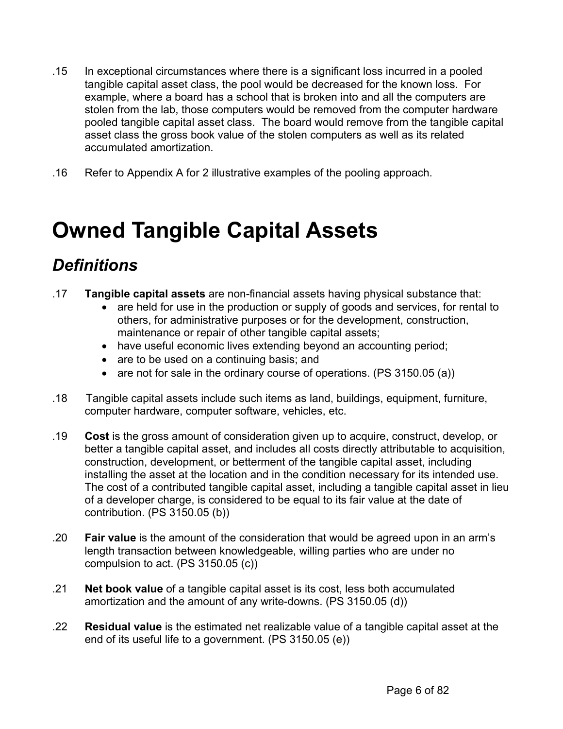.15 In exceptional circumstances where there is a significant loss incurred in a pooled tangible capital asset class, the pool would be decreased for the known loss. For example, where a board has a school that is broken into and all the computers are stolen from the lab, those computers would be removed from the computer hardware pooled tangible capital asset class. The board would remove from the tangible capital asset class the gross book value of the stolen computers as well as its related accumulated amortization.

.16 Refer to Appendix A for 2 illustrative examples of the pooling approach.

# Owned Tangible Capital Assets

## *Definitions*

.17 **Tangible capital assets** are non-financial assets having physical substance that:

- are held for use in the production or supply of goods and services, for rental to others, for administrative purposes or for the development, construction, maintenance or repair of other tangible capital assets;
- have useful economic lives extending beyond an accounting period;
- are to be used on a continuing basis; and
- are not for sale in the ordinary course of operations. (PS 3150.05 (a))

.18 Tangible capital assets include such items as land, buildings, equipment, furniture, computer hardware, computer software, vehicles, etc.

.19 **Cost** is the gross amount of consideration given up to acquire, construct, develop, or better a tangible capital asset, and includes all costs directly attributable to acquisition, construction, development, or betterment of the tangible capital asset, including installing the asset at the location and in the condition necessary for its intended use. The cost of a contributed tangible capital asset, including a tangible capital asset in lieu of a developer charge, is considered to be equal to its fair value at the date of contribution. (PS 3150.05 (b))

.20 **Fair value** is the amount of the consideration that would be agreed upon in an arm's length transaction between knowledgeable, willing parties who are under no compulsion to act. (PS 3150.05 (c))

.21 **Net book value** of a tangible capital asset is its cost, less both accumulated amortization and the amount of any write-downs. (PS 3150.05 (d))

.22 **Residual value** is the estimated net realizable value of a tangible capital asset at the end of its useful life to a government. (PS 3150.05 (e))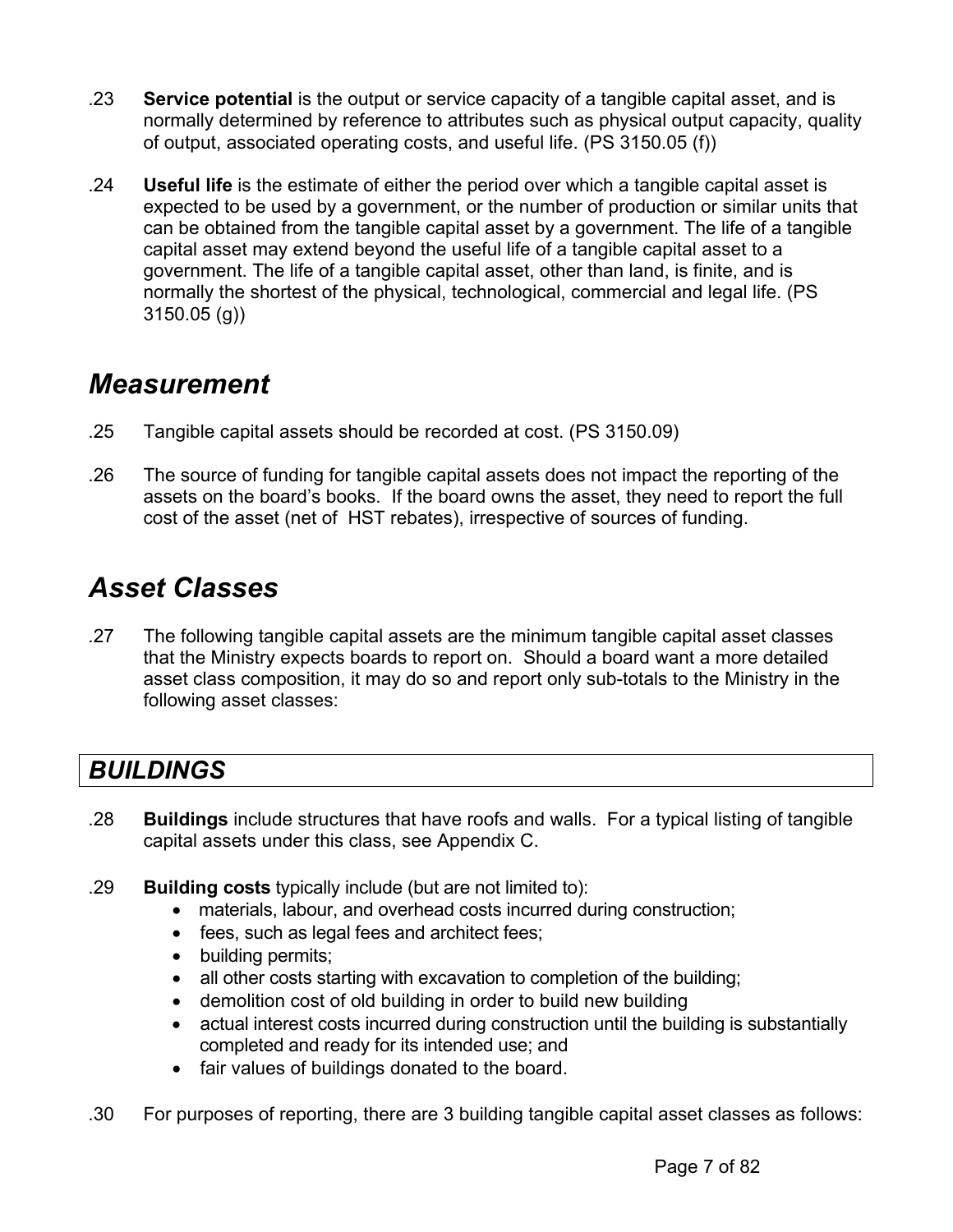.23 **Service potential** is the output or service capacity of a tangible capital asset, and is normally determined by reference to attributes such as physical output capacity, quality of output, associated operating costs, and useful life. (PS 3150.05 (f))

.24 **Useful life** is the estimate of either the period over which a tangible capital asset is expected to be used by a government, or the number of production or similar units that can be obtained from the tangible capital asset by a government. The life of a tangible capital asset may extend beyond the useful life of a tangible capital asset to a government. The life of a tangible capital asset, other than land, is finite, and is normally the shortest of the physical, technological, commercial and legal life. (PS 3150.05 (g))

## *Measurement*

.25 Tangible capital assets should be recorded at cost. (PS 3150.09)

.26 The source of funding for tangible capital assets does not impact the reporting of the assets on the board's books. If the board owns the asset, they need to report the full cost of the asset (net of HST rebates), irrespective of sources of funding.

## *Asset Classes*

.27 The following tangible capital assets are the minimum tangible capital asset classes that the Ministry expects boards to report on. Should a board want a more detailed asset class composition, it may do so and report only sub-totals to the Ministry in the following asset classes:

### *BUILDINGS*

.28 **Buildings** include structures that have roofs and walls. For a typical listing of tangible capital assets under this class, see Appendix C.

.29 **Building costs** typically include (but are not limited to):

- materials, labour, and overhead costs incurred during construction;
- fees, such as legal fees and architect fees;
- building permits;
- all other costs starting with excavation to completion of the building;
- demolition cost of old building in order to build new building
- actual interest costs incurred during construction until the building is substantially completed and ready for its intended use; and
- fair values of buildings donated to the board.

.30 For purposes of reporting, there are 3 building tangible capital asset classes as follows: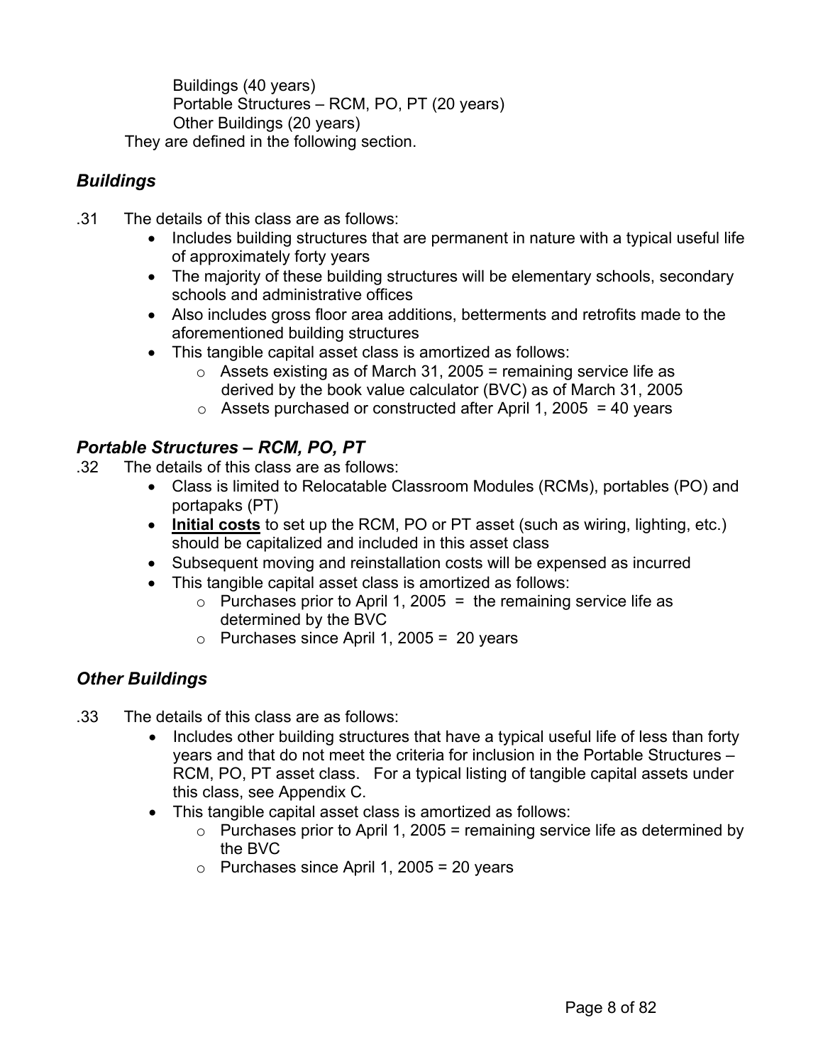Buildings (40 years)
Portable Structures – RCM, PO, PT (20 years)
Other Buildings (20 years)

They are defined in the following section.

### *Buildings*

.31 The details of this class are as follows:

- Includes building structures that are permanent in nature with a typical useful life of approximately forty years
- The majority of these building structures will be elementary schools, secondary schools and administrative offices
- Also includes gross floor area additions, betterments and retrofits made to the aforementioned building structures
- This tangible capital asset class is amortized as follows:
  - Assets existing as of March 31, 2005 = remaining service life as derived by the book value calculator (BVC) as of March 31, 2005
  - Assets purchased or constructed after April 1, 2005 = 40 years

### *Portable Structures – RCM, PO, PT*

.32 The details of this class are as follows:

- Class is limited to Relocatable Classroom Modules (RCMs), portables (PO) and portapaks (PT)
- <u>**Initial costs**</u> to set up the RCM, PO or PT asset (such as wiring, lighting, etc.) should be capitalized and included in this asset class
- Subsequent moving and reinstallation costs will be expensed as incurred
- This tangible capital asset class is amortized as follows:
  - Purchases prior to April 1, 2005 = the remaining service life as determined by the BVC
  - Purchases since April 1, 2005 = 20 years

### *Other Buildings*

.33 The details of this class are as follows:

- Includes other building structures that have a typical useful life of less than forty years and that do not meet the criteria for inclusion in the Portable Structures – RCM, PO, PT asset class. For a typical listing of tangible capital assets under this class, see Appendix C.
- This tangible capital asset class is amortized as follows:
  - Purchases prior to April 1, 2005 = remaining service life as determined by the BVC
  - Purchases since April 1, 2005 = 20 years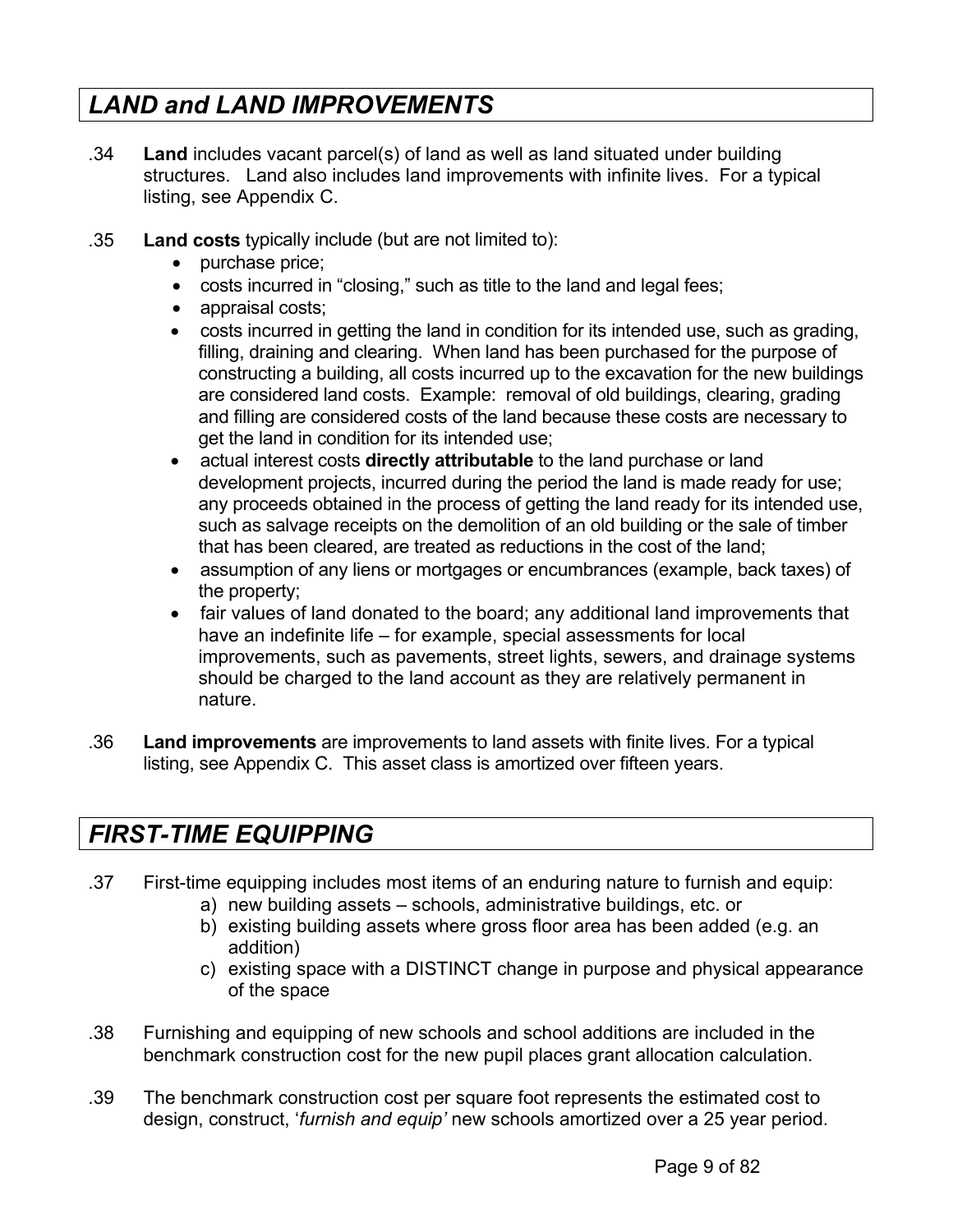## *LAND and LAND IMPROVEMENTS*

.34 **Land** includes vacant parcel(s) of land as well as land situated under building structures. Land also includes land improvements with infinite lives. For a typical listing, see Appendix C.

.35 **Land costs** typically include (but are not limited to):

- purchase price;
- costs incurred in "closing," such as title to the land and legal fees;
- appraisal costs;
- costs incurred in getting the land in condition for its intended use, such as grading, filling, draining and clearing. When land has been purchased for the purpose of constructing a building, all costs incurred up to the excavation for the new buildings are considered land costs. Example: removal of old buildings, clearing, grading and filling are considered costs of the land because these costs are necessary to get the land in condition for its intended use;
- actual interest costs **directly attributable** to the land purchase or land development projects, incurred during the period the land is made ready for use; any proceeds obtained in the process of getting the land ready for its intended use, such as salvage receipts on the demolition of an old building or the sale of timber that has been cleared, are treated as reductions in the cost of the land;
- assumption of any liens or mortgages or encumbrances (example, back taxes) of the property;
- fair values of land donated to the board; any additional land improvements that have an indefinite life – for example, special assessments for local improvements, such as pavements, street lights, sewers, and drainage systems should be charged to the land account as they are relatively permanent in nature.

.36 **Land improvements** are improvements to land assets with finite lives. For a typical listing, see Appendix C. This asset class is amortized over fifteen years.

## *FIRST-TIME EQUIPPING*

.37 First-time equipping includes most items of an enduring nature to furnish and equip:

a) new building assets – schools, administrative buildings, etc. or
b) existing building assets where gross floor area has been added (e.g. an addition)
c) existing space with a DISTINCT change in purpose and physical appearance of the space

.38 Furnishing and equipping of new schools and school additions are included in the benchmark construction cost for the new pupil places grant allocation calculation.

.39 The benchmark construction cost per square foot represents the estimated cost to design, construct, '*furnish and equip'* new schools amortized over a 25 year period.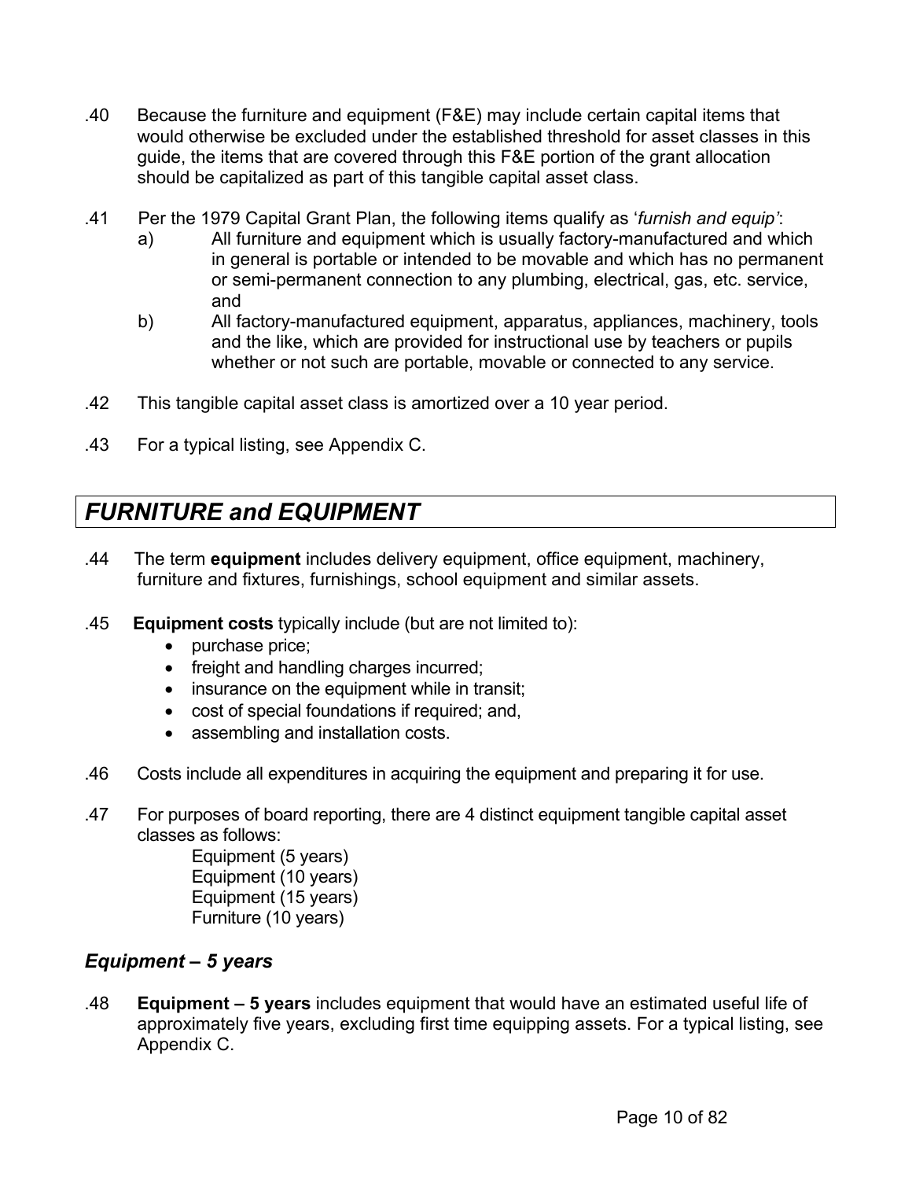.40 Because the furniture and equipment (F&E) may include certain capital items that would otherwise be excluded under the established threshold for asset classes in this guide, the items that are covered through this F&E portion of the grant allocation should be capitalized as part of this tangible capital asset class.

.41 Per the 1979 Capital Grant Plan, the following items qualify as '*furnish and equip'*:

a) All furniture and equipment which is usually factory-manufactured and which in general is portable or intended to be movable and which has no permanent or semi-permanent connection to any plumbing, electrical, gas, etc. service, and

b) All factory-manufactured equipment, apparatus, appliances, machinery, tools and the like, which are provided for instructional use by teachers or pupils whether or not such are portable, movable or connected to any service.

.42 This tangible capital asset class is amortized over a 10 year period.

.43 For a typical listing, see Appendix C.

## *FURNITURE and EQUIPMENT*

.44 The term **equipment** includes delivery equipment, office equipment, machinery, furniture and fixtures, furnishings, school equipment and similar assets.

.45 **Equipment costs** typically include (but are not limited to):

- purchase price;
- freight and handling charges incurred;
- insurance on the equipment while in transit;
- cost of special foundations if required; and,
- assembling and installation costs.

.46 Costs include all expenditures in acquiring the equipment and preparing it for use.

.47 For purposes of board reporting, there are 4 distinct equipment tangible capital asset classes as follows:

Equipment (5 years)
Equipment (10 years)
Equipment (15 years)
Furniture (10 years)

### *Equipment – 5 years*

.48 **Equipment – 5 years** includes equipment that would have an estimated useful life of approximately five years, excluding first time equipping assets. For a typical listing, see Appendix C.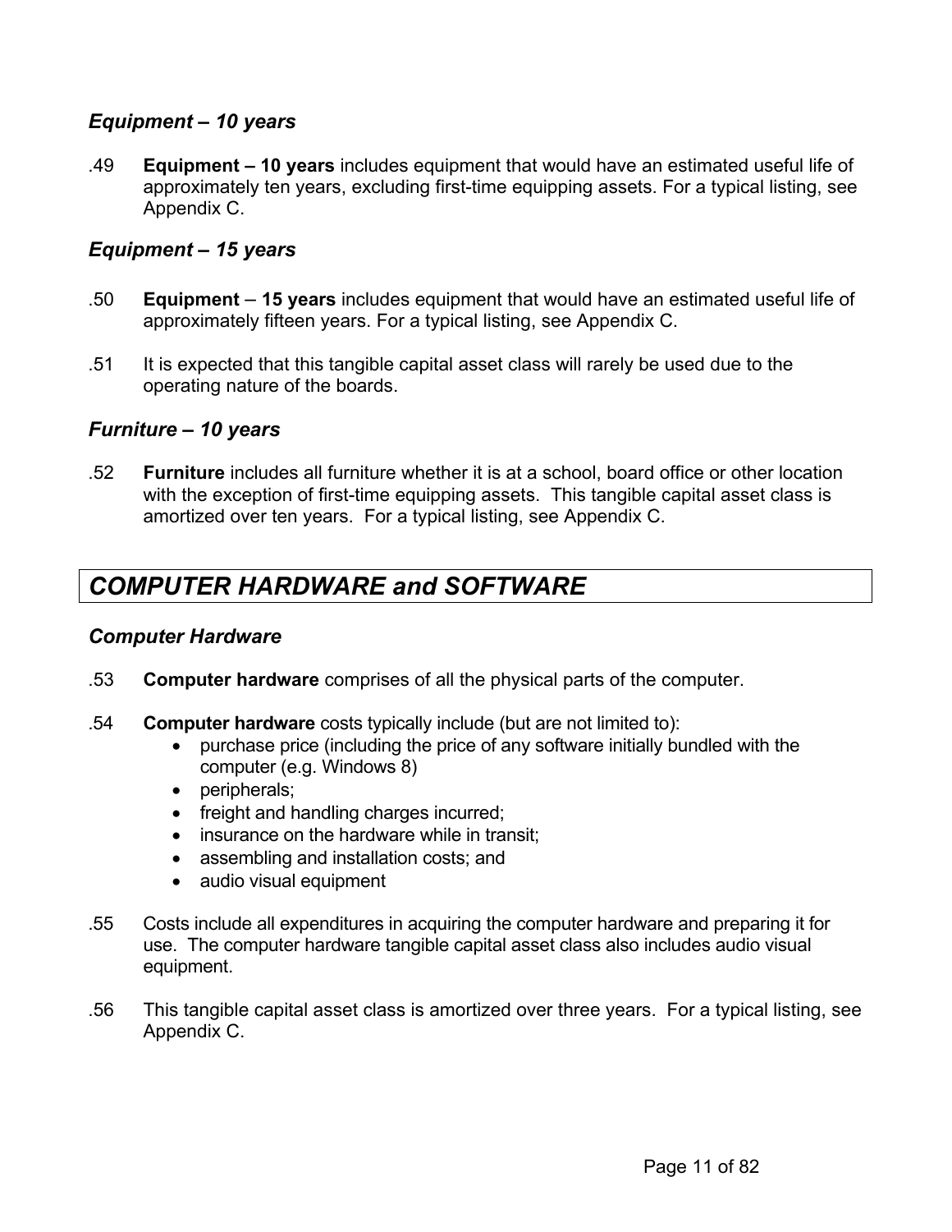### *Equipment – 10 years*

.49 **Equipment – 10 years** includes equipment that would have an estimated useful life of approximately ten years, excluding first-time equipping assets. For a typical listing, see Appendix C.

### *Equipment – 15 years*

.50 **Equipment** – **15 years** includes equipment that would have an estimated useful life of approximately fifteen years. For a typical listing, see Appendix C.

.51 It is expected that this tangible capital asset class will rarely be used due to the operating nature of the boards.

### *Furniture – 10 years*

.52 **Furniture** includes all furniture whether it is at a school, board office or other location with the exception of first-time equipping assets. This tangible capital asset class is amortized over ten years. For a typical listing, see Appendix C.

## *COMPUTER HARDWARE and SOFTWARE*

### *Computer Hardware*

.53 **Computer hardware** comprises of all the physical parts of the computer.

.54 **Computer hardware** costs typically include (but are not limited to):

- purchase price (including the price of any software initially bundled with the computer (e.g. Windows 8)
- peripherals;
- freight and handling charges incurred;
- insurance on the hardware while in transit;
- assembling and installation costs; and
- audio visual equipment

.55 Costs include all expenditures in acquiring the computer hardware and preparing it for use. The computer hardware tangible capital asset class also includes audio visual equipment.

.56 This tangible capital asset class is amortized over three years. For a typical listing, see Appendix C.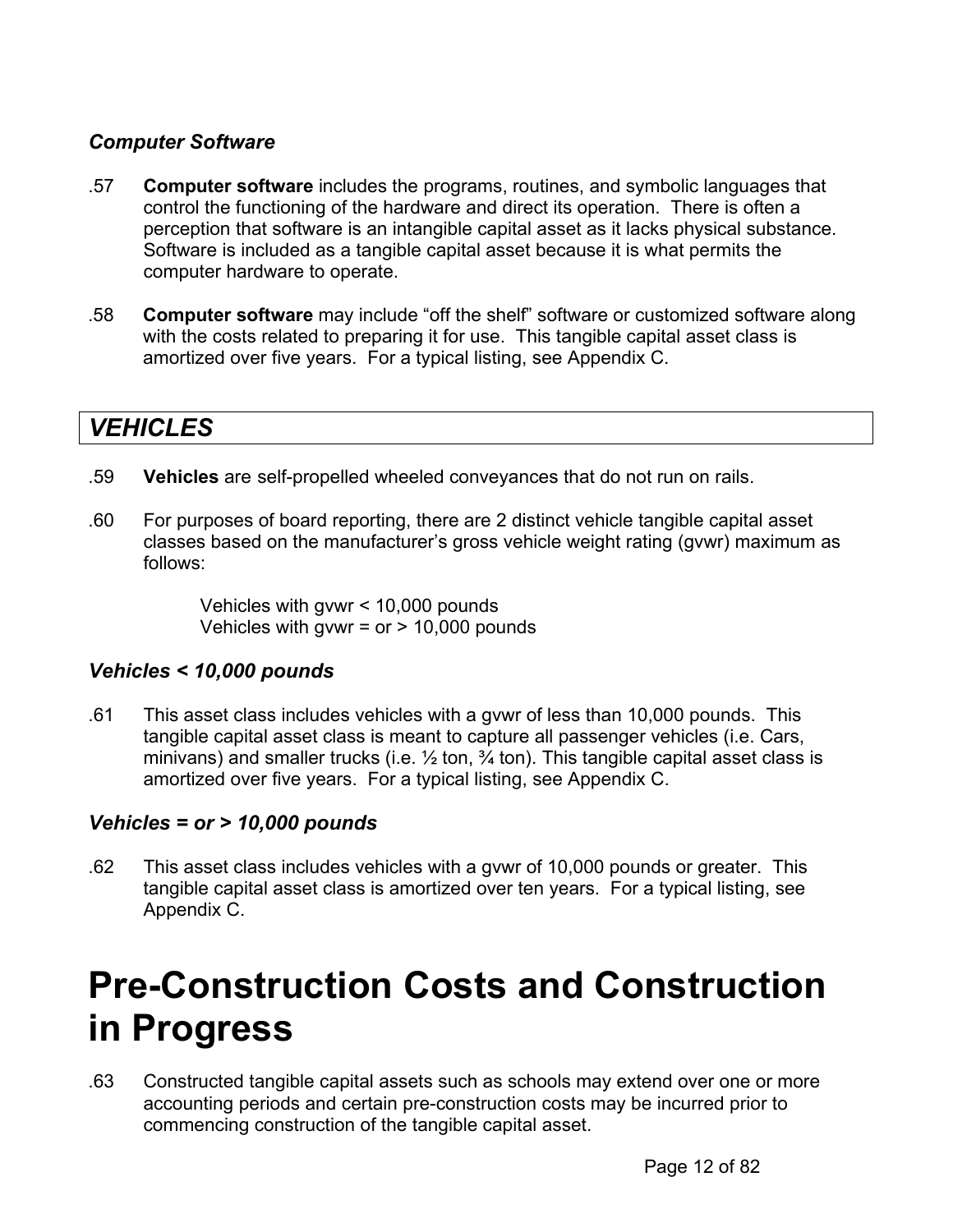### *Computer Software*

.57 **Computer software** includes the programs, routines, and symbolic languages that control the functioning of the hardware and direct its operation. There is often a perception that software is an intangible capital asset as it lacks physical substance. Software is included as a tangible capital asset because it is what permits the computer hardware to operate.

.58 **Computer software** may include "off the shelf" software or customized software along with the costs related to preparing it for use. This tangible capital asset class is amortized over five years. For a typical listing, see Appendix C.

## *VEHICLES*

.59 **Vehicles** are self-propelled wheeled conveyances that do not run on rails.

.60 For purposes of board reporting, there are 2 distinct vehicle tangible capital asset classes based on the manufacturer's gross vehicle weight rating (gvwr) maximum as follows:

Vehicles with gvwr < 10,000 pounds
Vehicles with gvwr = or > 10,000 pounds

### *Vehicles < 10,000 pounds*

.61 This asset class includes vehicles with a gvwr of less than 10,000 pounds. This tangible capital asset class is meant to capture all passenger vehicles (i.e. Cars, minivans) and smaller trucks (i.e. ½ ton, ¾ ton). This tangible capital asset class is amortized over five years. For a typical listing, see Appendix C.

### *Vehicles = or > 10,000 pounds*

.62 This asset class includes vehicles with a gvwr of 10,000 pounds or greater. This tangible capital asset class is amortized over ten years. For a typical listing, see Appendix C.

# Pre-Construction Costs and Construction in Progress

.63 Constructed tangible capital assets such as schools may extend over one or more accounting periods and certain pre-construction costs may be incurred prior to commencing construction of the tangible capital asset.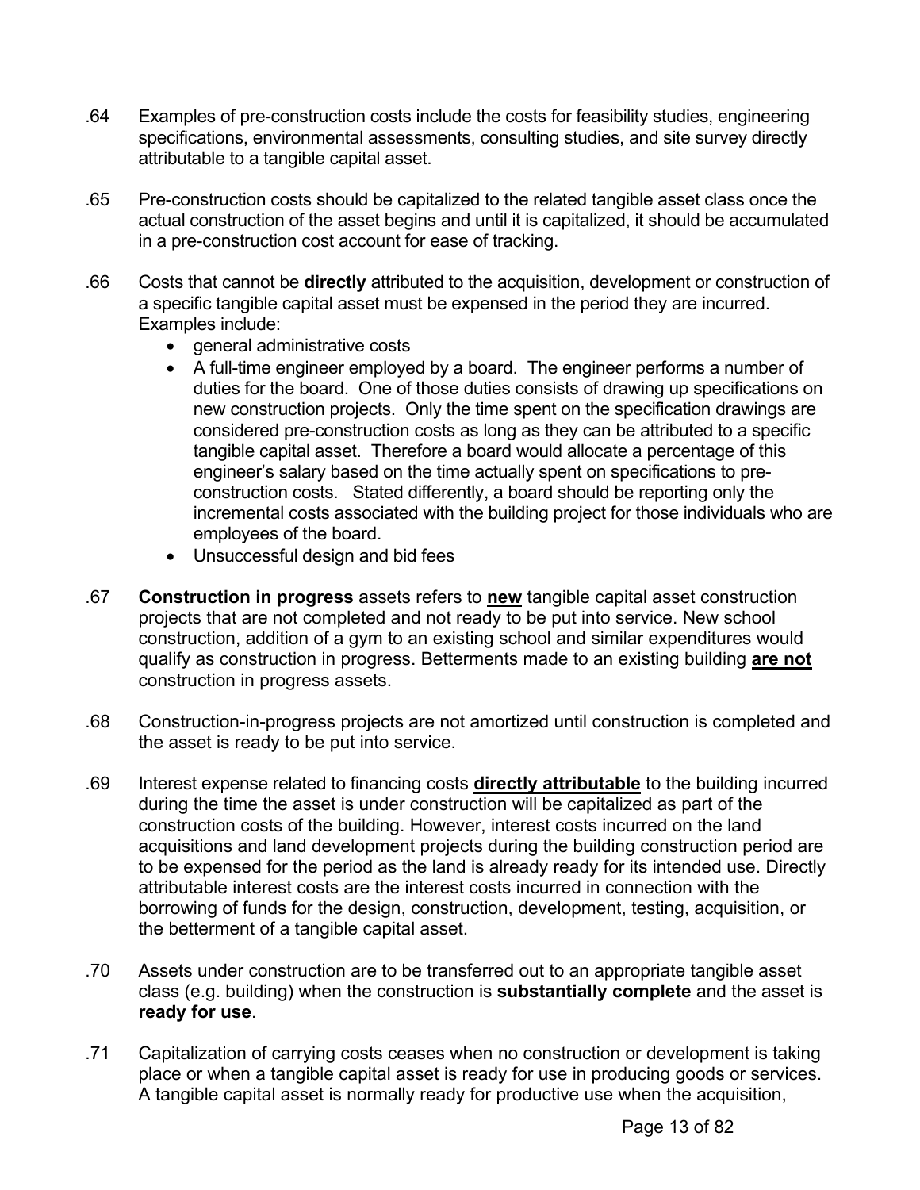.64 Examples of pre-construction costs include the costs for feasibility studies, engineering specifications, environmental assessments, consulting studies, and site survey directly attributable to a tangible capital asset.

.65 Pre-construction costs should be capitalized to the related tangible asset class once the actual construction of the asset begins and until it is capitalized, it should be accumulated in a pre-construction cost account for ease of tracking.

.66 Costs that cannot be **directly** attributed to the acquisition, development or construction of a specific tangible capital asset must be expensed in the period they are incurred. Examples include:

- general administrative costs
- A full-time engineer employed by a board. The engineer performs a number of duties for the board. One of those duties consists of drawing up specifications on new construction projects. Only the time spent on the specification drawings are considered pre-construction costs as long as they can be attributed to a specific tangible capital asset. Therefore a board would allocate a percentage of this engineer's salary based on the time actually spent on specifications to pre-construction costs. Stated differently, a board should be reporting only the incremental costs associated with the building project for those individuals who are employees of the board.
- Unsuccessful design and bid fees

.67 **Construction in progress** assets refers to **<u>new</u>** tangible capital asset construction projects that are not completed and not ready to be put into service. New school construction, addition of a gym to an existing school and similar expenditures would qualify as construction in progress. Betterments made to an existing building **<u>are not</u>** construction in progress assets.

.68 Construction-in-progress projects are not amortized until construction is completed and the asset is ready to be put into service.

.69 Interest expense related to financing costs **<u>directly attributable</u>** to the building incurred during the time the asset is under construction will be capitalized as part of the construction costs of the building. However, interest costs incurred on the land acquisitions and land development projects during the building construction period are to be expensed for the period as the land is already ready for its intended use. Directly attributable interest costs are the interest costs incurred in connection with the borrowing of funds for the design, construction, development, testing, acquisition, or the betterment of a tangible capital asset.

.70 Assets under construction are to be transferred out to an appropriate tangible asset class (e.g. building) when the construction is **substantially complete** and the asset is **ready for use**.

.71 Capitalization of carrying costs ceases when no construction or development is taking place or when a tangible capital asset is ready for use in producing goods or services. A tangible capital asset is normally ready for productive use when the acquisition,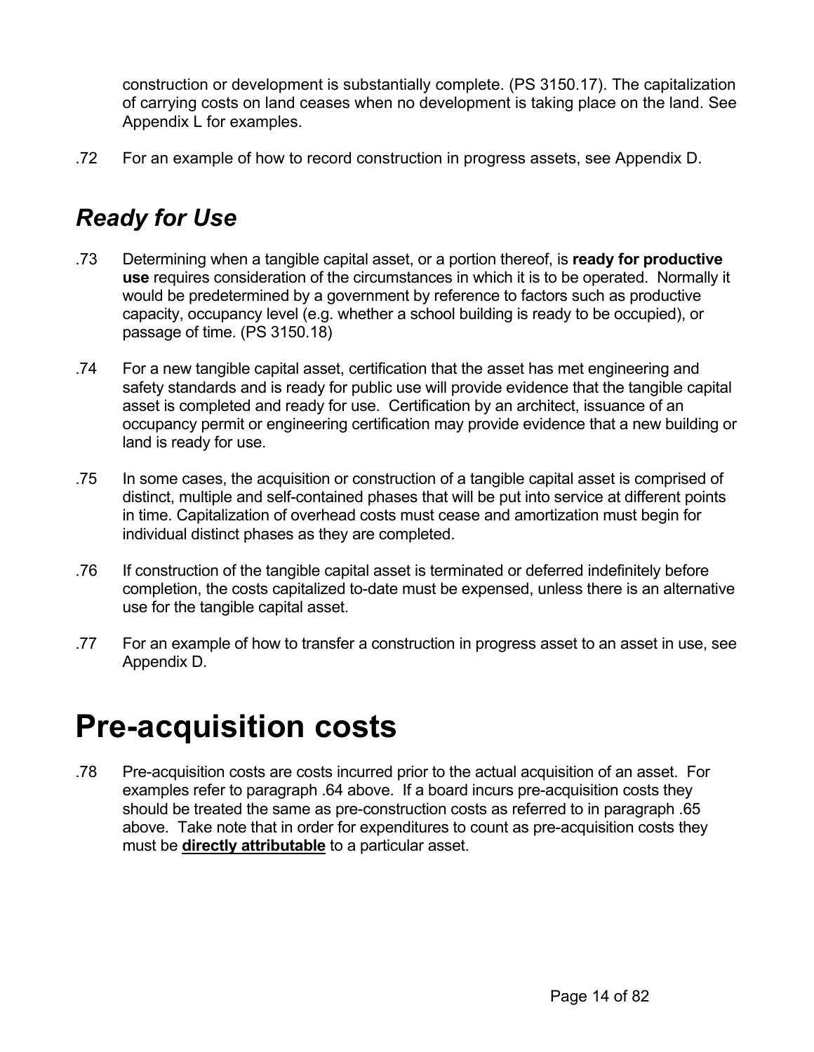construction or development is substantially complete. (PS 3150.17). The capitalization of carrying costs on land ceases when no development is taking place on the land. See Appendix L for examples.

.72 For an example of how to record construction in progress assets, see Appendix D.

## *Ready for Use*

.73 Determining when a tangible capital asset, or a portion thereof, is **ready for productive use** requires consideration of the circumstances in which it is to be operated. Normally it would be predetermined by a government by reference to factors such as productive capacity, occupancy level (e.g. whether a school building is ready to be occupied), or passage of time. (PS 3150.18)

.74 For a new tangible capital asset, certification that the asset has met engineering and safety standards and is ready for public use will provide evidence that the tangible capital asset is completed and ready for use. Certification by an architect, issuance of an occupancy permit or engineering certification may provide evidence that a new building or land is ready for use.

.75 In some cases, the acquisition or construction of a tangible capital asset is comprised of distinct, multiple and self-contained phases that will be put into service at different points in time. Capitalization of overhead costs must cease and amortization must begin for individual distinct phases as they are completed.

.76 If construction of the tangible capital asset is terminated or deferred indefinitely before completion, the costs capitalized to-date must be expensed, unless there is an alternative use for the tangible capital asset.

.77 For an example of how to transfer a construction in progress asset to an asset in use, see Appendix D.

# Pre-acquisition costs

.78 Pre-acquisition costs are costs incurred prior to the actual acquisition of an asset. For examples refer to paragraph .64 above. If a board incurs pre-acquisition costs they should be treated the same as pre-construction costs as referred to in paragraph .65 above. Take note that in order for expenditures to count as pre-acquisition costs they must be **directly attributable** to a particular asset.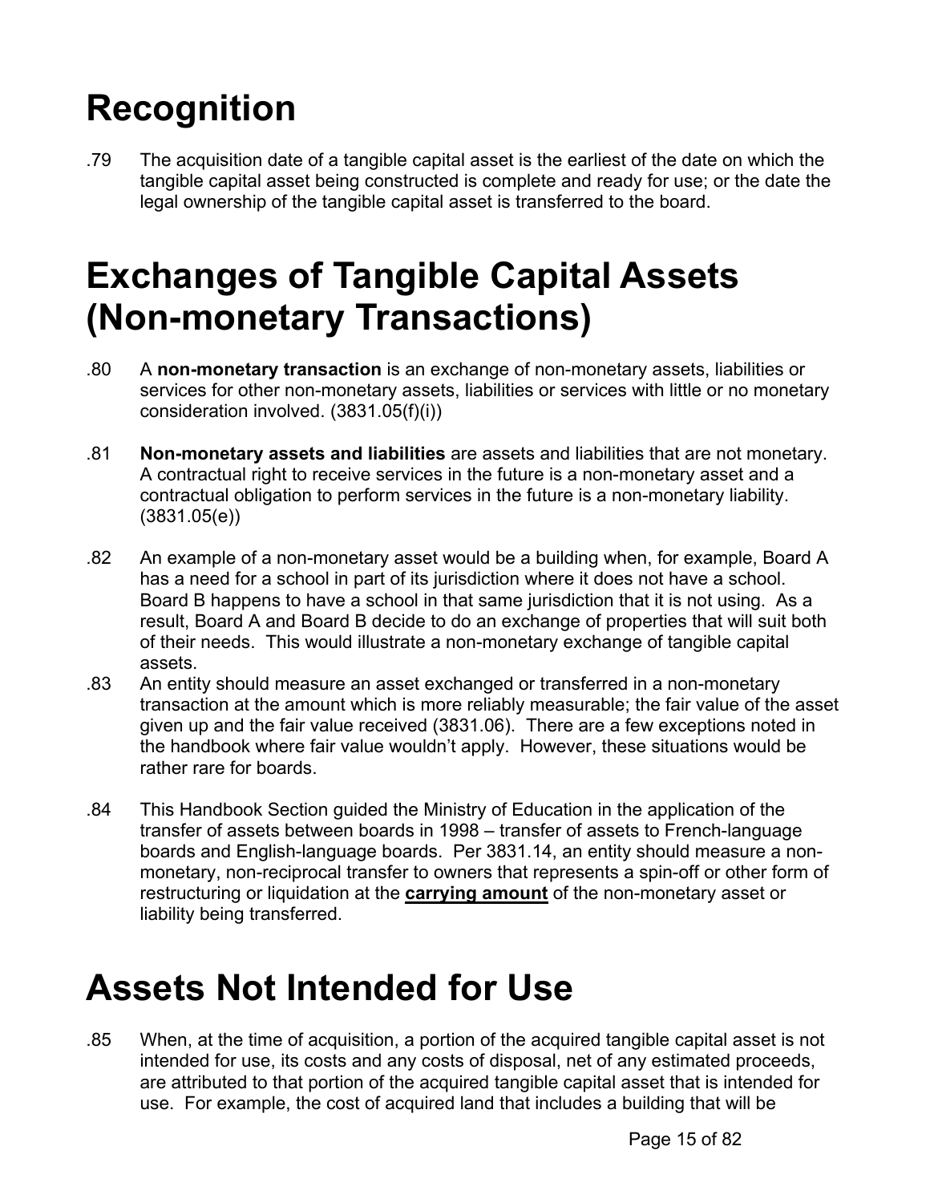# Recognition

.79 The acquisition date of a tangible capital asset is the earliest of the date on which the tangible capital asset being constructed is complete and ready for use; or the date the legal ownership of the tangible capital asset is transferred to the board.

# Exchanges of Tangible Capital Assets (Non-monetary Transactions)

.80 A **non-monetary transaction** is an exchange of non-monetary assets, liabilities or services for other non-monetary assets, liabilities or services with little or no monetary consideration involved. (3831.05(f)(i))

.81 **Non-monetary assets and liabilities** are assets and liabilities that are not monetary. A contractual right to receive services in the future is a non-monetary asset and a contractual obligation to perform services in the future is a non-monetary liability. (3831.05(e))

.82 An example of a non-monetary asset would be a building when, for example, Board A has a need for a school in part of its jurisdiction where it does not have a school. Board B happens to have a school in that same jurisdiction that it is not using. As a result, Board A and Board B decide to do an exchange of properties that will suit both of their needs. This would illustrate a non-monetary exchange of tangible capital assets.

.83 An entity should measure an asset exchanged or transferred in a non-monetary transaction at the amount which is more reliably measurable; the fair value of the asset given up and the fair value received (3831.06). There are a few exceptions noted in the handbook where fair value wouldn't apply. However, these situations would be rather rare for boards.

.84 This Handbook Section guided the Ministry of Education in the application of the transfer of assets between boards in 1998 – transfer of assets to French-language boards and English-language boards. Per 3831.14, an entity should measure a non-monetary, non-reciprocal transfer to owners that represents a spin-off or other form of restructuring or liquidation at the <u>**carrying amount**</u> of the non-monetary asset or liability being transferred.

# Assets Not Intended for Use

.85 When, at the time of acquisition, a portion of the acquired tangible capital asset is not intended for use, its costs and any costs of disposal, net of any estimated proceeds, are attributed to that portion of the acquired tangible capital asset that is intended for use. For example, the cost of acquired land that includes a building that will be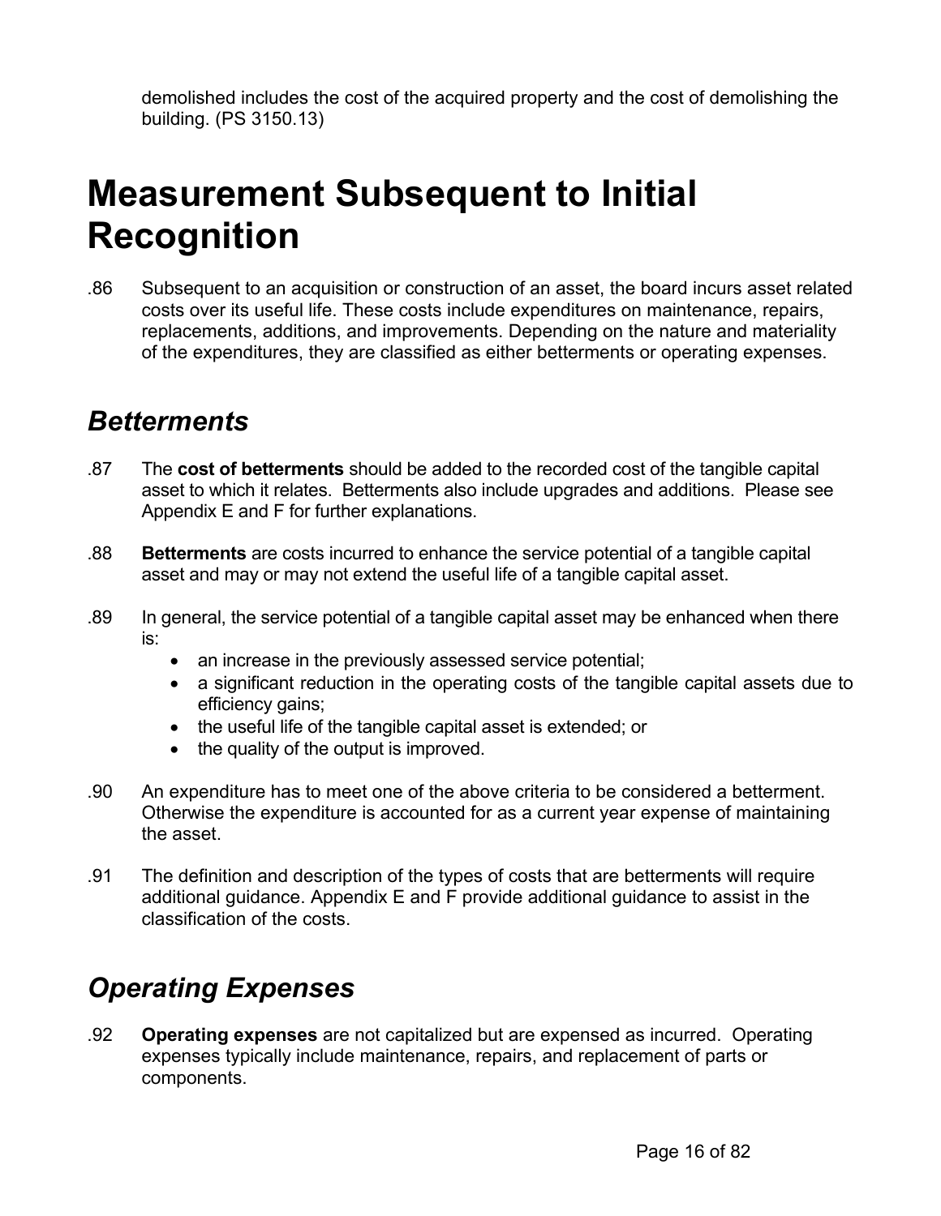demolished includes the cost of the acquired property and the cost of demolishing the building. (PS 3150.13)

# Measurement Subsequent to Initial Recognition

.86 Subsequent to an acquisition or construction of an asset, the board incurs asset related costs over its useful life. These costs include expenditures on maintenance, repairs, replacements, additions, and improvements. Depending on the nature and materiality of the expenditures, they are classified as either betterments or operating expenses.

## *Betterments*

.87 The **cost of betterments** should be added to the recorded cost of the tangible capital asset to which it relates. Betterments also include upgrades and additions. Please see Appendix E and F for further explanations.

.88 **Betterments** are costs incurred to enhance the service potential of a tangible capital asset and may or may not extend the useful life of a tangible capital asset.

.89 In general, the service potential of a tangible capital asset may be enhanced when there is:

- an increase in the previously assessed service potential;
- a significant reduction in the operating costs of the tangible capital assets due to efficiency gains;
- the useful life of the tangible capital asset is extended; or
- the quality of the output is improved.

.90 An expenditure has to meet one of the above criteria to be considered a betterment. Otherwise the expenditure is accounted for as a current year expense of maintaining the asset.

.91 The definition and description of the types of costs that are betterments will require additional guidance. Appendix E and F provide additional guidance to assist in the classification of the costs.

## *Operating Expenses*

.92 **Operating expenses** are not capitalized but are expensed as incurred. Operating expenses typically include maintenance, repairs, and replacement of parts or components.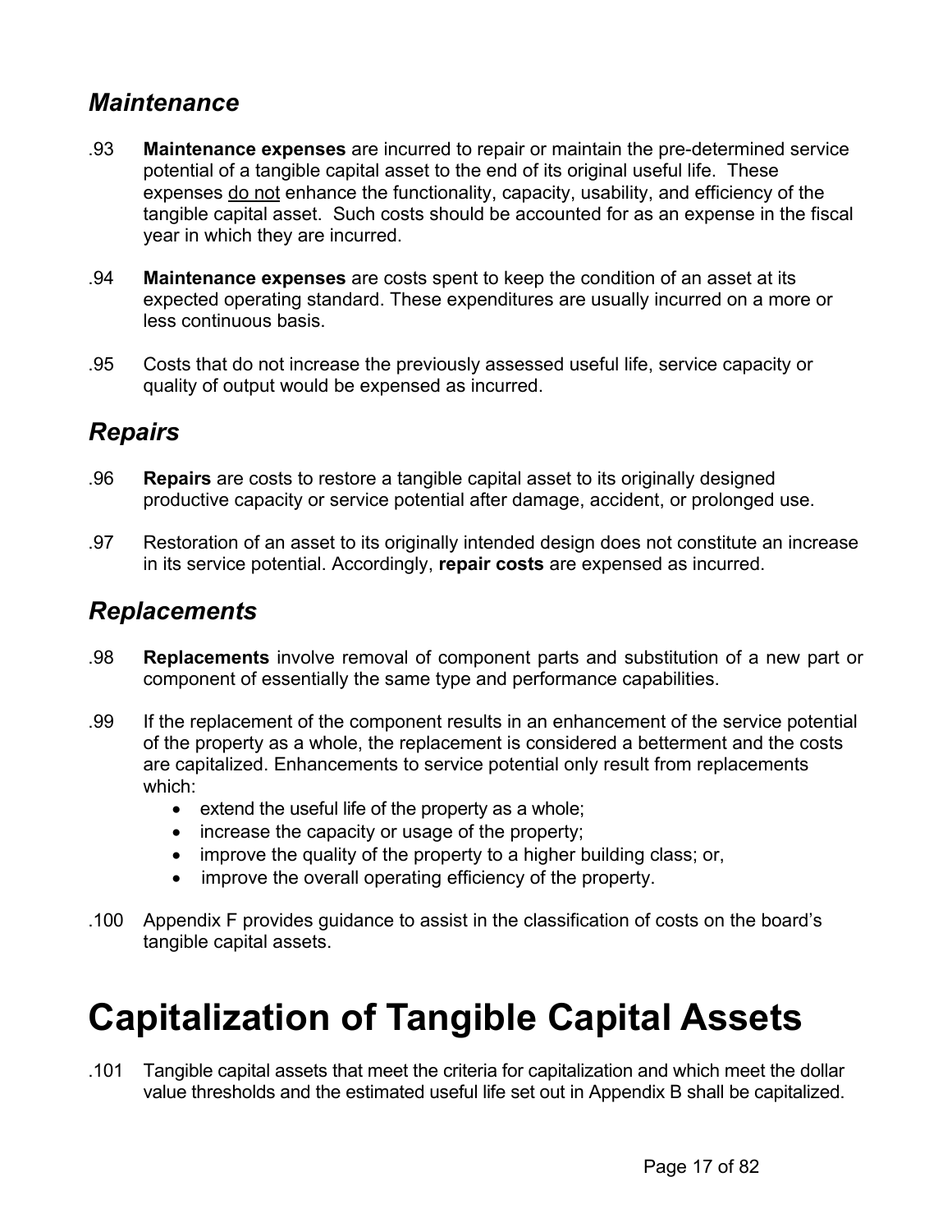## *Maintenance*

.93 **Maintenance expenses** are incurred to repair or maintain the pre-determined service potential of a tangible capital asset to the end of its original useful life. These expenses <u>do not</u> enhance the functionality, capacity, usability, and efficiency of the tangible capital asset. Such costs should be accounted for as an expense in the fiscal year in which they are incurred.

.94 **Maintenance expenses** are costs spent to keep the condition of an asset at its expected operating standard. These expenditures are usually incurred on a more or less continuous basis.

.95 Costs that do not increase the previously assessed useful life, service capacity or quality of output would be expensed as incurred.

## *Repairs*

.96 **Repairs** are costs to restore a tangible capital asset to its originally designed productive capacity or service potential after damage, accident, or prolonged use.

.97 Restoration of an asset to its originally intended design does not constitute an increase in its service potential. Accordingly, **repair costs** are expensed as incurred.

## *Replacements*

.98 **Replacements** involve removal of component parts and substitution of a new part or component of essentially the same type and performance capabilities.

.99 If the replacement of the component results in an enhancement of the service potential of the property as a whole, the replacement is considered a betterment and the costs are capitalized. Enhancements to service potential only result from replacements which:

- extend the useful life of the property as a whole;
- increase the capacity or usage of the property;
- improve the quality of the property to a higher building class; or,
- improve the overall operating efficiency of the property.

.100 Appendix F provides guidance to assist in the classification of costs on the board's tangible capital assets.

# Capitalization of Tangible Capital Assets

.101 Tangible capital assets that meet the criteria for capitalization and which meet the dollar value thresholds and the estimated useful life set out in Appendix B shall be capitalized.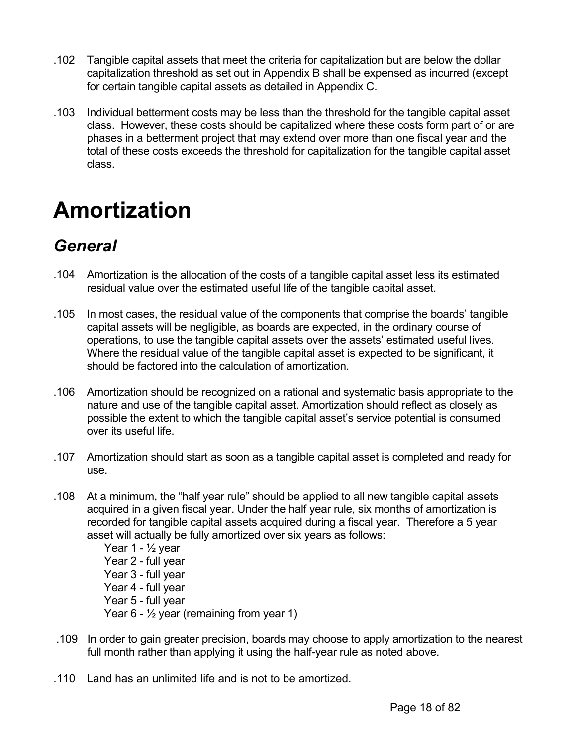.102 Tangible capital assets that meet the criteria for capitalization but are below the dollar capitalization threshold as set out in Appendix B shall be expensed as incurred (except for certain tangible capital assets as detailed in Appendix C.

.103 Individual betterment costs may be less than the threshold for the tangible capital asset class. However, these costs should be capitalized where these costs form part of or are phases in a betterment project that may extend over more than one fiscal year and the total of these costs exceeds the threshold for capitalization for the tangible capital asset class.

# Amortization

## *General*

.104 Amortization is the allocation of the costs of a tangible capital asset less its estimated residual value over the estimated useful life of the tangible capital asset.

.105 In most cases, the residual value of the components that comprise the boards' tangible capital assets will be negligible, as boards are expected, in the ordinary course of operations, to use the tangible capital assets over the assets' estimated useful lives. Where the residual value of the tangible capital asset is expected to be significant, it should be factored into the calculation of amortization.

.106 Amortization should be recognized on a rational and systematic basis appropriate to the nature and use of the tangible capital asset. Amortization should reflect as closely as possible the extent to which the tangible capital asset's service potential is consumed over its useful life.

.107 Amortization should start as soon as a tangible capital asset is completed and ready for use.

.108 At a minimum, the "half year rule" should be applied to all new tangible capital assets acquired in a given fiscal year. Under the half year rule, six months of amortization is recorded for tangible capital assets acquired during a fiscal year. Therefore a 5 year asset will actually be fully amortized over six years as follows:

Year 1 - ½ year
Year 2 - full year
Year 3 - full year
Year 4 - full year
Year 5 - full year
Year 6 - ½ year (remaining from year 1)

.109 In order to gain greater precision, boards may choose to apply amortization to the nearest full month rather than applying it using the half-year rule as noted above.

.110 Land has an unlimited life and is not to be amortized.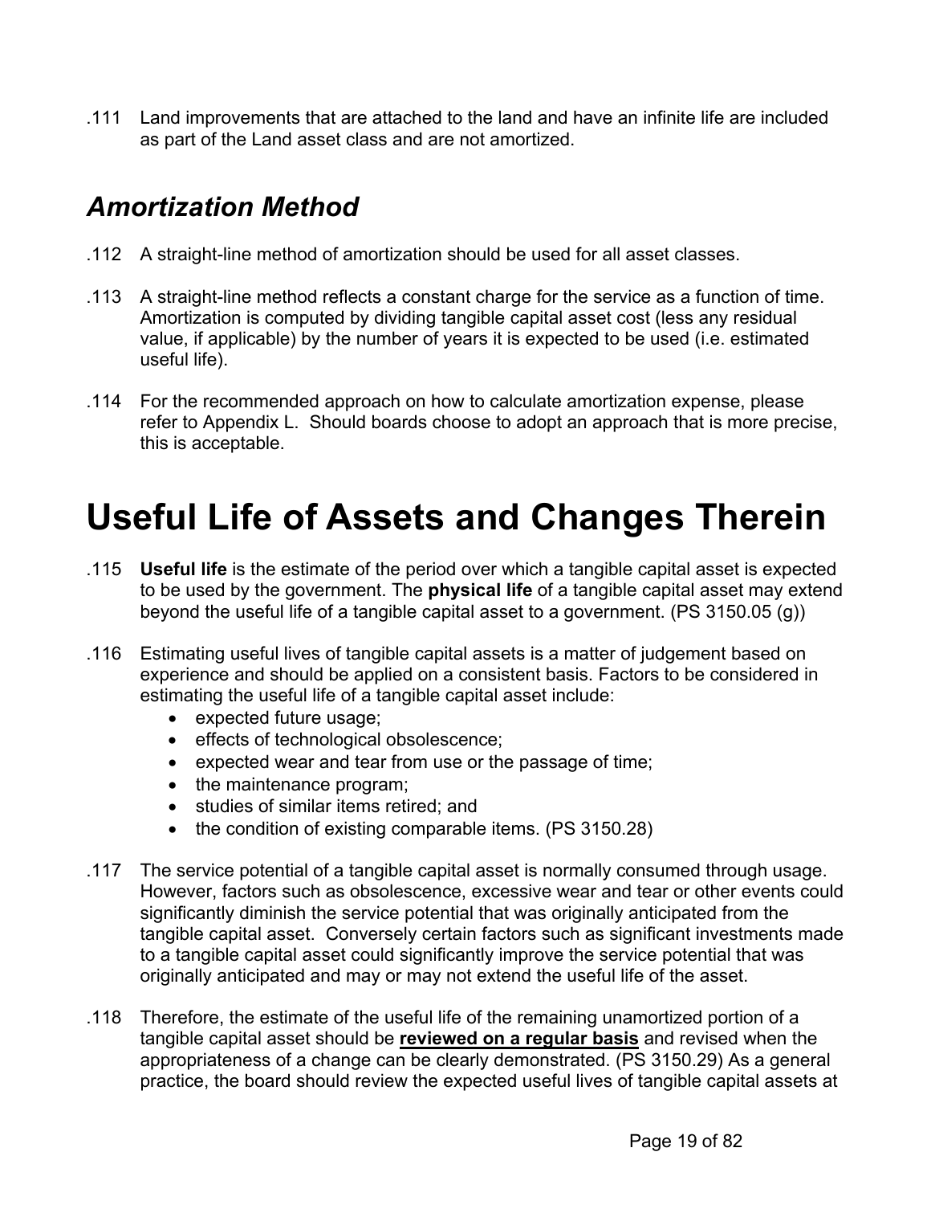.111 Land improvements that are attached to the land and have an infinite life are included as part of the Land asset class and are not amortized.

### *Amortization Method*

.112 A straight-line method of amortization should be used for all asset classes.

.113 A straight-line method reflects a constant charge for the service as a function of time. Amortization is computed by dividing tangible capital asset cost (less any residual value, if applicable) by the number of years it is expected to be used (i.e. estimated useful life).

.114 For the recommended approach on how to calculate amortization expense, please refer to Appendix L. Should boards choose to adopt an approach that is more precise, this is acceptable.

# Useful Life of Assets and Changes Therein

.115 **Useful life** is the estimate of the period over which a tangible capital asset is expected to be used by the government. The **physical life** of a tangible capital asset may extend beyond the useful life of a tangible capital asset to a government. (PS 3150.05 (g))

.116 Estimating useful lives of tangible capital assets is a matter of judgement based on experience and should be applied on a consistent basis. Factors to be considered in estimating the useful life of a tangible capital asset include:

- expected future usage;
- effects of technological obsolescence;
- expected wear and tear from use or the passage of time;
- the maintenance program;
- studies of similar items retired; and
- the condition of existing comparable items. (PS 3150.28)

.117 The service potential of a tangible capital asset is normally consumed through usage. However, factors such as obsolescence, excessive wear and tear or other events could significantly diminish the service potential that was originally anticipated from the tangible capital asset. Conversely certain factors such as significant investments made to a tangible capital asset could significantly improve the service potential that was originally anticipated and may or may not extend the useful life of the asset.

.118 Therefore, the estimate of the useful life of the remaining unamortized portion of a tangible capital asset should be <u>**reviewed on a regular basis**</u> and revised when the appropriateness of a change can be clearly demonstrated. (PS 3150.29) As a general practice, the board should review the expected useful lives of tangible capital assets at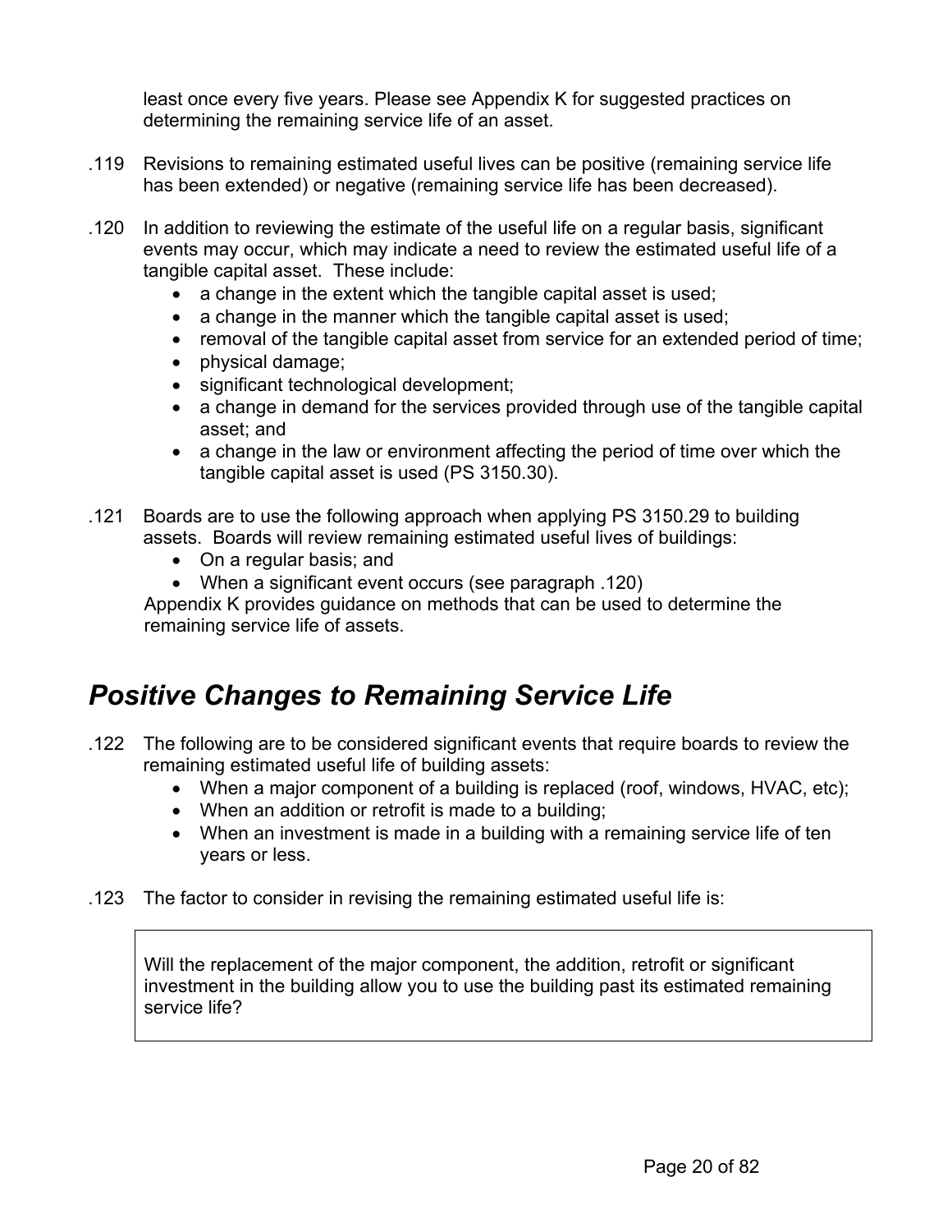least once every five years. Please see Appendix K for suggested practices on determining the remaining service life of an asset.

.119 Revisions to remaining estimated useful lives can be positive (remaining service life has been extended) or negative (remaining service life has been decreased).

.120 In addition to reviewing the estimate of the useful life on a regular basis, significant events may occur, which may indicate a need to review the estimated useful life of a tangible capital asset. These include:

- a change in the extent which the tangible capital asset is used;
- a change in the manner which the tangible capital asset is used;
- removal of the tangible capital asset from service for an extended period of time;
- physical damage;
- significant technological development;
- a change in demand for the services provided through use of the tangible capital asset; and
- a change in the law or environment affecting the period of time over which the tangible capital asset is used (PS 3150.30).

.121 Boards are to use the following approach when applying PS 3150.29 to building assets. Boards will review remaining estimated useful lives of buildings:

- On a regular basis; and
- When a significant event occurs (see paragraph .120)

Appendix K provides guidance on methods that can be used to determine the remaining service life of assets.

## *Positive Changes to Remaining Service Life*

.122 The following are to be considered significant events that require boards to review the remaining estimated useful life of building assets:

- When a major component of a building is replaced (roof, windows, HVAC, etc);
- When an addition or retrofit is made to a building;
- When an investment is made in a building with a remaining service life of ten years or less.

.123 The factor to consider in revising the remaining estimated useful life is:

> Will the replacement of the major component, the addition, retrofit or significant investment in the building allow you to use the building past its estimated remaining service life?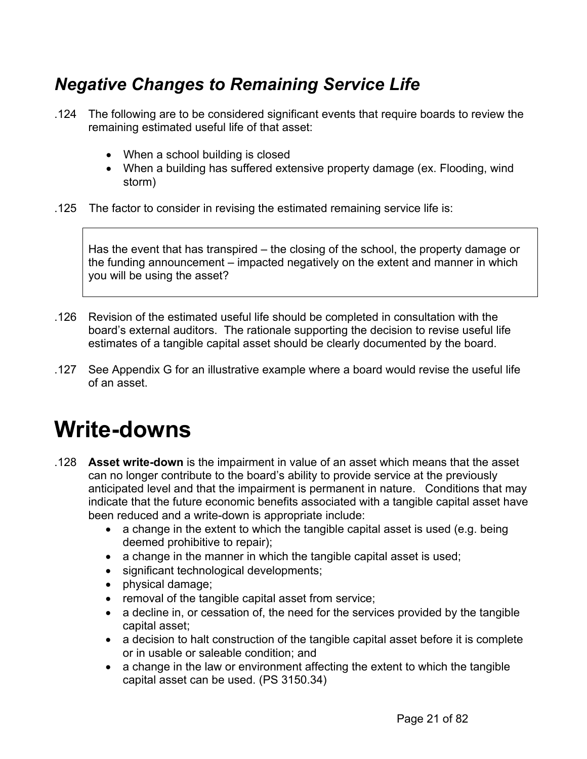## *Negative Changes to Remaining Service Life*

.124 The following are to be considered significant events that require boards to review the remaining estimated useful life of that asset:

- When a school building is closed
- When a building has suffered extensive property damage (ex. Flooding, wind storm)

.125 The factor to consider in revising the estimated remaining service life is:

> Has the event that has transpired – the closing of the school, the property damage or the funding announcement – impacted negatively on the extent and manner in which you will be using the asset?

.126 Revision of the estimated useful life should be completed in consultation with the board's external auditors. The rationale supporting the decision to revise useful life estimates of a tangible capital asset should be clearly documented by the board.

.127 See Appendix G for an illustrative example where a board would revise the useful life of an asset.

# Write-downs

.128 **Asset write-down** is the impairment in value of an asset which means that the asset can no longer contribute to the board's ability to provide service at the previously anticipated level and that the impairment is permanent in nature. Conditions that may indicate that the future economic benefits associated with a tangible capital asset have been reduced and a write-down is appropriate include:

- a change in the extent to which the tangible capital asset is used (e.g. being deemed prohibitive to repair);
- a change in the manner in which the tangible capital asset is used;
- significant technological developments;
- physical damage;
- removal of the tangible capital asset from service;
- a decline in, or cessation of, the need for the services provided by the tangible capital asset;
- a decision to halt construction of the tangible capital asset before it is complete or in usable or saleable condition; and
- a change in the law or environment affecting the extent to which the tangible capital asset can be used. (PS 3150.34)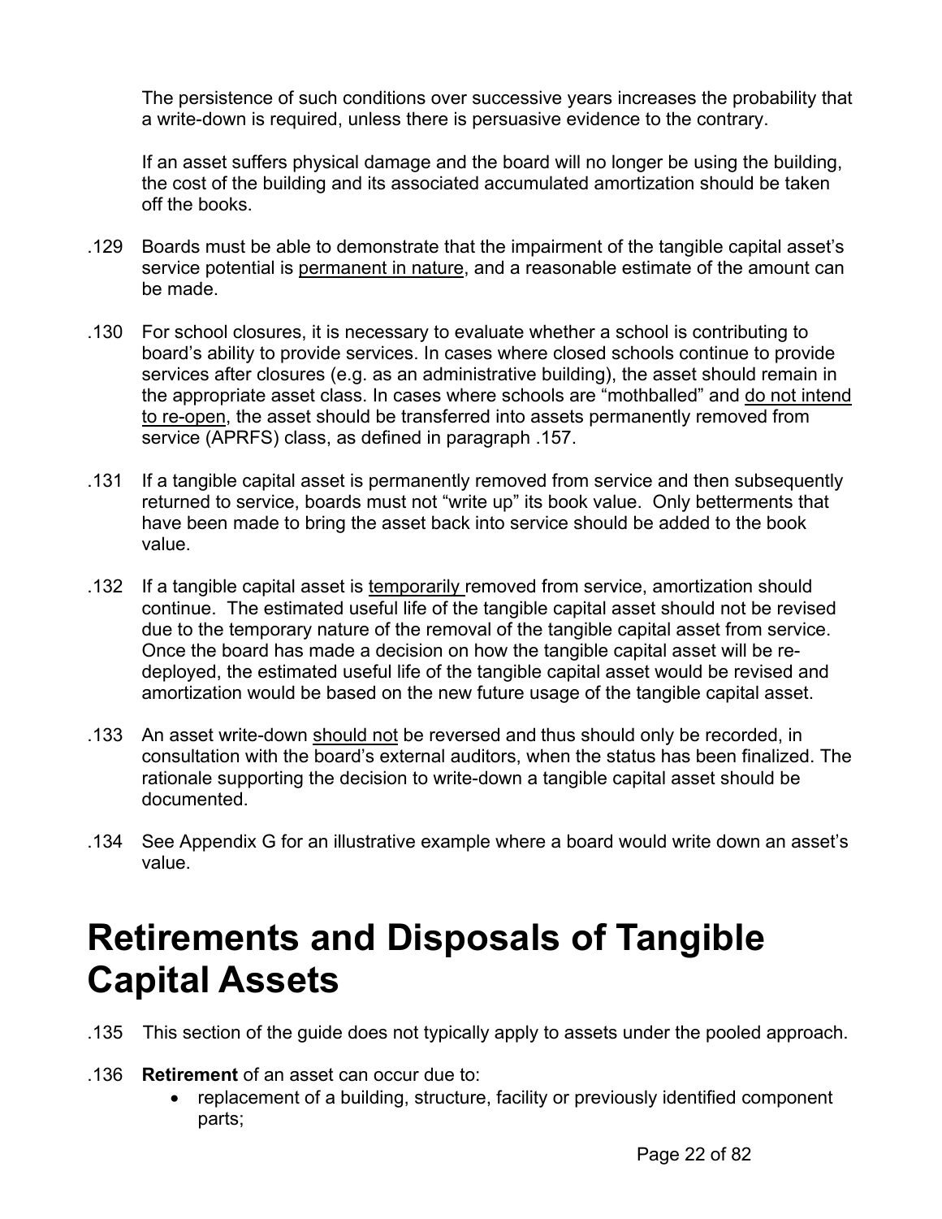The persistence of such conditions over successive years increases the probability that a write-down is required, unless there is persuasive evidence to the contrary.

If an asset suffers physical damage and the board will no longer be using the building, the cost of the building and its associated accumulated amortization should be taken off the books.

.129 Boards must be able to demonstrate that the impairment of the tangible capital asset's service potential is permanent in nature, and a reasonable estimate of the amount can be made.

.130 For school closures, it is necessary to evaluate whether a school is contributing to board's ability to provide services. In cases where closed schools continue to provide services after closures (e.g. as an administrative building), the asset should remain in the appropriate asset class. In cases where schools are "mothballed" and do not intend to re-open, the asset should be transferred into assets permanently removed from service (APRFS) class, as defined in paragraph .157.

.131 If a tangible capital asset is permanently removed from service and then subsequently returned to service, boards must not "write up" its book value. Only betterments that have been made to bring the asset back into service should be added to the book value.

.132 If a tangible capital asset is temporarily removed from service, amortization should continue. The estimated useful life of the tangible capital asset should not be revised due to the temporary nature of the removal of the tangible capital asset from service. Once the board has made a decision on how the tangible capital asset will be re-deployed, the estimated useful life of the tangible capital asset would be revised and amortization would be based on the new future usage of the tangible capital asset.

.133 An asset write-down should not be reversed and thus should only be recorded, in consultation with the board's external auditors, when the status has been finalized. The rationale supporting the decision to write-down a tangible capital asset should be documented.

.134 See Appendix G for an illustrative example where a board would write down an asset's value.

# Retirements and Disposals of Tangible Capital Assets

.135 This section of the guide does not typically apply to assets under the pooled approach.

.136 **Retirement** of an asset can occur due to:

- replacement of a building, structure, facility or previously identified component parts;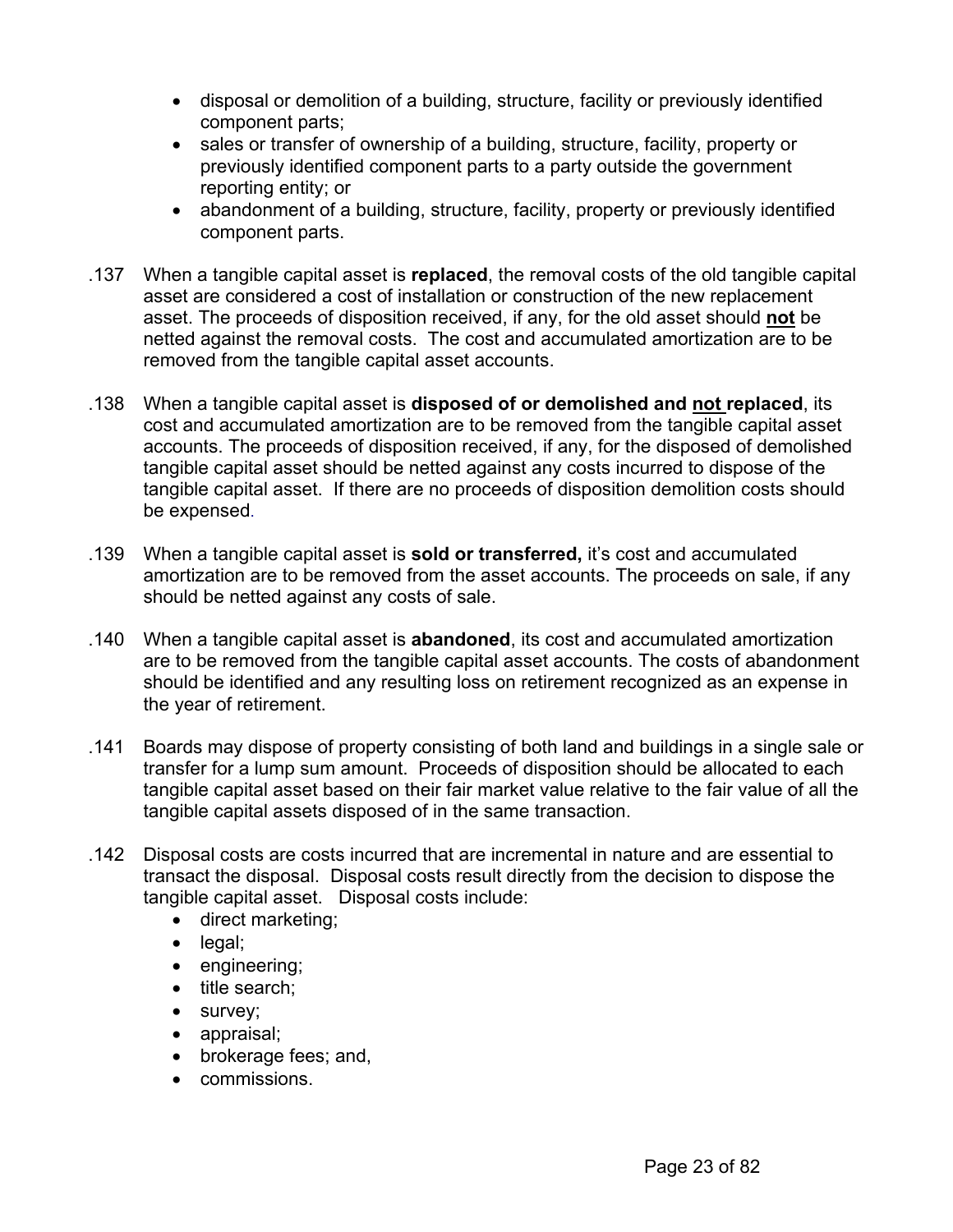- disposal or demolition of a building, structure, facility or previously identified component parts;
- sales or transfer of ownership of a building, structure, facility, property or previously identified component parts to a party outside the government reporting entity; or
- abandonment of a building, structure, facility, property or previously identified component parts.

.137 When a tangible capital asset is **replaced**, the removal costs of the old tangible capital asset are considered a cost of installation or construction of the new replacement asset. The proceeds of disposition received, if any, for the old asset should **<u>not</u>** be netted against the removal costs. The cost and accumulated amortization are to be removed from the tangible capital asset accounts.

.138 When a tangible capital asset is **disposed of or demolished and <u>not</u> replaced**, its cost and accumulated amortization are to be removed from the tangible capital asset accounts. The proceeds of disposition received, if any, for the disposed of demolished tangible capital asset should be netted against any costs incurred to dispose of the tangible capital asset. If there are no proceeds of disposition demolition costs should be expensed.

.139 When a tangible capital asset is **sold or transferred,** it's cost and accumulated amortization are to be removed from the asset accounts. The proceeds on sale, if any should be netted against any costs of sale.

.140 When a tangible capital asset is **abandoned**, its cost and accumulated amortization are to be removed from the tangible capital asset accounts. The costs of abandonment should be identified and any resulting loss on retirement recognized as an expense in the year of retirement.

.141 Boards may dispose of property consisting of both land and buildings in a single sale or transfer for a lump sum amount. Proceeds of disposition should be allocated to each tangible capital asset based on their fair market value relative to the fair value of all the tangible capital assets disposed of in the same transaction.

.142 Disposal costs are costs incurred that are incremental in nature and are essential to transact the disposal. Disposal costs result directly from the decision to dispose the tangible capital asset. Disposal costs include:

- direct marketing;
- legal;
- engineering;
- title search;
- survey;
- appraisal;
- brokerage fees; and,
- commissions.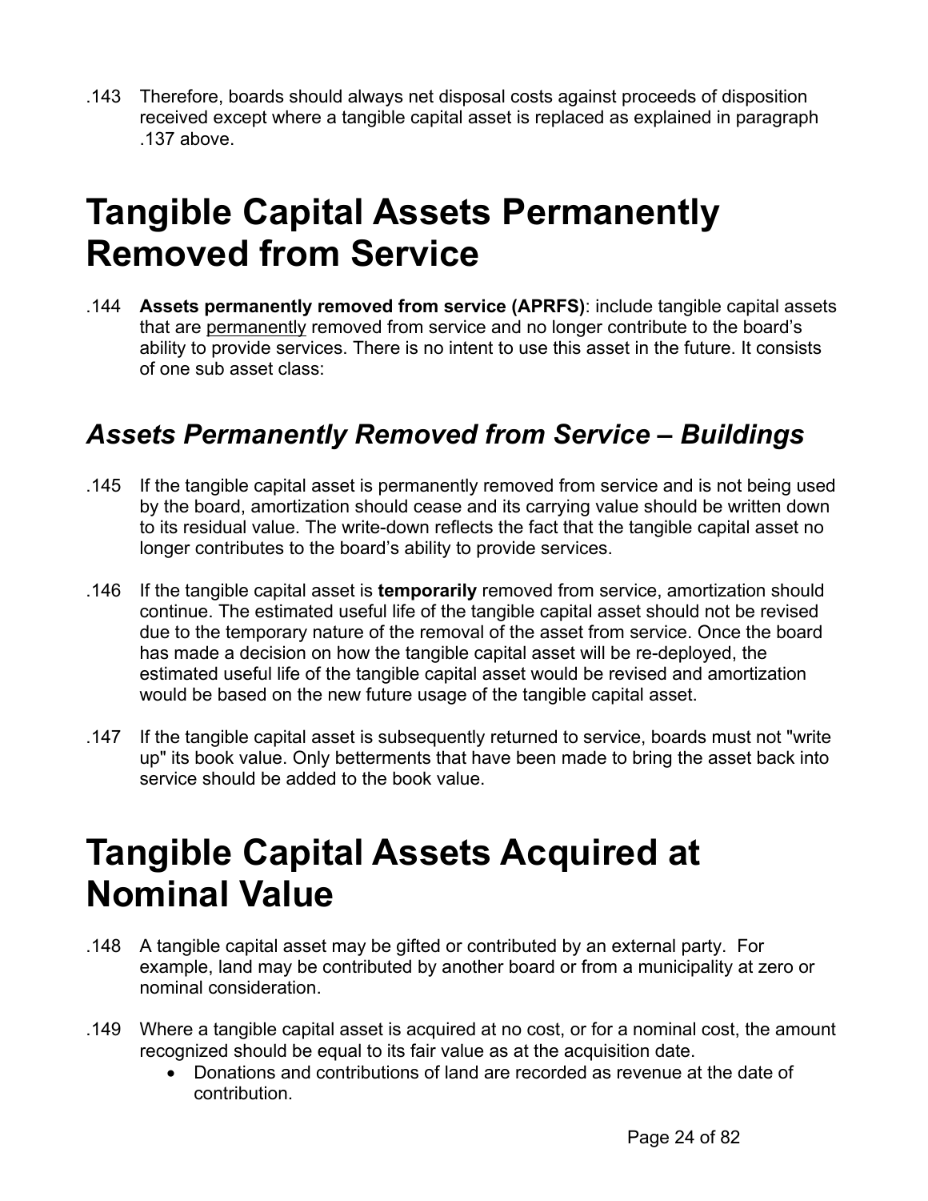.143 Therefore, boards should always net disposal costs against proceeds of disposition received except where a tangible capital asset is replaced as explained in paragraph .137 above.

# Tangible Capital Assets Permanently Removed from Service

.144 **Assets permanently removed from service (APRFS)**: include tangible capital assets that are <u>permanently</u> removed from service and no longer contribute to the board's ability to provide services. There is no intent to use this asset in the future. It consists of one sub asset class:

## *Assets Permanently Removed from Service – Buildings*

.145 If the tangible capital asset is permanently removed from service and is not being used by the board, amortization should cease and its carrying value should be written down to its residual value. The write-down reflects the fact that the tangible capital asset no longer contributes to the board's ability to provide services.

.146 If the tangible capital asset is **temporarily** removed from service, amortization should continue. The estimated useful life of the tangible capital asset should not be revised due to the temporary nature of the removal of the asset from service. Once the board has made a decision on how the tangible capital asset will be re-deployed, the estimated useful life of the tangible capital asset would be revised and amortization would be based on the new future usage of the tangible capital asset.

.147 If the tangible capital asset is subsequently returned to service, boards must not "write up" its book value. Only betterments that have been made to bring the asset back into service should be added to the book value.

# Tangible Capital Assets Acquired at Nominal Value

.148 A tangible capital asset may be gifted or contributed by an external party. For example, land may be contributed by another board or from a municipality at zero or nominal consideration.

.149 Where a tangible capital asset is acquired at no cost, or for a nominal cost, the amount recognized should be equal to its fair value as at the acquisition date.

- Donations and contributions of land are recorded as revenue at the date of contribution.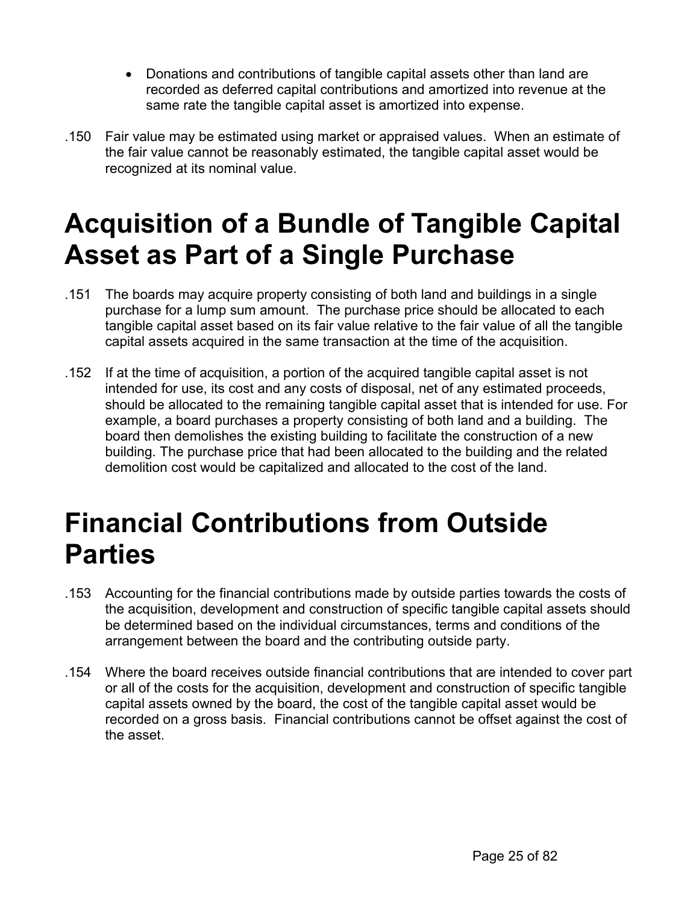- Donations and contributions of tangible capital assets other than land are recorded as deferred capital contributions and amortized into revenue at the same rate the tangible capital asset is amortized into expense.

.150 Fair value may be estimated using market or appraised values. When an estimate of the fair value cannot be reasonably estimated, the tangible capital asset would be recognized at its nominal value.

# Acquisition of a Bundle of Tangible Capital Asset as Part of a Single Purchase

.151 The boards may acquire property consisting of both land and buildings in a single purchase for a lump sum amount. The purchase price should be allocated to each tangible capital asset based on its fair value relative to the fair value of all the tangible capital assets acquired in the same transaction at the time of the acquisition.

.152 If at the time of acquisition, a portion of the acquired tangible capital asset is not intended for use, its cost and any costs of disposal, net of any estimated proceeds, should be allocated to the remaining tangible capital asset that is intended for use. For example, a board purchases a property consisting of both land and a building. The board then demolishes the existing building to facilitate the construction of a new building. The purchase price that had been allocated to the building and the related demolition cost would be capitalized and allocated to the cost of the land.

# Financial Contributions from Outside Parties

.153 Accounting for the financial contributions made by outside parties towards the costs of the acquisition, development and construction of specific tangible capital assets should be determined based on the individual circumstances, terms and conditions of the arrangement between the board and the contributing outside party.

.154 Where the board receives outside financial contributions that are intended to cover part or all of the costs for the acquisition, development and construction of specific tangible capital assets owned by the board, the cost of the tangible capital asset would be recorded on a gross basis. Financial contributions cannot be offset against the cost of the asset.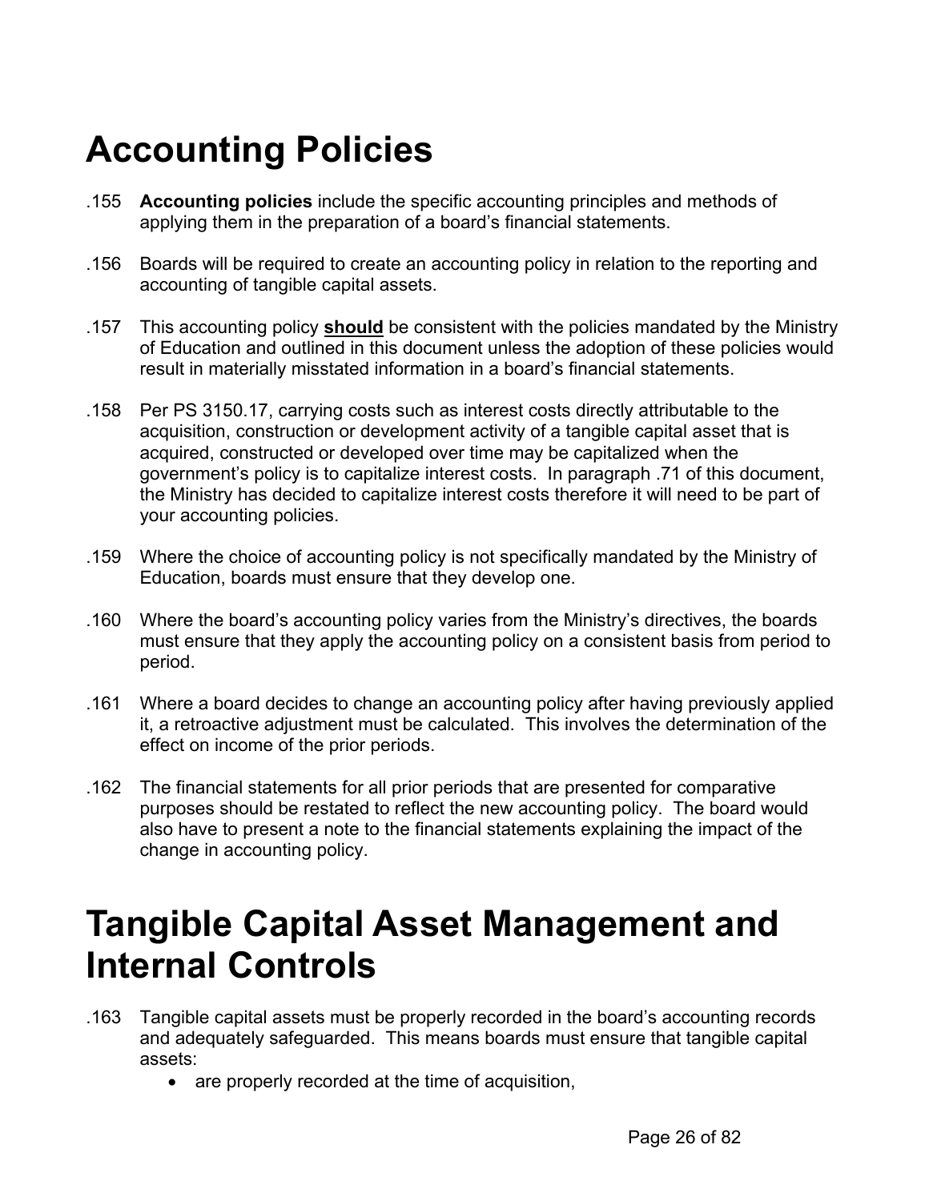# Accounting Policies

.155 **Accounting policies** include the specific accounting principles and methods of applying them in the preparation of a board's financial statements.

.156 Boards will be required to create an accounting policy in relation to the reporting and accounting of tangible capital assets.

.157 This accounting policy **should** be consistent with the policies mandated by the Ministry of Education and outlined in this document unless the adoption of these policies would result in materially misstated information in a board's financial statements.

.158 Per PS 3150.17, carrying costs such as interest costs directly attributable to the acquisition, construction or development activity of a tangible capital asset that is acquired, constructed or developed over time may be capitalized when the government's policy is to capitalize interest costs. In paragraph .71 of this document, the Ministry has decided to capitalize interest costs therefore it will need to be part of your accounting policies.

.159 Where the choice of accounting policy is not specifically mandated by the Ministry of Education, boards must ensure that they develop one.

.160 Where the board's accounting policy varies from the Ministry's directives, the boards must ensure that they apply the accounting policy on a consistent basis from period to period.

.161 Where a board decides to change an accounting policy after having previously applied it, a retroactive adjustment must be calculated. This involves the determination of the effect on income of the prior periods.

.162 The financial statements for all prior periods that are presented for comparative purposes should be restated to reflect the new accounting policy. The board would also have to present a note to the financial statements explaining the impact of the change in accounting policy.

# Tangible Capital Asset Management and Internal Controls

.163 Tangible capital assets must be properly recorded in the board's accounting records and adequately safeguarded. This means boards must ensure that tangible capital assets:

- are properly recorded at the time of acquisition,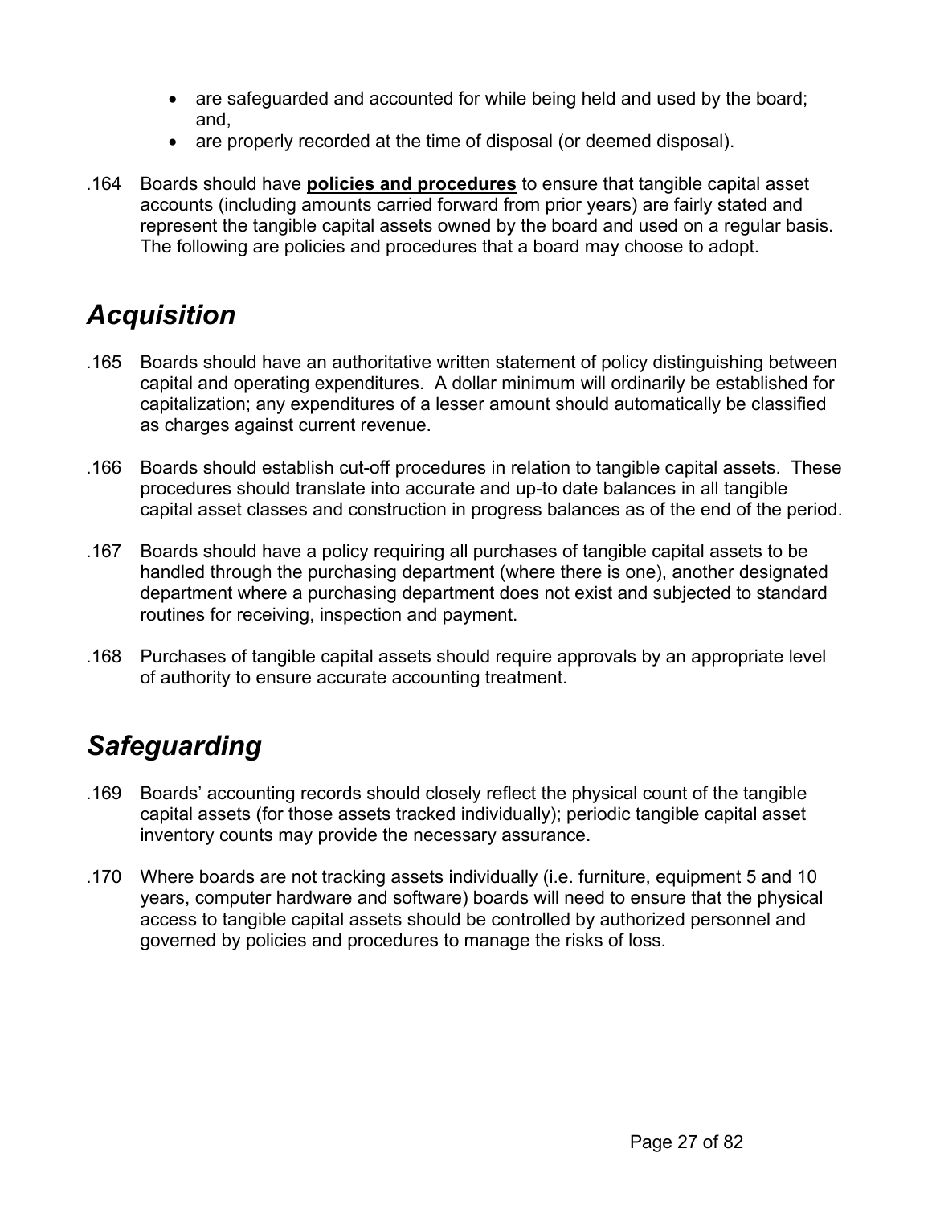- are safeguarded and accounted for while being held and used by the board; and,
- are properly recorded at the time of disposal (or deemed disposal).

.164 Boards should have **policies and procedures** to ensure that tangible capital asset accounts (including amounts carried forward from prior years) are fairly stated and represent the tangible capital assets owned by the board and used on a regular basis. The following are policies and procedures that a board may choose to adopt.

## *Acquisition*

.165 Boards should have an authoritative written statement of policy distinguishing between capital and operating expenditures. A dollar minimum will ordinarily be established for capitalization; any expenditures of a lesser amount should automatically be classified as charges against current revenue.

.166 Boards should establish cut-off procedures in relation to tangible capital assets. These procedures should translate into accurate and up-to date balances in all tangible capital asset classes and construction in progress balances as of the end of the period.

.167 Boards should have a policy requiring all purchases of tangible capital assets to be handled through the purchasing department (where there is one), another designated department where a purchasing department does not exist and subjected to standard routines for receiving, inspection and payment.

.168 Purchases of tangible capital assets should require approvals by an appropriate level of authority to ensure accurate accounting treatment.

## *Safeguarding*

.169 Boards' accounting records should closely reflect the physical count of the tangible capital assets (for those assets tracked individually); periodic tangible capital asset inventory counts may provide the necessary assurance.

.170 Where boards are not tracking assets individually (i.e. furniture, equipment 5 and 10 years, computer hardware and software) boards will need to ensure that the physical access to tangible capital assets should be controlled by authorized personnel and governed by policies and procedures to manage the risks of loss.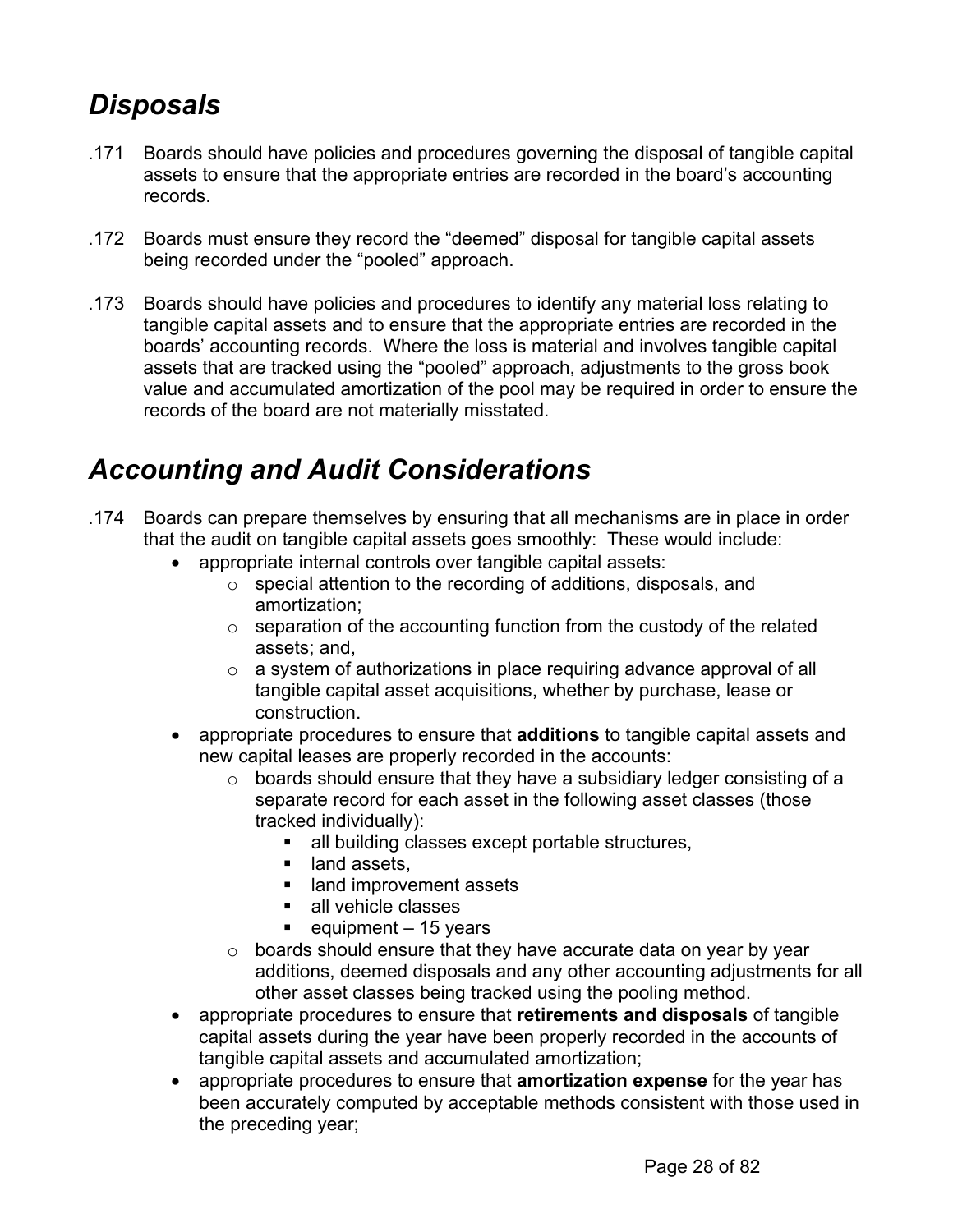## *Disposals*

.171 Boards should have policies and procedures governing the disposal of tangible capital assets to ensure that the appropriate entries are recorded in the board's accounting records.

.172 Boards must ensure they record the "deemed" disposal for tangible capital assets being recorded under the "pooled" approach.

.173 Boards should have policies and procedures to identify any material loss relating to tangible capital assets and to ensure that the appropriate entries are recorded in the boards' accounting records. Where the loss is material and involves tangible capital assets that are tracked using the "pooled" approach, adjustments to the gross book value and accumulated amortization of the pool may be required in order to ensure the records of the board are not materially misstated.

## *Accounting and Audit Considerations*

.174 Boards can prepare themselves by ensuring that all mechanisms are in place in order that the audit on tangible capital assets goes smoothly: These would include:

- appropriate internal controls over tangible capital assets:
  - special attention to the recording of additions, disposals, and amortization;
  - separation of the accounting function from the custody of the related assets; and,
  - a system of authorizations in place requiring advance approval of all tangible capital asset acquisitions, whether by purchase, lease or construction.
- appropriate procedures to ensure that **additions** to tangible capital assets and new capital leases are properly recorded in the accounts:
  - boards should ensure that they have a subsidiary ledger consisting of a separate record for each asset in the following asset classes (those tracked individually):
    - all building classes except portable structures,
    - land assets,
    - land improvement assets
    - all vehicle classes
    - equipment – 15 years
  - boards should ensure that they have accurate data on year by year additions, deemed disposals and any other accounting adjustments for all other asset classes being tracked using the pooling method.
- appropriate procedures to ensure that **retirements and disposals** of tangible capital assets during the year have been properly recorded in the accounts of tangible capital assets and accumulated amortization;
- appropriate procedures to ensure that **amortization expense** for the year has been accurately computed by acceptable methods consistent with those used in the preceding year;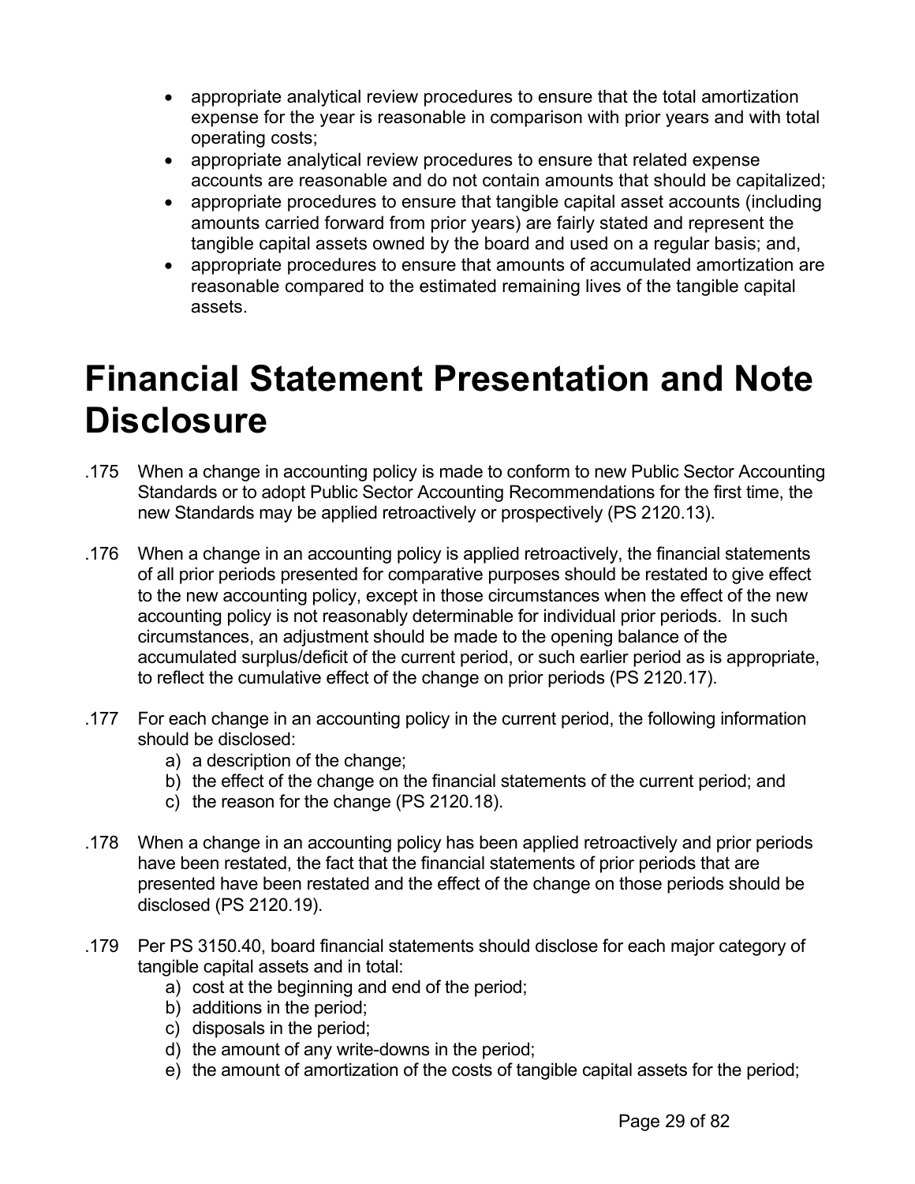- appropriate analytical review procedures to ensure that the total amortization expense for the year is reasonable in comparison with prior years and with total operating costs;
- appropriate analytical review procedures to ensure that related expense accounts are reasonable and do not contain amounts that should be capitalized;
- appropriate procedures to ensure that tangible capital asset accounts (including amounts carried forward from prior years) are fairly stated and represent the tangible capital assets owned by the board and used on a regular basis; and,
- appropriate procedures to ensure that amounts of accumulated amortization are reasonable compared to the estimated remaining lives of the tangible capital assets.

# Financial Statement Presentation and Note Disclosure

.175 When a change in accounting policy is made to conform to new Public Sector Accounting Standards or to adopt Public Sector Accounting Recommendations for the first time, the new Standards may be applied retroactively or prospectively (PS 2120.13).

.176 When a change in an accounting policy is applied retroactively, the financial statements of all prior periods presented for comparative purposes should be restated to give effect to the new accounting policy, except in those circumstances when the effect of the new accounting policy is not reasonably determinable for individual prior periods. In such circumstances, an adjustment should be made to the opening balance of the accumulated surplus/deficit of the current period, or such earlier period as is appropriate, to reflect the cumulative effect of the change on prior periods (PS 2120.17).

.177 For each change in an accounting policy in the current period, the following information should be disclosed:

a) a description of the change;
b) the effect of the change on the financial statements of the current period; and
c) the reason for the change (PS 2120.18).

.178 When a change in an accounting policy has been applied retroactively and prior periods have been restated, the fact that the financial statements of prior periods that are presented have been restated and the effect of the change on those periods should be disclosed (PS 2120.19).

.179 Per PS 3150.40, board financial statements should disclose for each major category of tangible capital assets and in total:

a) cost at the beginning and end of the period;
b) additions in the period;
c) disposals in the period;
d) the amount of any write-downs in the period;
e) the amount of amortization of the costs of tangible capital assets for the period;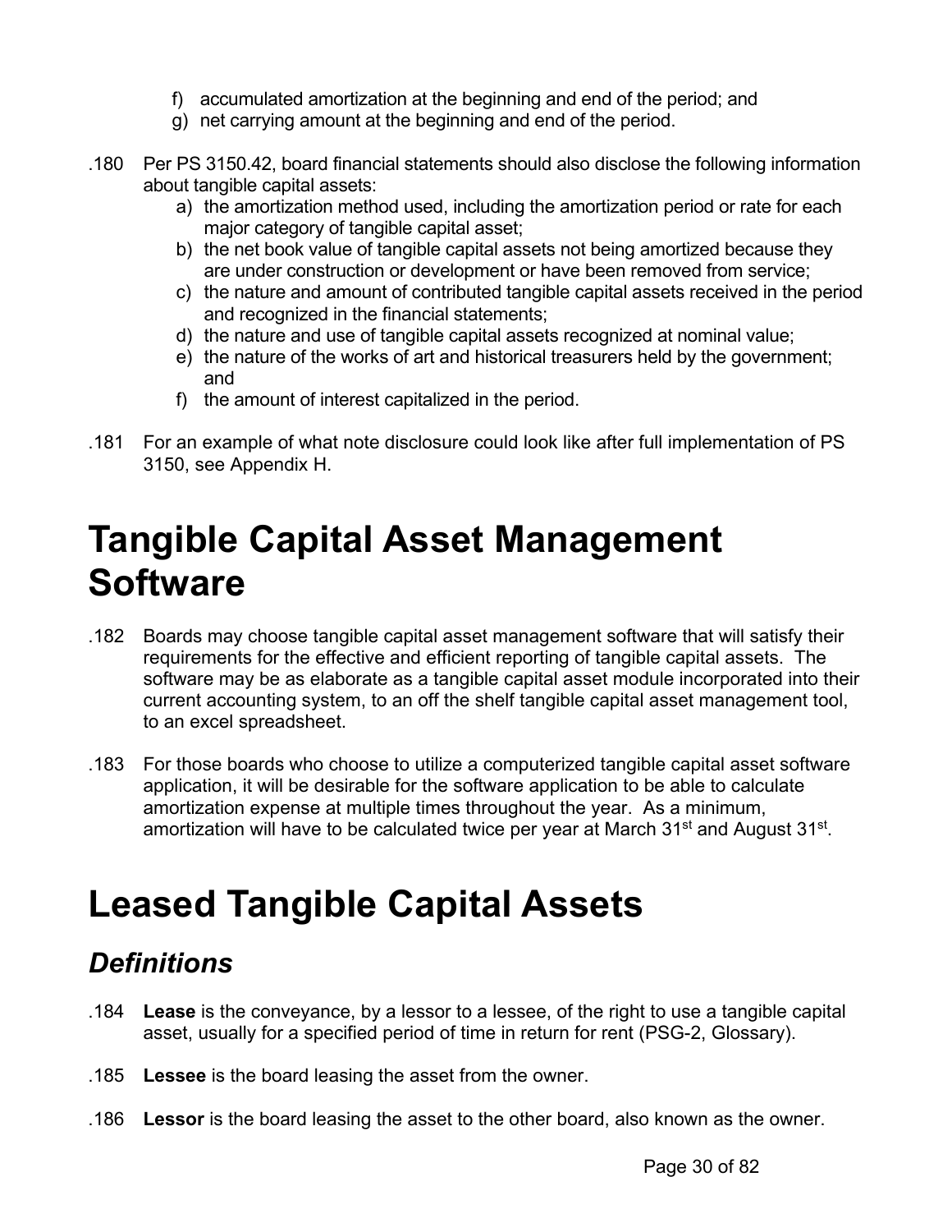f) accumulated amortization at the beginning and end of the period; and
g) net carrying amount at the beginning and end of the period.

.180 Per PS 3150.42, board financial statements should also disclose the following information about tangible capital assets:

a) the amortization method used, including the amortization period or rate for each major category of tangible capital asset;
b) the net book value of tangible capital assets not being amortized because they are under construction or development or have been removed from service;
c) the nature and amount of contributed tangible capital assets received in the period and recognized in the financial statements;
d) the nature and use of tangible capital assets recognized at nominal value;
e) the nature of the works of art and historical treasurers held by the government; and
f) the amount of interest capitalized in the period.

.181 For an example of what note disclosure could look like after full implementation of PS 3150, see Appendix H.

# Tangible Capital Asset Management Software

.182 Boards may choose tangible capital asset management software that will satisfy their requirements for the effective and efficient reporting of tangible capital assets. The software may be as elaborate as a tangible capital asset module incorporated into their current accounting system, to an off the shelf tangible capital asset management tool, to an excel spreadsheet.

.183 For those boards who choose to utilize a computerized tangible capital asset software application, it will be desirable for the software application to be able to calculate amortization expense at multiple times throughout the year. As a minimum, amortization will have to be calculated twice per year at March 31st and August 31st.

# Leased Tangible Capital Assets

## *Definitions*

.184 **Lease** is the conveyance, by a lessor to a lessee, of the right to use a tangible capital asset, usually for a specified period of time in return for rent (PSG-2, Glossary).

.185 **Lessee** is the board leasing the asset from the owner.

.186 **Lessor** is the board leasing the asset to the other board, also known as the owner.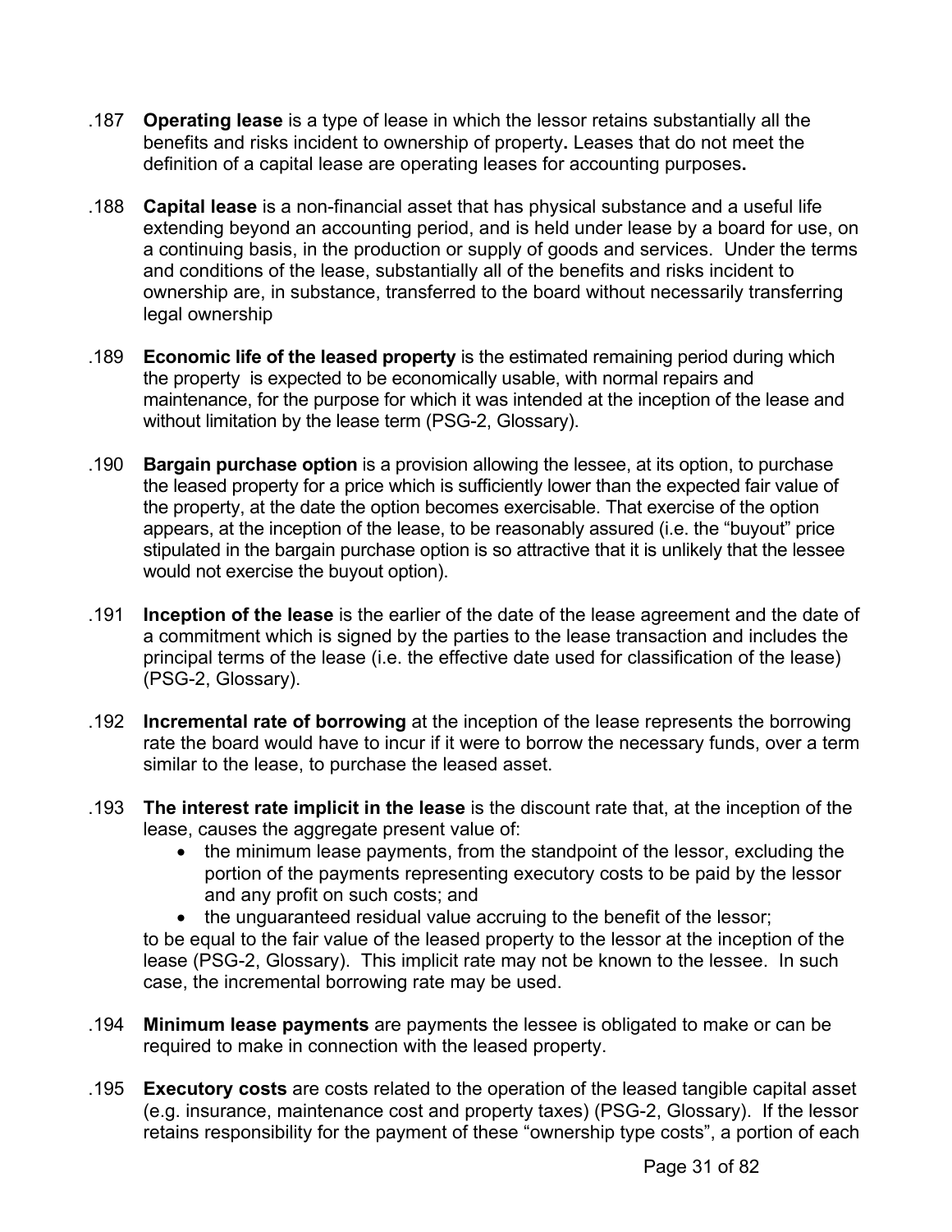.187 **Operating lease** is a type of lease in which the lessor retains substantially all the benefits and risks incident to ownership of property**.** Leases that do not meet the definition of a capital lease are operating leases for accounting purposes**.**

.188 **Capital lease** is a non-financial asset that has physical substance and a useful life extending beyond an accounting period, and is held under lease by a board for use, on a continuing basis, in the production or supply of goods and services. Under the terms and conditions of the lease, substantially all of the benefits and risks incident to ownership are, in substance, transferred to the board without necessarily transferring legal ownership

.189 **Economic life of the leased property** is the estimated remaining period during which the property is expected to be economically usable, with normal repairs and maintenance, for the purpose for which it was intended at the inception of the lease and without limitation by the lease term (PSG-2, Glossary).

.190 **Bargain purchase option** is a provision allowing the lessee, at its option, to purchase the leased property for a price which is sufficiently lower than the expected fair value of the property, at the date the option becomes exercisable. That exercise of the option appears, at the inception of the lease, to be reasonably assured (i.e. the "buyout" price stipulated in the bargain purchase option is so attractive that it is unlikely that the lessee would not exercise the buyout option).

.191 **Inception of the lease** is the earlier of the date of the lease agreement and the date of a commitment which is signed by the parties to the lease transaction and includes the principal terms of the lease (i.e. the effective date used for classification of the lease) (PSG-2, Glossary).

.192 **Incremental rate of borrowing** at the inception of the lease represents the borrowing rate the board would have to incur if it were to borrow the necessary funds, over a term similar to the lease, to purchase the leased asset.

.193 **The interest rate implicit in the lease** is the discount rate that, at the inception of the lease, causes the aggregate present value of:

- the minimum lease payments, from the standpoint of the lessor, excluding the portion of the payments representing executory costs to be paid by the lessor and any profit on such costs; and
- the unguaranteed residual value accruing to the benefit of the lessor;

to be equal to the fair value of the leased property to the lessor at the inception of the lease (PSG-2, Glossary). This implicit rate may not be known to the lessee. In such case, the incremental borrowing rate may be used.

.194 **Minimum lease payments** are payments the lessee is obligated to make or can be required to make in connection with the leased property.

.195 **Executory costs** are costs related to the operation of the leased tangible capital asset (e.g. insurance, maintenance cost and property taxes) (PSG-2, Glossary). If the lessor retains responsibility for the payment of these "ownership type costs", a portion of each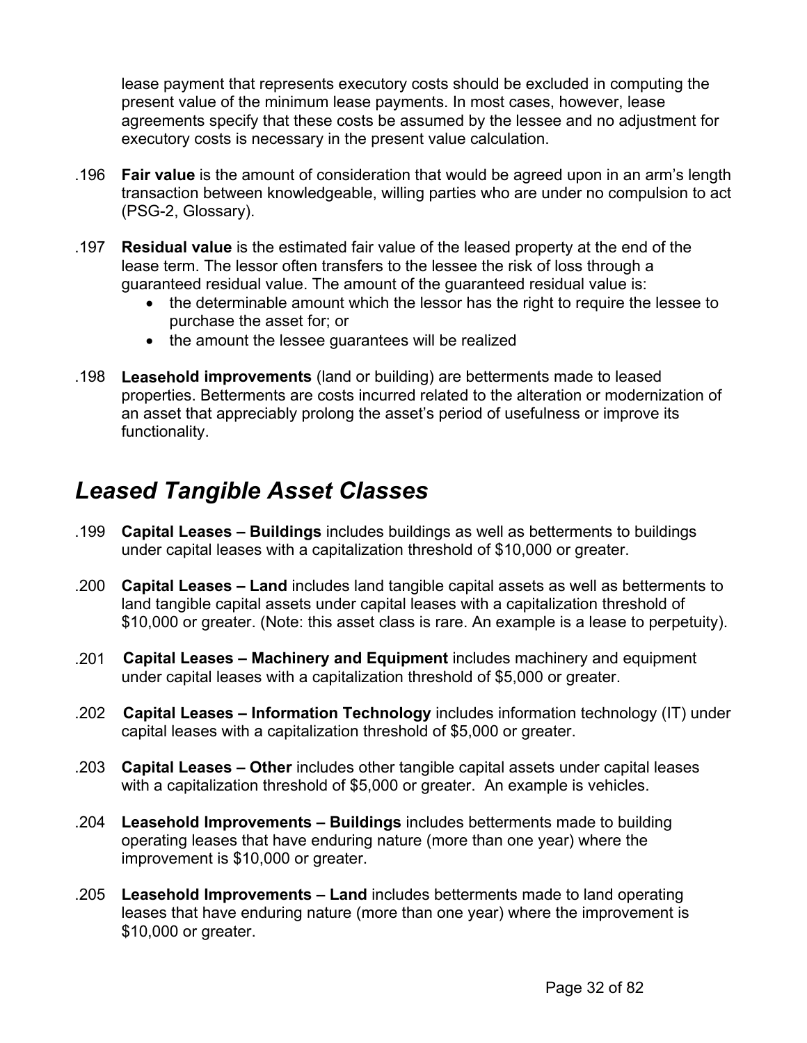lease payment that represents executory costs should be excluded in computing the present value of the minimum lease payments. In most cases, however, lease agreements specify that these costs be assumed by the lessee and no adjustment for executory costs is necessary in the present value calculation.

.196 **Fair value** is the amount of consideration that would be agreed upon in an arm's length transaction between knowledgeable, willing parties who are under no compulsion to act (PSG-2, Glossary).

.197 **Residual value** is the estimated fair value of the leased property at the end of the lease term. The lessor often transfers to the lessee the risk of loss through a guaranteed residual value. The amount of the guaranteed residual value is:

- the determinable amount which the lessor has the right to require the lessee to purchase the asset for; or
- the amount the lessee guarantees will be realized

.198 **Leasehold improvements** (land or building) are betterments made to leased properties. Betterments are costs incurred related to the alteration or modernization of an asset that appreciably prolong the asset's period of usefulness or improve its functionality.

## *Leased Tangible Asset Classes*

.199 **Capital Leases – Buildings** includes buildings as well as betterments to buildings under capital leases with a capitalization threshold of $10,000 or greater.

.200 **Capital Leases – Land** includes land tangible capital assets as well as betterments to land tangible capital assets under capital leases with a capitalization threshold of $10,000 or greater. (Note: this asset class is rare. An example is a lease to perpetuity).

.201 **Capital Leases – Machinery and Equipment** includes machinery and equipment under capital leases with a capitalization threshold of $5,000 or greater.

.202 **Capital Leases – Information Technology** includes information technology (IT) under capital leases with a capitalization threshold of $5,000 or greater.

.203 **Capital Leases – Other** includes other tangible capital assets under capital leases with a capitalization threshold of $5,000 or greater. An example is vehicles.

.204 **Leasehold Improvements – Buildings** includes betterments made to building operating leases that have enduring nature (more than one year) where the improvement is $10,000 or greater.

.205 **Leasehold Improvements – Land** includes betterments made to land operating leases that have enduring nature (more than one year) where the improvement is $10,000 or greater.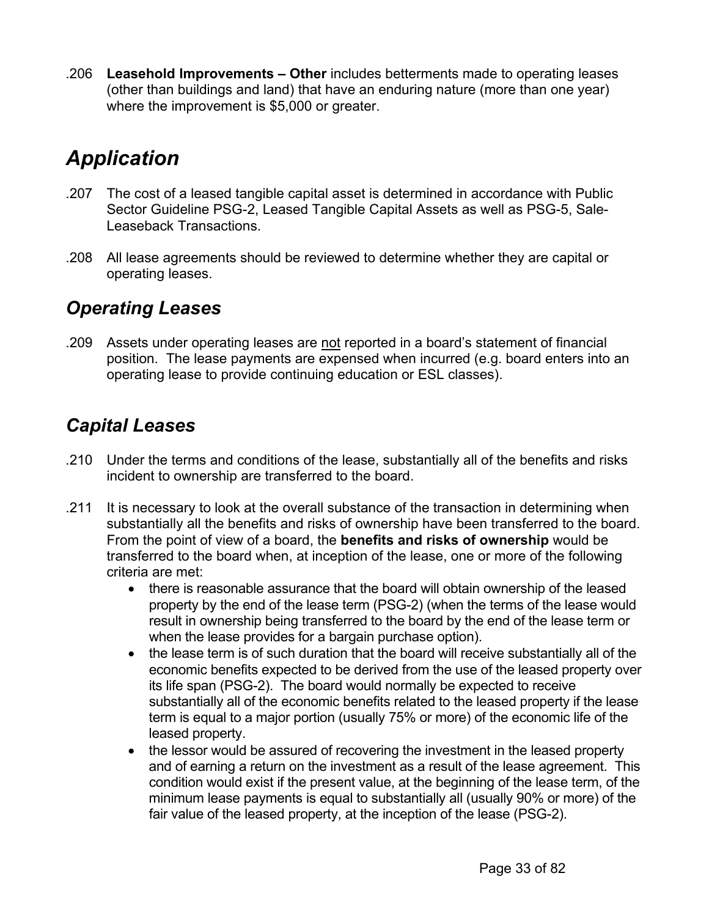.206 **Leasehold Improvements – Other** includes betterments made to operating leases (other than buildings and land) that have an enduring nature (more than one year) where the improvement is $5,000 or greater.

# *Application*

.207 The cost of a leased tangible capital asset is determined in accordance with Public Sector Guideline PSG-2, Leased Tangible Capital Assets as well as PSG-5, Sale-Leaseback Transactions.

.208 All lease agreements should be reviewed to determine whether they are capital or operating leases.

## *Operating Leases*

.209 Assets under operating leases are <u>not</u> reported in a board's statement of financial position. The lease payments are expensed when incurred (e.g. board enters into an operating lease to provide continuing education or ESL classes).

## *Capital Leases*

.210 Under the terms and conditions of the lease, substantially all of the benefits and risks incident to ownership are transferred to the board.

.211 It is necessary to look at the overall substance of the transaction in determining when substantially all the benefits and risks of ownership have been transferred to the board. From the point of view of a board, the **benefits and risks of ownership** would be transferred to the board when, at inception of the lease, one or more of the following criteria are met:

- there is reasonable assurance that the board will obtain ownership of the leased property by the end of the lease term (PSG-2) (when the terms of the lease would result in ownership being transferred to the board by the end of the lease term or when the lease provides for a bargain purchase option).
- the lease term is of such duration that the board will receive substantially all of the economic benefits expected to be derived from the use of the leased property over its life span (PSG-2). The board would normally be expected to receive substantially all of the economic benefits related to the leased property if the lease term is equal to a major portion (usually 75% or more) of the economic life of the leased property.
- the lessor would be assured of recovering the investment in the leased property and of earning a return on the investment as a result of the lease agreement. This condition would exist if the present value, at the beginning of the lease term, of the minimum lease payments is equal to substantially all (usually 90% or more) of the fair value of the leased property, at the inception of the lease (PSG-2).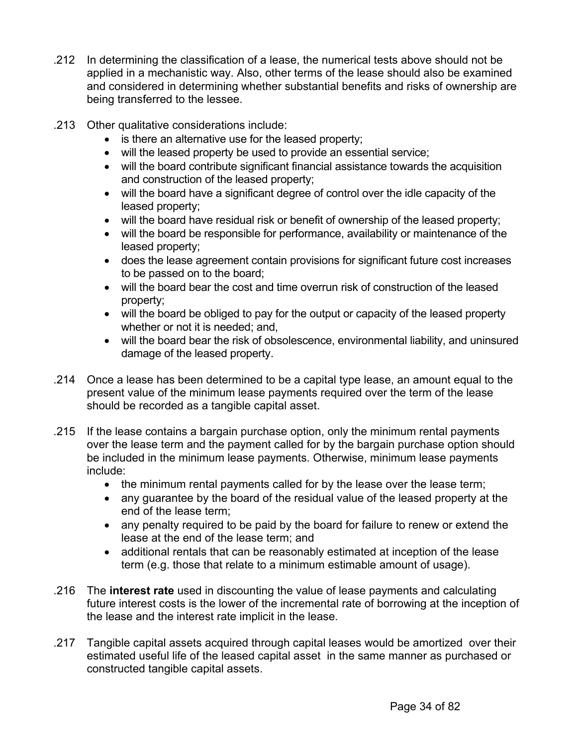.212 In determining the classification of a lease, the numerical tests above should not be applied in a mechanistic way. Also, other terms of the lease should also be examined and considered in determining whether substantial benefits and risks of ownership are being transferred to the lessee.

.213 Other qualitative considerations include:

- is there an alternative use for the leased property;
- will the leased property be used to provide an essential service;
- will the board contribute significant financial assistance towards the acquisition and construction of the leased property;
- will the board have a significant degree of control over the idle capacity of the leased property;
- will the board have residual risk or benefit of ownership of the leased property;
- will the board be responsible for performance, availability or maintenance of the leased property;
- does the lease agreement contain provisions for significant future cost increases to be passed on to the board;
- will the board bear the cost and time overrun risk of construction of the leased property;
- will the board be obliged to pay for the output or capacity of the leased property whether or not it is needed; and,
- will the board bear the risk of obsolescence, environmental liability, and uninsured damage of the leased property.

.214 Once a lease has been determined to be a capital type lease, an amount equal to the present value of the minimum lease payments required over the term of the lease should be recorded as a tangible capital asset.

.215 If the lease contains a bargain purchase option, only the minimum rental payments over the lease term and the payment called for by the bargain purchase option should be included in the minimum lease payments. Otherwise, minimum lease payments include:

- the minimum rental payments called for by the lease over the lease term;
- any guarantee by the board of the residual value of the leased property at the end of the lease term;
- any penalty required to be paid by the board for failure to renew or extend the lease at the end of the lease term; and
- additional rentals that can be reasonably estimated at inception of the lease term (e.g. those that relate to a minimum estimable amount of usage).

.216 The **interest rate** used in discounting the value of lease payments and calculating future interest costs is the lower of the incremental rate of borrowing at the inception of the lease and the interest rate implicit in the lease.

.217 Tangible capital assets acquired through capital leases would be amortized over their estimated useful life of the leased capital asset in the same manner as purchased or constructed tangible capital assets.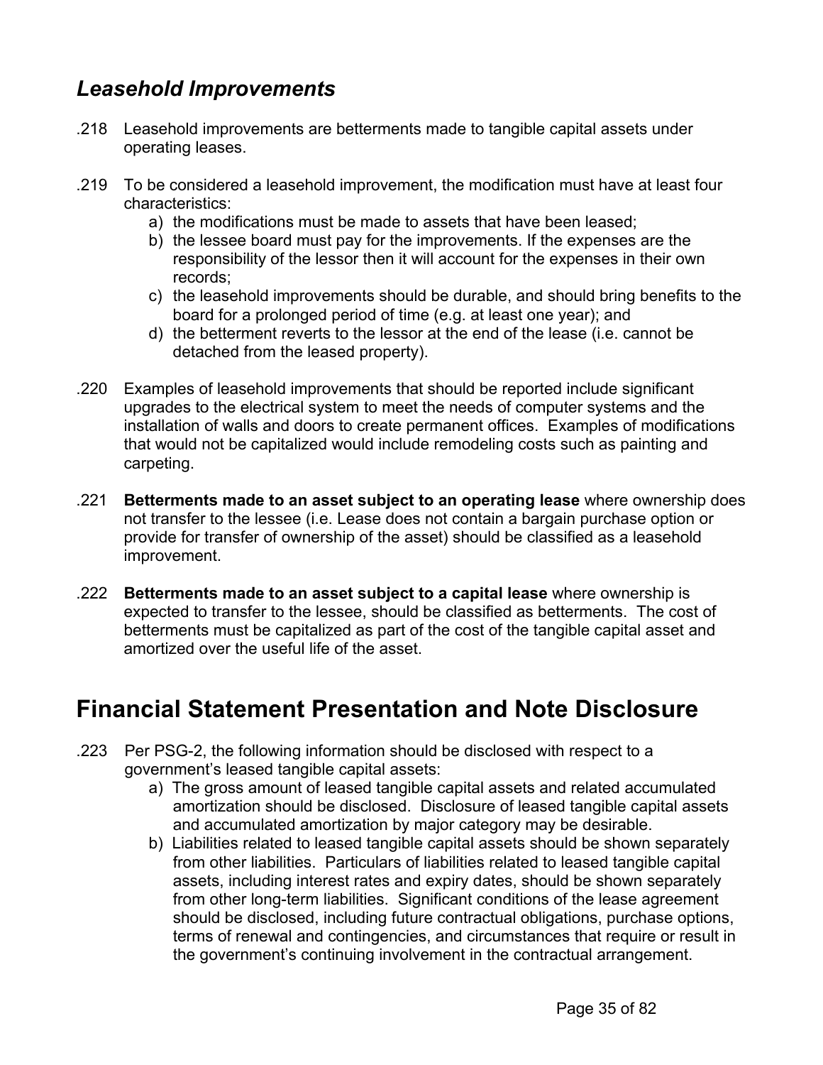## *Leasehold Improvements*

.218 Leasehold improvements are betterments made to tangible capital assets under operating leases.

.219 To be considered a leasehold improvement, the modification must have at least four characteristics:

a) the modifications must be made to assets that have been leased;
b) the lessee board must pay for the improvements. If the expenses are the responsibility of the lessor then it will account for the expenses in their own records;
c) the leasehold improvements should be durable, and should bring benefits to the board for a prolonged period of time (e.g. at least one year); and
d) the betterment reverts to the lessor at the end of the lease (i.e. cannot be detached from the leased property).

.220 Examples of leasehold improvements that should be reported include significant upgrades to the electrical system to meet the needs of computer systems and the installation of walls and doors to create permanent offices. Examples of modifications that would not be capitalized would include remodeling costs such as painting and carpeting.

.221 **Betterments made to an asset subject to an operating lease** where ownership does not transfer to the lessee (i.e. Lease does not contain a bargain purchase option or provide for transfer of ownership of the asset) should be classified as a leasehold improvement.

.222 **Betterments made to an asset subject to a capital lease** where ownership is expected to transfer to the lessee, should be classified as betterments. The cost of betterments must be capitalized as part of the cost of the tangible capital asset and amortized over the useful life of the asset.

# Financial Statement Presentation and Note Disclosure

.223 Per PSG-2, the following information should be disclosed with respect to a government's leased tangible capital assets:

a) The gross amount of leased tangible capital assets and related accumulated amortization should be disclosed. Disclosure of leased tangible capital assets and accumulated amortization by major category may be desirable.
b) Liabilities related to leased tangible capital assets should be shown separately from other liabilities. Particulars of liabilities related to leased tangible capital assets, including interest rates and expiry dates, should be shown separately from other long-term liabilities. Significant conditions of the lease agreement should be disclosed, including future contractual obligations, purchase options, terms of renewal and contingencies, and circumstances that require or result in the government's continuing involvement in the contractual arrangement.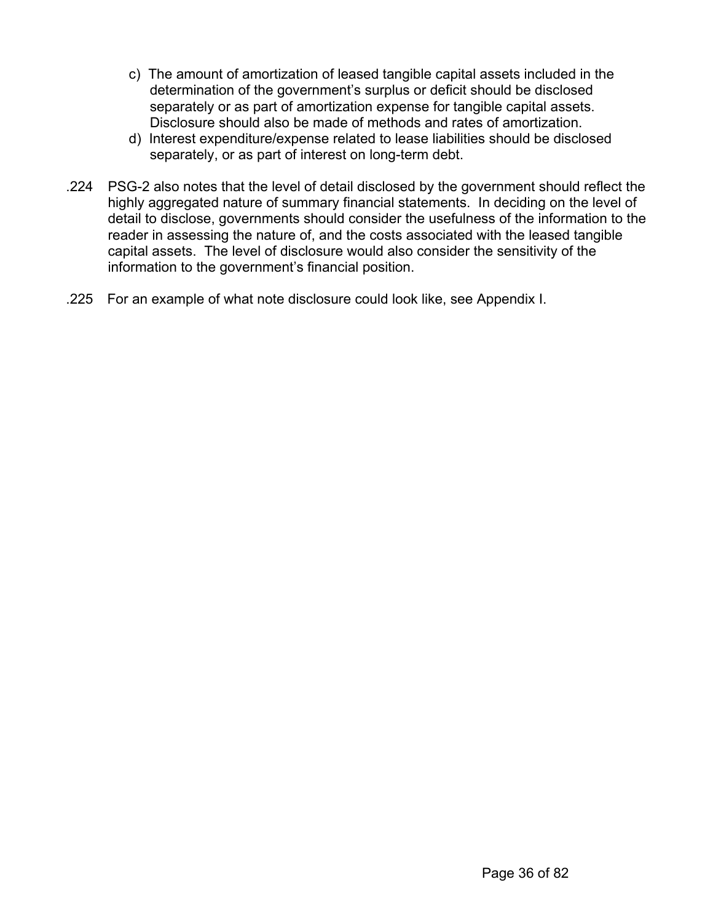c) The amount of amortization of leased tangible capital assets included in the determination of the government's surplus or deficit should be disclosed separately or as part of amortization expense for tangible capital assets. Disclosure should also be made of methods and rates of amortization.

d) Interest expenditure/expense related to lease liabilities should be disclosed separately, or as part of interest on long-term debt.

.224 PSG-2 also notes that the level of detail disclosed by the government should reflect the highly aggregated nature of summary financial statements. In deciding on the level of detail to disclose, governments should consider the usefulness of the information to the reader in assessing the nature of, and the costs associated with the leased tangible capital assets. The level of disclosure would also consider the sensitivity of the information to the government's financial position.

.225 For an example of what note disclosure could look like, see Appendix I.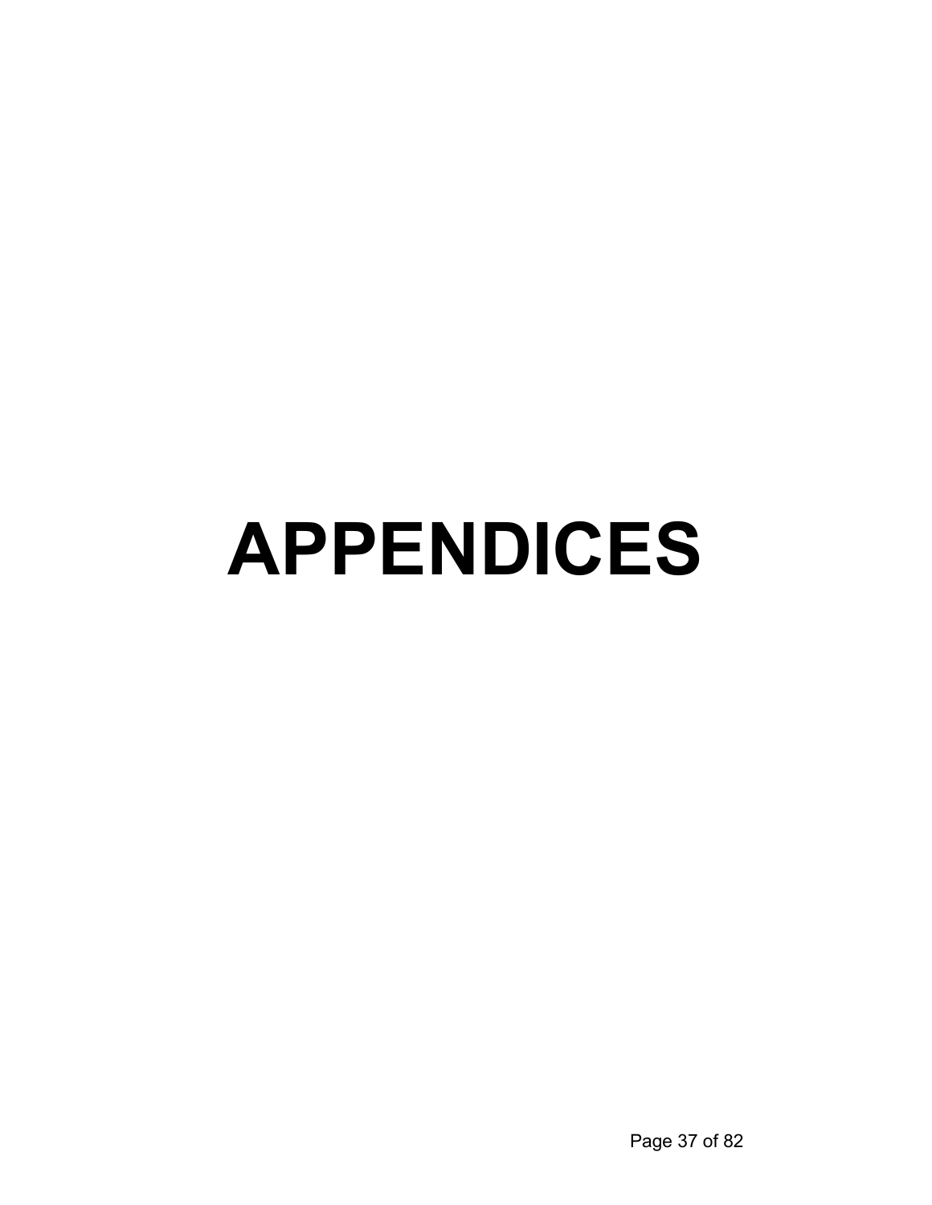# APPENDICES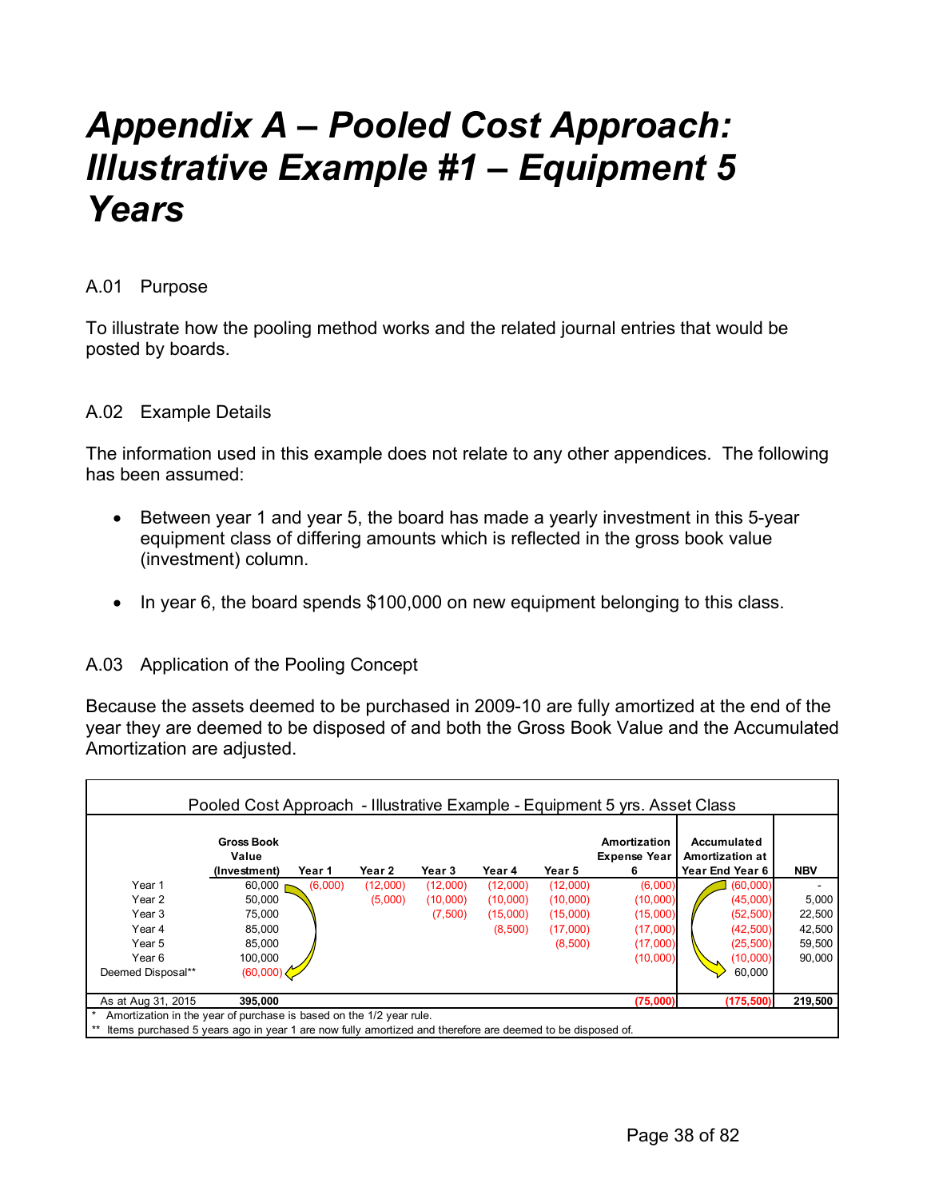# Appendix A – Pooled Cost Approach: Illustrative Example #1 – Equipment 5 Years

A.01 Purpose

To illustrate how the pooling method works and the related journal entries that would be posted by boards.

A.02 Example Details

The information used in this example does not relate to any other appendices. The following has been assumed:

- Between year 1 and year 5, the board has made a yearly investment in this 5-year equipment class of differing amounts which is reflected in the gross book value (investment) column.
- In year 6, the board spends $100,000 on new equipment belonging to this class.

A.03 Application of the Pooling Concept

Because the assets deemed to be purchased in 2009-10 are fully amortized at the end of the year they are deemed to be disposed of and both the Gross Book Value and the Accumulated Amortization are adjusted.

Pooled Cost Approach - Illustrative Example - Equipment 5 yrs. Asset Class

| | Gross Book Value (Investment) | Year 1 | Year 2 | Year 3 | Year 4 | Year 5 | Amortization Expense Year 6 | Accumulated Amortization at Year End Year 6 | NBV |
|---|---|---|---|---|---|---|---|---|---|
| Year 1 | 60,000 | (6,000) | (12,000) | (12,000) | (12,000) | (12,000) | (6,000) | (60,000) | - |
| Year 2 | 50,000 | | (5,000) | (10,000) | (10,000) | (10,000) | (10,000) | (45,000) | 5,000 |
| Year 3 | 75,000 | | | (7,500) | (15,000) | (15,000) | (15,000) | (52,500) | 22,500 |
| Year 4 | 85,000 | | | | (8,500) | (17,000) | (17,000) | (42,500) | 42,500 |
| Year 5 | 85,000 | | | | | (8,500) | (17,000) | (25,500) | 59,500 |
| Year 6 | 100,000 | | | | | | (10,000) | (10,000) | 90,000 |
| Deemed Disposal** | (60,000) | | | | | | | 60,000 | |
| As at Aug 31, 2015 | **395,000** | | | | | | **(75,000)** | **(175,500)** | **219,500** |

\* Amortization in the year of purchase is based on the 1/2 year rule.

\** Items purchased 5 years ago in year 1 are now fully amortized and therefore are deemed to be disposed of.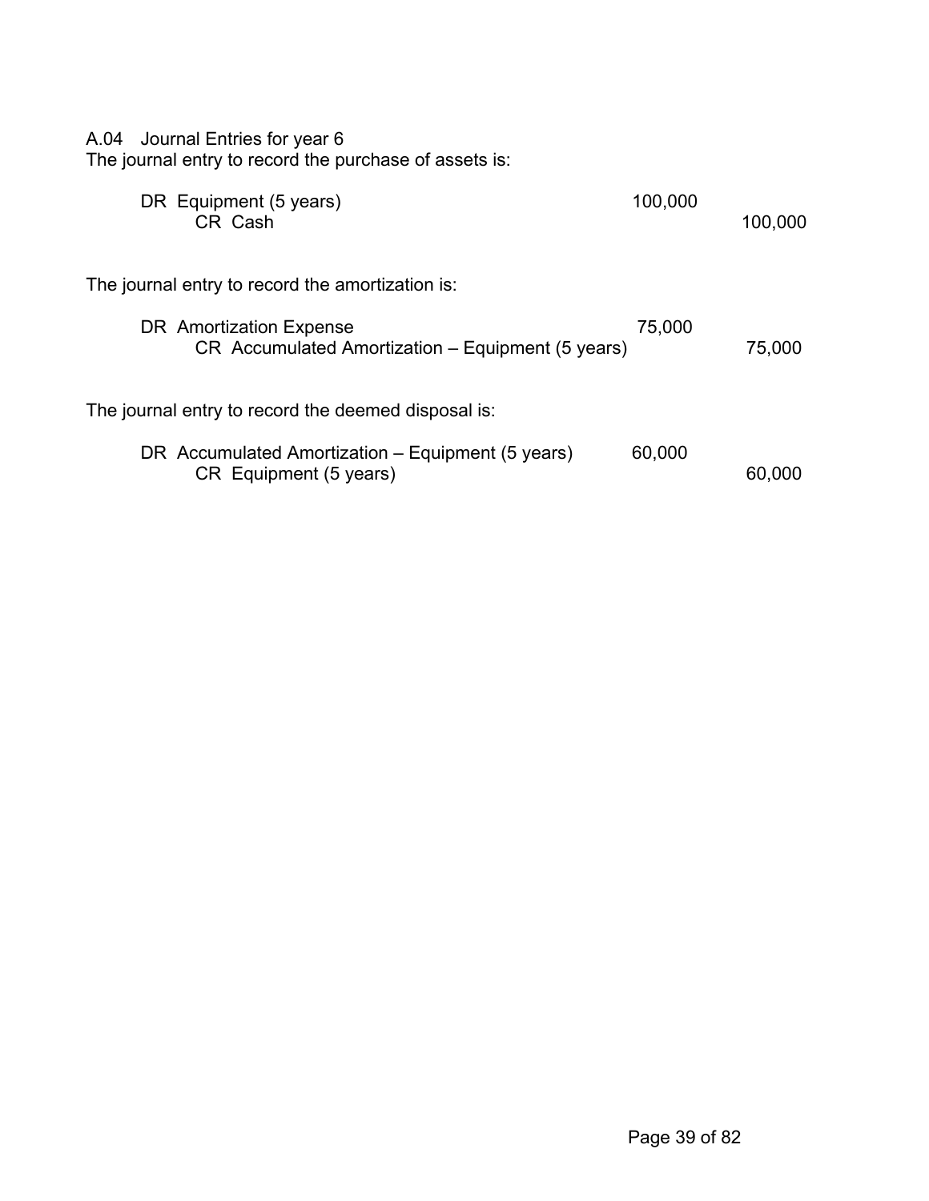A.04 Journal Entries for year 6

The journal entry to record the purchase of assets is:

| | DR | CR |
|---|---|---|
| DR Equipment (5 years) | 100,000 | |
| CR Cash | | 100,000 |

The journal entry to record the amortization is:

| | DR | CR |
|---|---|---|
| DR Amortization Expense | 75,000 | |
| CR Accumulated Amortization – Equipment (5 years) | | 75,000 |

The journal entry to record the deemed disposal is:

| | DR | CR |
|---|---|---|
| DR Accumulated Amortization – Equipment (5 years) | 60,000 | |
| CR Equipment (5 years) | | 60,000 |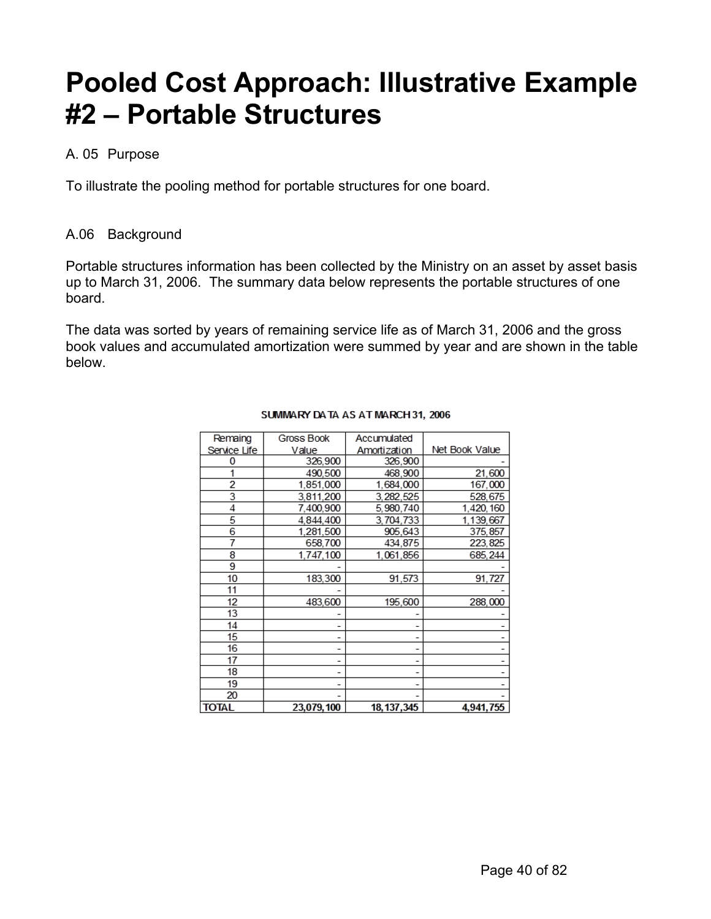# Pooled Cost Approach: Illustrative Example #2 – Portable Structures

A. 05 Purpose

To illustrate the pooling method for portable structures for one board.

A.06 Background

Portable structures information has been collected by the Ministry on an asset by asset basis up to March 31, 2006. The summary data below represents the portable structures of one board.

The data was sorted by years of remaining service life as of March 31, 2006 and the gross book values and accumulated amortization were summed by year and are shown in the table below.

**SUMMARY DATA AS AT MARCH 31, 2006**

| Remaing Service Life | Gross Book Value | Accumulated Amortization | Net Book Value |
|---|---|---|---|
| 0 | 326,900 | 326,900 | - |
| 1 | 490,500 | 468,900 | 21,600 |
| 2 | 1,851,000 | 1,684,000 | 167,000 |
| 3 | 3,811,200 | 3,282,525 | 528,675 |
| 4 | 7,400,900 | 5,980,740 | 1,420,160 |
| 5 | 4,844,400 | 3,704,733 | 1,139,667 |
| 6 | 1,281,500 | 905,643 | 375,857 |
| 7 | 658,700 | 434,875 | 223,825 |
| 8 | 1,747,100 | 1,061,856 | 685,244 |
| 9 | - | | - |
| 10 | 183,300 | 91,573 | 91,727 |
| 11 | - | | - |
| 12 | 483,600 | 195,600 | 288,000 |
| 13 | - | - | - |
| 14 | - | - | - |
| 15 | - | - | - |
| 16 | - | - | - |
| 17 | - | - | - |
| 18 | - | - | - |
| 19 | - | - | - |
| 20 | - | - | - |
| **TOTAL** | **23,079,100** | **18,137,345** | **4,941,755** |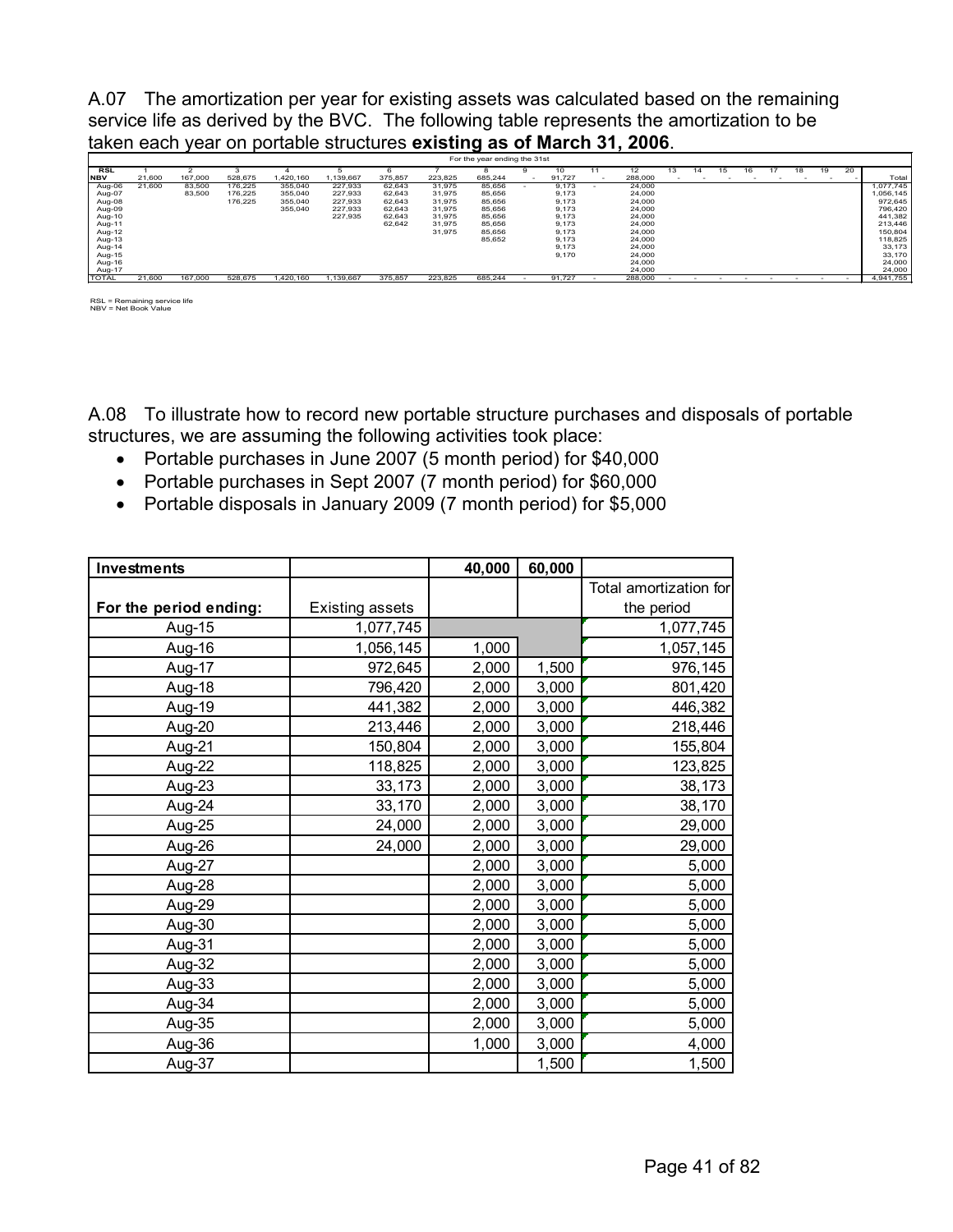A.07 The amortization per year for existing assets was calculated based on the remaining service life as derived by the BVC. The following table represents the amortization to be taken each year on portable structures **existing as of March 31, 2006**.

| | For the year ending the 31st | | | | | | | | | | | | | | | | | | | | |
|---|---|---|---|---|---|---|---|---|---|---|---|---|---|---|---|---|---|---|---|---|---|
| **RSL** | 1 | 2 | 3 | 4 | 5 | 6 | 7 | 8 | 9 | 10 | 11 | 12 | 13 | 14 | 15 | 16 | 17 | 18 | 19 | 20 | |
| **NBV** | 21,600 | 167,000 | 528,675 | 1,420,160 | 1,139,667 | 375,857 | 223,825 | 685,244 | - | 91,727 | - | 288,000 | - | - | - | - | - | - | - | - | Total |
| Aug-06 | 21,600 | 83,500 | 176,225 | 355,040 | 227,933 | 62,643 | 31,975 | 85,656 | - | 9,173 | - | 24,000 | | | | | | | | | 1,077,745 |
| Aug-07 | | 83,500 | 176,225 | 355,040 | 227,933 | 62,643 | 31,975 | 85,656 | | 9,173 | | 24,000 | | | | | | | | | 1,056,145 |
| Aug-08 | | | 176,225 | 355,040 | 227,933 | 62,643 | 31,975 | 85,656 | | 9,173 | | 24,000 | | | | | | | | | 972,645 |
| Aug-09 | | | | 355,040 | 227,933 | 62,643 | 31,975 | 85,656 | | 9,173 | | 24,000 | | | | | | | | | 796,420 |
| Aug-10 | | | | | 227,935 | 62,643 | 31,975 | 85,656 | | 9,173 | | 24,000 | | | | | | | | | 441,382 |
| Aug-11 | | | | | | 62,642 | 31,975 | 85,656 | | 9,173 | | 24,000 | | | | | | | | | 213,446 |
| Aug-12 | | | | | | | 31,975 | 85,656 | | 9,173 | | 24,000 | | | | | | | | | 150,804 |
| Aug-13 | | | | | | | | 85,652 | | 9,173 | | 24,000 | | | | | | | | | 118,825 |
| Aug-14 | | | | | | | | | | 9,173 | | 24,000 | | | | | | | | | 33,173 |
| Aug-15 | | | | | | | | | | 9,170 | | 24,000 | | | | | | | | | 33,170 |
| Aug-16 | | | | | | | | | | | | 24,000 | | | | | | | | | 24,000 |
| Aug-17 | | | | | | | | | | | | 24,000 | | | | | | | | | 24,000 |
| TOTAL | 21,600 | 167,000 | 528,675 | 1,420,160 | 1,139,667 | 375,857 | 223,825 | 685,244 | - | 91,727 | - | 288,000 | - | - | - | - | - | - | - | - | 4,941,755 |

RSL = Remaining service life
NBV = Net Book Value

A.08 To illustrate how to record new portable structure purchases and disposals of portable structures, we are assuming the following activities took place:

- Portable purchases in June 2007 (5 month period) for $40,000
- Portable purchases in Sept 2007 (7 month period) for $60,000
- Portable disposals in January 2009 (7 month period) for $5,000

| **Investments** | | **40,000** | **60,000** | |
|---|---|---|---|---|
| **For the period ending:** | Existing assets | | | Total amortization for the period |
| Aug-15 | 1,077,745 | | | 1,077,745 |
| Aug-16 | 1,056,145 | 1,000 | | 1,057,145 |
| Aug-17 | 972,645 | 2,000 | 1,500 | 976,145 |
| Aug-18 | 796,420 | 2,000 | 3,000 | 801,420 |
| Aug-19 | 441,382 | 2,000 | 3,000 | 446,382 |
| Aug-20 | 213,446 | 2,000 | 3,000 | 218,446 |
| Aug-21 | 150,804 | 2,000 | 3,000 | 155,804 |
| Aug-22 | 118,825 | 2,000 | 3,000 | 123,825 |
| Aug-23 | 33,173 | 2,000 | 3,000 | 38,173 |
| Aug-24 | 33,170 | 2,000 | 3,000 | 38,170 |
| Aug-25 | 24,000 | 2,000 | 3,000 | 29,000 |
| Aug-26 | 24,000 | 2,000 | 3,000 | 29,000 |
| Aug-27 | | 2,000 | 3,000 | 5,000 |
| Aug-28 | | 2,000 | 3,000 | 5,000 |
| Aug-29 | | 2,000 | 3,000 | 5,000 |
| Aug-30 | | 2,000 | 3,000 | 5,000 |
| Aug-31 | | 2,000 | 3,000 | 5,000 |
| Aug-32 | | 2,000 | 3,000 | 5,000 |
| Aug-33 | | 2,000 | 3,000 | 5,000 |
| Aug-34 | | 2,000 | 3,000 | 5,000 |
| Aug-35 | | 2,000 | 3,000 | 5,000 |
| Aug-36 | | 1,000 | 3,000 | 4,000 |
| Aug-37 | | | 1,500 | 1,500 |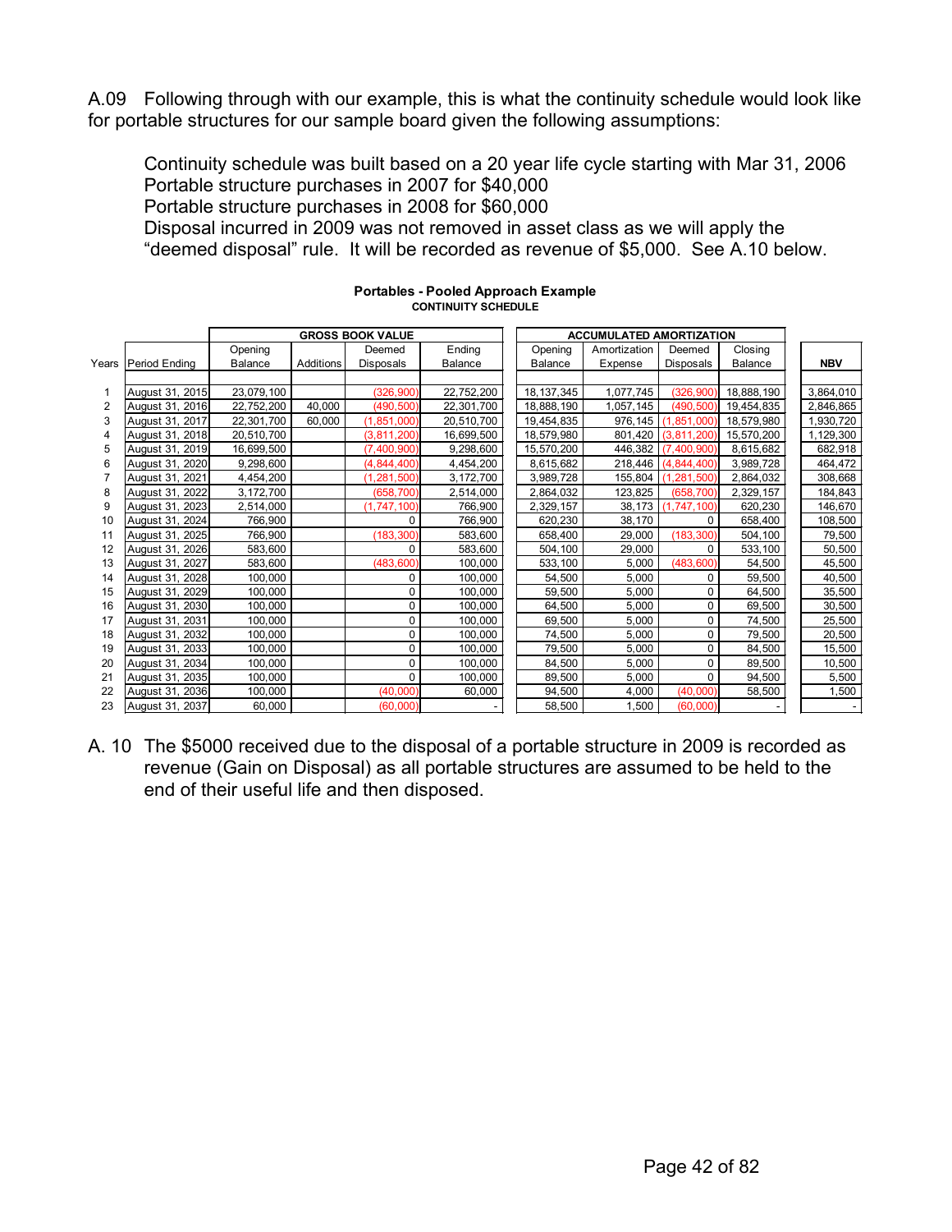A.09 Following through with our example, this is what the continuity schedule would look like for portable structures for our sample board given the following assumptions:

Continuity schedule was built based on a 20 year life cycle starting with Mar 31, 2006
Portable structure purchases in 2007 for $40,000
Portable structure purchases in 2008 for $60,000
Disposal incurred in 2009 was not removed in asset class as we will apply the "deemed disposal" rule. It will be recorded as revenue of $5,000. See A.10 below.

**Portables - Pooled Approach Example**
**CONTINUITY SCHEDULE**

| | | GROSS BOOK VALUE | | | | ACCUMULATED AMORTIZATION | | | | |
|---|---|---|---|---|---|---|---|---|---|---|
| Years | Period Ending | Opening Balance | Additions | Deemed Disposals | Ending Balance | Opening Balance | Amortization Expense | Deemed Disposals | Closing Balance | NBV |
| 1 | August 31, 2015 | 23,079,100 | | (326,900) | 22,752,200 | 18,137,345 | 1,077,745 | (326,900) | 18,888,190 | 3,864,010 |
| 2 | August 31, 2016 | 22,752,200 | 40,000 | (490,500) | 22,301,700 | 18,888,190 | 1,057,145 | (490,500) | 19,454,835 | 2,846,865 |
| 3 | August 31, 2017 | 22,301,700 | 60,000 | (1,851,000) | 20,510,700 | 19,454,835 | 976,145 | (1,851,000) | 18,579,980 | 1,930,720 |
| 4 | August 31, 2018 | 20,510,700 | | (3,811,200) | 16,699,500 | 18,579,980 | 801,420 | (3,811,200) | 15,570,200 | 1,129,300 |
| 5 | August 31, 2019 | 16,699,500 | | (7,400,900) | 9,298,600 | 15,570,200 | 446,382 | (7,400,900) | 8,615,682 | 682,918 |
| 6 | August 31, 2020 | 9,298,600 | | (4,844,400) | 4,454,200 | 8,615,682 | 218,446 | (4,844,400) | 3,989,728 | 464,472 |
| 7 | August 31, 2021 | 4,454,200 | | (1,281,500) | 3,172,700 | 3,989,728 | 155,804 | (1,281,500) | 2,864,032 | 308,668 |
| 8 | August 31, 2022 | 3,172,700 | | (658,700) | 2,514,000 | 2,864,032 | 123,825 | (658,700) | 2,329,157 | 184,843 |
| 9 | August 31, 2023 | 2,514,000 | | (1,747,100) | 766,900 | 2,329,157 | 38,173 | (1,747,100) | 620,230 | 146,670 |
| 10 | August 31, 2024 | 766,900 | | 0 | 766,900 | 620,230 | 38,170 | 0 | 658,400 | 108,500 |
| 11 | August 31, 2025 | 766,900 | | (183,300) | 583,600 | 658,400 | 29,000 | (183,300) | 504,100 | 79,500 |
| 12 | August 31, 2026 | 583,600 | | 0 | 583,600 | 504,100 | 29,000 | 0 | 533,100 | 50,500 |
| 13 | August 31, 2027 | 583,600 | | (483,600) | 100,000 | 533,100 | 5,000 | (483,600) | 54,500 | 45,500 |
| 14 | August 31, 2028 | 100,000 | | 0 | 100,000 | 54,500 | 5,000 | 0 | 59,500 | 40,500 |
| 15 | August 31, 2029 | 100,000 | | 0 | 100,000 | 59,500 | 5,000 | 0 | 64,500 | 35,500 |
| 16 | August 31, 2030 | 100,000 | | 0 | 100,000 | 64,500 | 5,000 | 0 | 69,500 | 30,500 |
| 17 | August 31, 2031 | 100,000 | | 0 | 100,000 | 69,500 | 5,000 | 0 | 74,500 | 25,500 |
| 18 | August 31, 2032 | 100,000 | | 0 | 100,000 | 74,500 | 5,000 | 0 | 79,500 | 20,500 |
| 19 | August 31, 2033 | 100,000 | | 0 | 100,000 | 79,500 | 5,000 | 0 | 84,500 | 15,500 |
| 20 | August 31, 2034 | 100,000 | | 0 | 100,000 | 84,500 | 5,000 | 0 | 89,500 | 10,500 |
| 21 | August 31, 2035 | 100,000 | | 0 | 100,000 | 89,500 | 5,000 | 0 | 94,500 | 5,500 |
| 22 | August 31, 2036 | 100,000 | | (40,000) | 60,000 | 94,500 | 4,000 | (40,000) | 58,500 | 1,500 |
| 23 | August 31, 2037 | 60,000 | | (60,000) | - | 58,500 | 1,500 | (60,000) | - | - |

A. 10 The $5000 received due to the disposal of a portable structure in 2009 is recorded as revenue (Gain on Disposal) as all portable structures are assumed to be held to the end of their useful life and then disposed.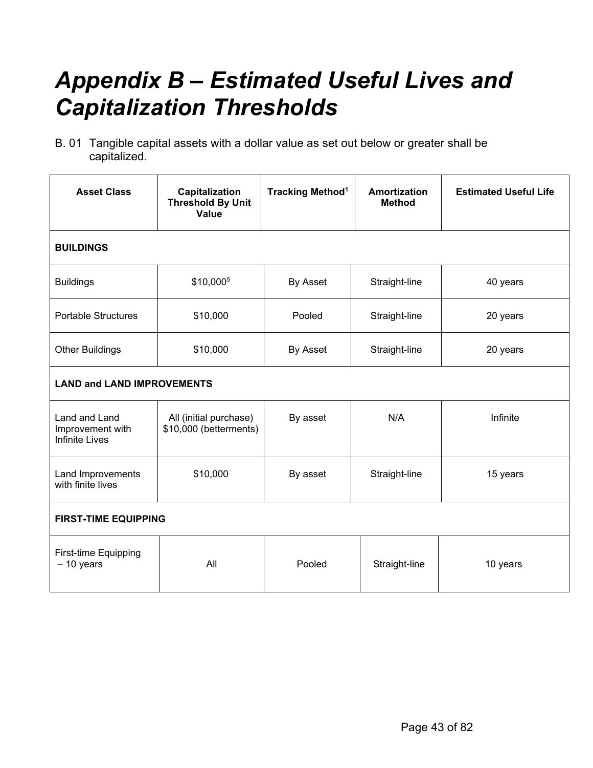# *Appendix B – Estimated Useful Lives and Capitalization Thresholds*

B. 01 Tangible capital assets with a dollar value as set out below or greater shall be capitalized.

| Asset Class | Capitalization Threshold By Unit Value | Tracking Method[1] | Amortization Method | Estimated Useful Life |
|---|---|---|---|---|
| **BUILDINGS** | | | | |
| Buildings | \$10,000[5] | By Asset | Straight-line | 40 years |
| Portable Structures | \$10,000 | Pooled | Straight-line | 20 years |
| Other Buildings | \$10,000 | By Asset | Straight-line | 20 years |
| **LAND and LAND IMPROVEMENTS** | | | | |
| Land and Land Improvement with Infinite Lives | All (initial purchase) \$10,000 (betterments) | By asset | N/A | Infinite |
| Land Improvements with finite lives | \$10,000 | By asset | Straight-line | 15 years |
| **FIRST-TIME EQUIPPING** | | | | |
| First-time Equipping – 10 years | All | Pooled | Straight-line | 10 years |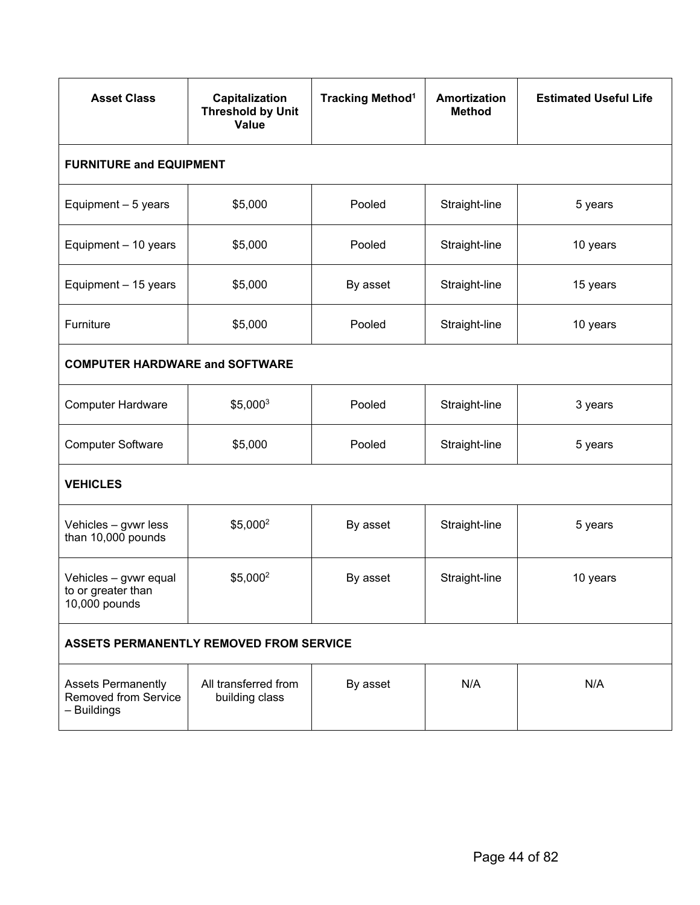| Asset Class | Capitalization Threshold by Unit Value | Tracking Method[1] | Amortization Method | Estimated Useful Life |
|---|---|---|---|---|
| **FURNITURE and EQUIPMENT** | | | | |
| Equipment – 5 years | $5,000 | Pooled | Straight-line | 5 years |
| Equipment – 10 years | $5,000 | Pooled | Straight-line | 10 years |
| Equipment – 15 years | $5,000 | By asset | Straight-line | 15 years |
| Furniture | $5,000 | Pooled | Straight-line | 10 years |
| **COMPUTER HARDWARE and SOFTWARE** | | | | |
| Computer Hardware | $5,000[3] | Pooled | Straight-line | 3 years |
| Computer Software | $5,000 | Pooled | Straight-line | 5 years |
| **VEHICLES** | | | | |
| Vehicles – gvwr less than 10,000 pounds | $5,000[2] | By asset | Straight-line | 5 years |
| Vehicles – gvwr equal to or greater than 10,000 pounds | $5,000[2] | By asset | Straight-line | 10 years |
| **ASSETS PERMANENTLY REMOVED FROM SERVICE** | | | | |
| Assets Permanently Removed from Service – Buildings | All transferred from building class | By asset | N/A | N/A |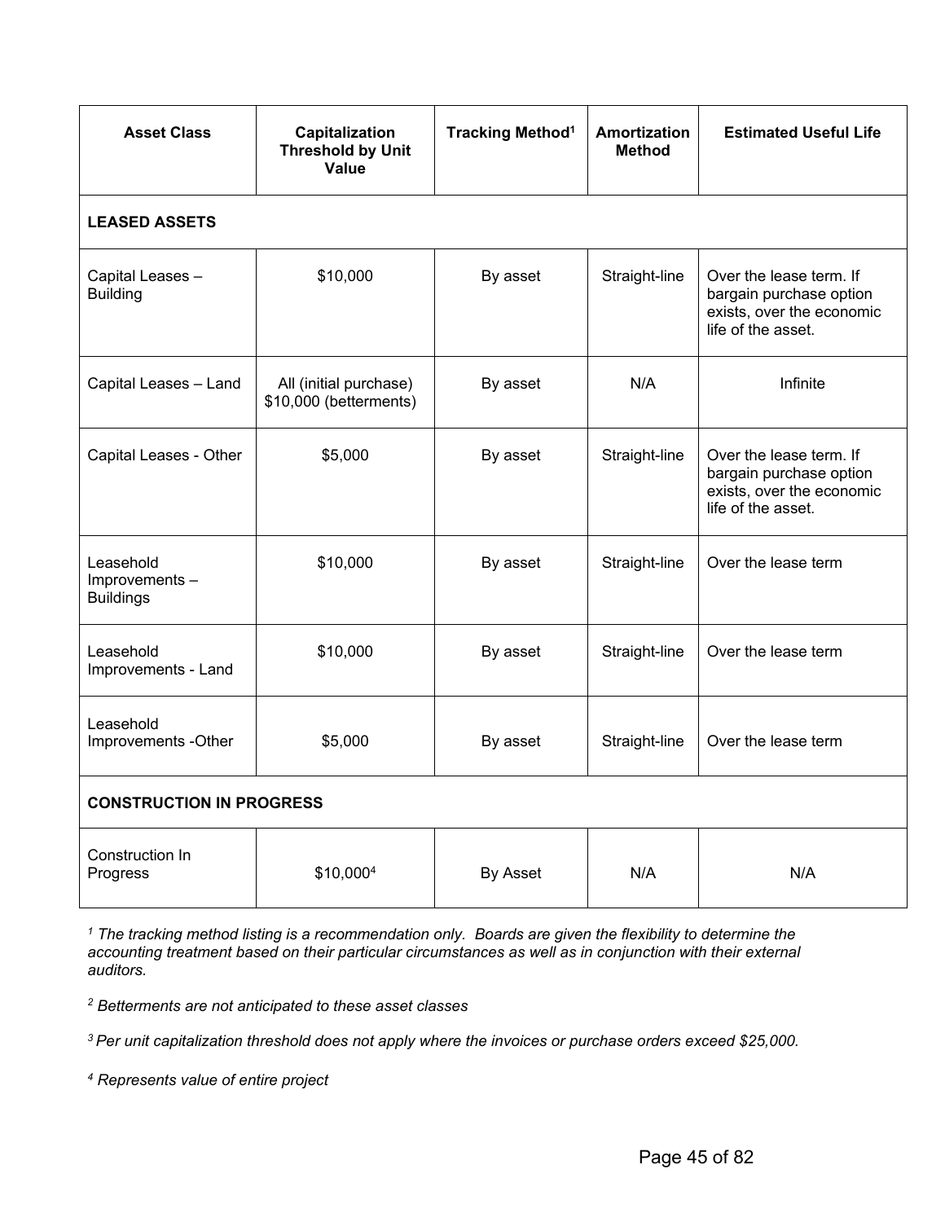| Asset Class | Capitalization Threshold by Unit Value | Tracking Method[1] | Amortization Method | Estimated Useful Life |
| --- | --- | --- | --- | --- |
| **LEASED ASSETS** | | | | |
| Capital Leases – Building | $10,000 | By asset | Straight-line | Over the lease term. If bargain purchase option exists, over the economic life of the asset. |
| Capital Leases – Land | All (initial purchase) $10,000 (betterments) | By asset | N/A | Infinite |
| Capital Leases - Other | $5,000 | By asset | Straight-line | Over the lease term. If bargain purchase option exists, over the economic life of the asset. |
| Leasehold Improvements – Buildings | $10,000 | By asset | Straight-line | Over the lease term |
| Leasehold Improvements - Land | $10,000 | By asset | Straight-line | Over the lease term |
| Leasehold Improvements -Other | $5,000 | By asset | Straight-line | Over the lease term |
| **CONSTRUCTION IN PROGRESS** | | | | |
| Construction In Progress | $10,000[4] | By Asset | N/A | N/A |

*[1] The tracking method listing is a recommendation only. Boards are given the flexibility to determine the accounting treatment based on their particular circumstances as well as in conjunction with their external auditors.*

*[2] Betterments are not anticipated to these asset classes*

*[3] Per unit capitalization threshold does not apply where the invoices or purchase orders exceed $25,000.*

*[4] Represents value of entire project*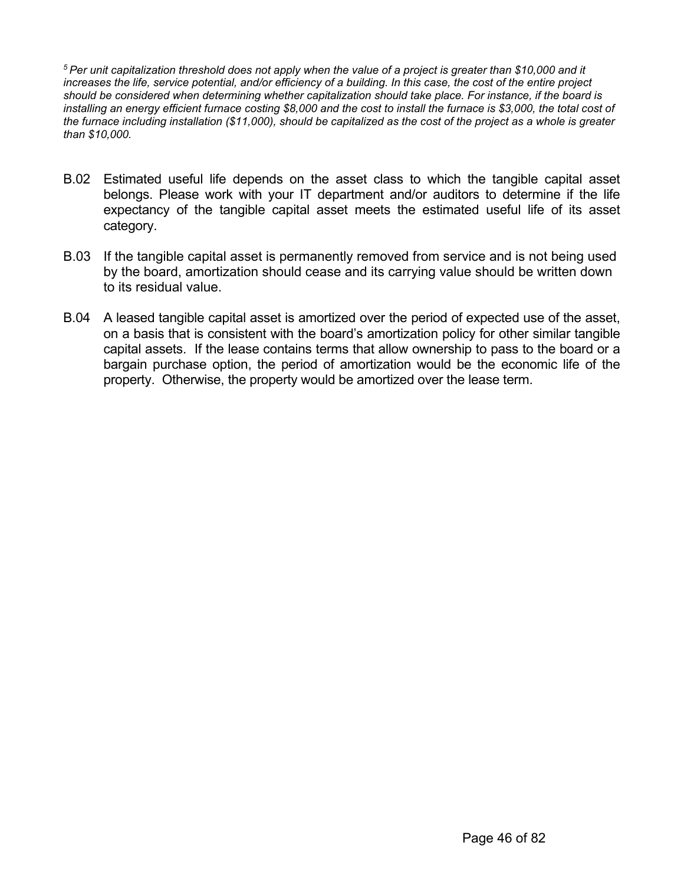*[5] Per unit capitalization threshold does not apply when the value of a project is greater than $10,000 and it increases the life, service potential, and/or efficiency of a building. In this case, the cost of the entire project should be considered when determining whether capitalization should take place. For instance, if the board is installing an energy efficient furnace costing $8,000 and the cost to install the furnace is $3,000, the total cost of the furnace including installation ($11,000), should be capitalized as the cost of the project as a whole is greater than $10,000.*

B.02 Estimated useful life depends on the asset class to which the tangible capital asset belongs. Please work with your IT department and/or auditors to determine if the life expectancy of the tangible capital asset meets the estimated useful life of its asset category.

B.03 If the tangible capital asset is permanently removed from service and is not being used by the board, amortization should cease and its carrying value should be written down to its residual value.

B.04 A leased tangible capital asset is amortized over the period of expected use of the asset, on a basis that is consistent with the board's amortization policy for other similar tangible capital assets. If the lease contains terms that allow ownership to pass to the board or a bargain purchase option, the period of amortization would be the economic life of the property. Otherwise, the property would be amortized over the lease term.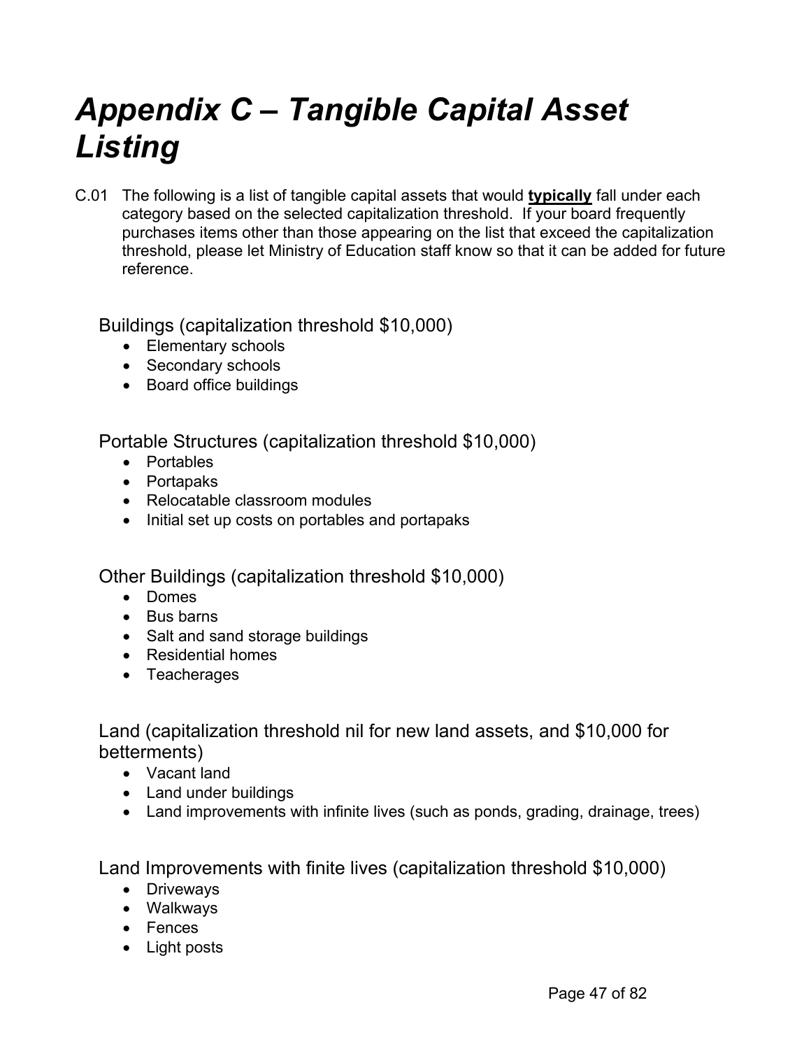# *Appendix C – Tangible Capital Asset Listing*

C.01 The following is a list of tangible capital assets that would **typically** fall under each category based on the selected capitalization threshold. If your board frequently purchases items other than those appearing on the list that exceed the capitalization threshold, please let Ministry of Education staff know so that it can be added for future reference.

### Buildings (capitalization threshold $10,000)

- Elementary schools
- Secondary schools
- Board office buildings

### Portable Structures (capitalization threshold $10,000)

- Portables
- Portapaks
- Relocatable classroom modules
- Initial set up costs on portables and portapaks

### Other Buildings (capitalization threshold $10,000)

- Domes
- Bus barns
- Salt and sand storage buildings
- Residential homes
- Teacherages

### Land (capitalization threshold nil for new land assets, and $10,000 for betterments)

- Vacant land
- Land under buildings
- Land improvements with infinite lives (such as ponds, grading, drainage, trees)

### Land Improvements with finite lives (capitalization threshold $10,000)

- Driveways
- Walkways
- Fences
- Light posts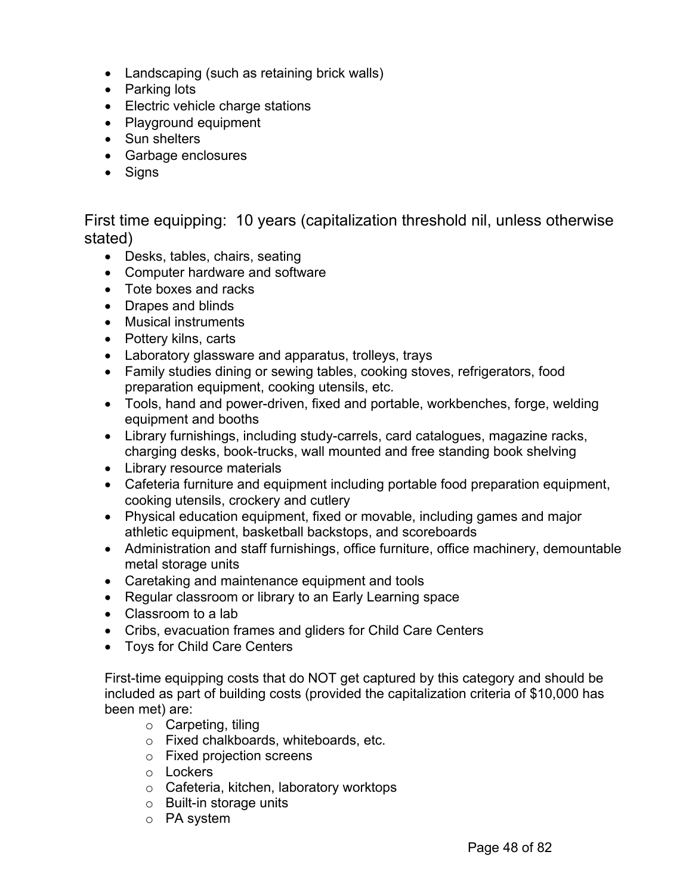- Landscaping (such as retaining brick walls)
- Parking lots
- Electric vehicle charge stations
- Playground equipment
- Sun shelters
- Garbage enclosures
- Signs

## First time equipping: 10 years (capitalization threshold nil, unless otherwise stated)

- Desks, tables, chairs, seating
- Computer hardware and software
- Tote boxes and racks
- Drapes and blinds
- Musical instruments
- Pottery kilns, carts
- Laboratory glassware and apparatus, trolleys, trays
- Family studies dining or sewing tables, cooking stoves, refrigerators, food preparation equipment, cooking utensils, etc.
- Tools, hand and power-driven, fixed and portable, workbenches, forge, welding equipment and booths
- Library furnishings, including study-carrels, card catalogues, magazine racks, charging desks, book-trucks, wall mounted and free standing book shelving
- Library resource materials
- Cafeteria furniture and equipment including portable food preparation equipment, cooking utensils, crockery and cutlery
- Physical education equipment, fixed or movable, including games and major athletic equipment, basketball backstops, and scoreboards
- Administration and staff furnishings, office furniture, office machinery, demountable metal storage units
- Caretaking and maintenance equipment and tools
- Regular classroom or library to an Early Learning space
- Classroom to a lab
- Cribs, evacuation frames and gliders for Child Care Centers
- Toys for Child Care Centers

First-time equipping costs that do NOT get captured by this category and should be included as part of building costs (provided the capitalization criteria of $10,000 has been met) are:

- Carpeting, tiling
- Fixed chalkboards, whiteboards, etc.
- Fixed projection screens
- Lockers
- Cafeteria, kitchen, laboratory worktops
- Built-in storage units
- PA system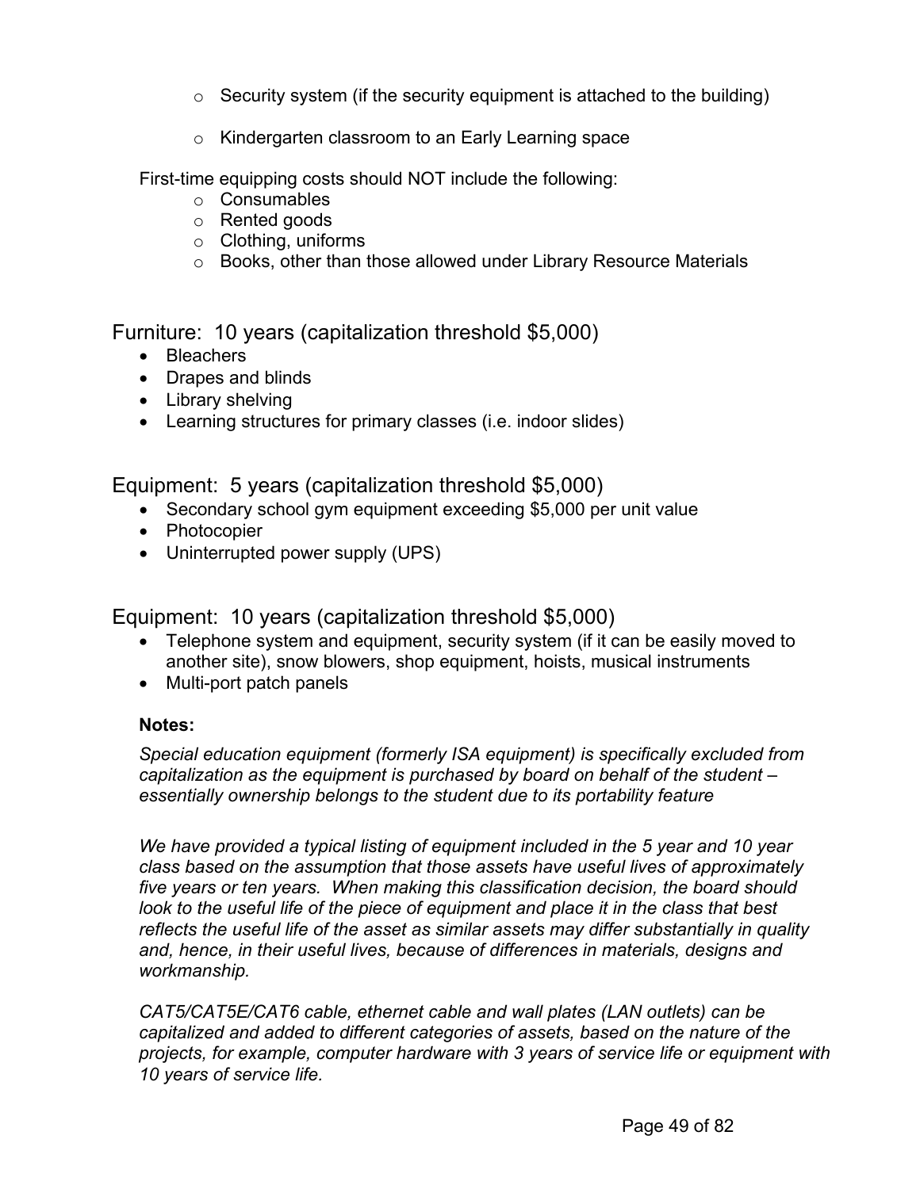- Security system (if the security equipment is attached to the building)
- Kindergarten classroom to an Early Learning space

First-time equipping costs should NOT include the following:

- Consumables
- Rented goods
- Clothing, uniforms
- Books, other than those allowed under Library Resource Materials

## Furniture: 10 years (capitalization threshold $5,000)

- Bleachers
- Drapes and blinds
- Library shelving
- Learning structures for primary classes (i.e. indoor slides)

## Equipment: 5 years (capitalization threshold $5,000)

- Secondary school gym equipment exceeding $5,000 per unit value
- Photocopier
- Uninterrupted power supply (UPS)

## Equipment: 10 years (capitalization threshold $5,000)

- Telephone system and equipment, security system (if it can be easily moved to another site), snow blowers, shop equipment, hoists, musical instruments
- Multi-port patch panels

**Notes:**

*Special education equipment (formerly ISA equipment) is specifically excluded from capitalization as the equipment is purchased by board on behalf of the student – essentially ownership belongs to the student due to its portability feature*

*We have provided a typical listing of equipment included in the 5 year and 10 year class based on the assumption that those assets have useful lives of approximately five years or ten years. When making this classification decision, the board should look to the useful life of the piece of equipment and place it in the class that best reflects the useful life of the asset as similar assets may differ substantially in quality and, hence, in their useful lives, because of differences in materials, designs and workmanship.*

*CAT5/CAT5E/CAT6 cable, ethernet cable and wall plates (LAN outlets) can be capitalized and added to different categories of assets, based on the nature of the projects, for example, computer hardware with 3 years of service life or equipment with 10 years of service life.*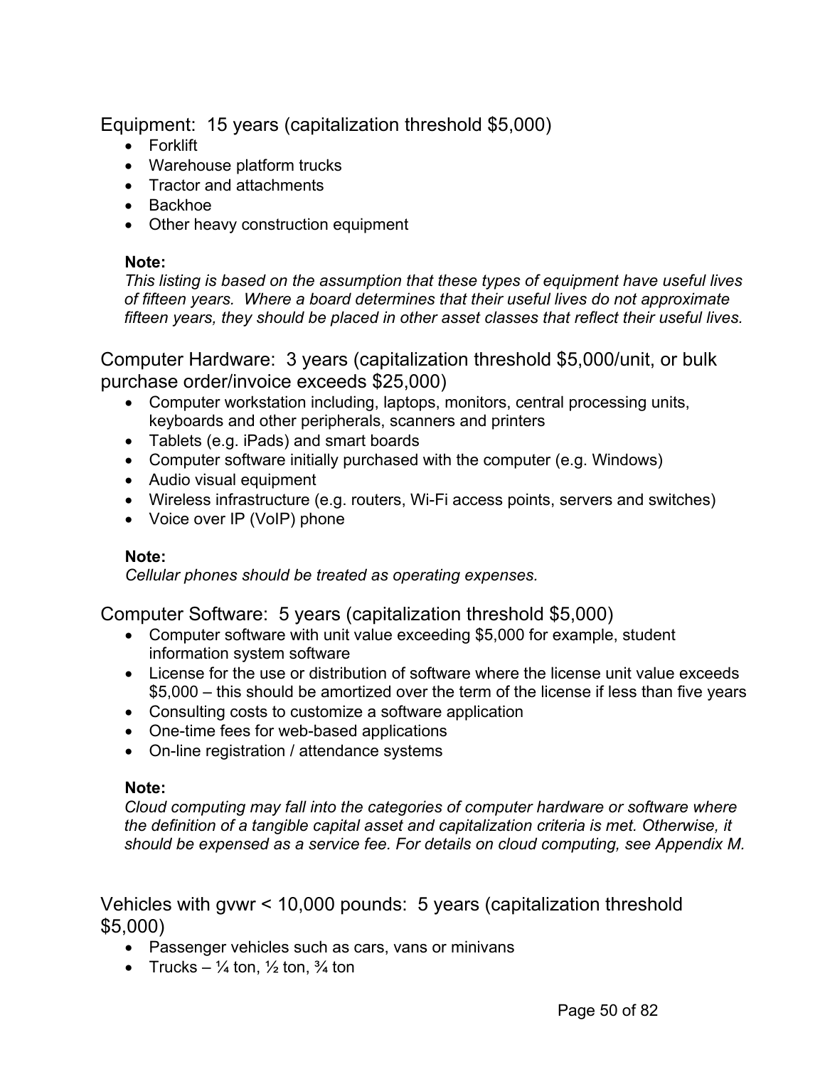## Equipment: 15 years (capitalization threshold $5,000)

- Forklift
- Warehouse platform trucks
- Tractor and attachments
- Backhoe
- Other heavy construction equipment

**Note:**
*This listing is based on the assumption that these types of equipment have useful lives of fifteen years. Where a board determines that their useful lives do not approximate fifteen years, they should be placed in other asset classes that reflect their useful lives.*

## Computer Hardware: 3 years (capitalization threshold $5,000/unit, or bulk purchase order/invoice exceeds $25,000)

- Computer workstation including, laptops, monitors, central processing units, keyboards and other peripherals, scanners and printers
- Tablets (e.g. iPads) and smart boards
- Computer software initially purchased with the computer (e.g. Windows)
- Audio visual equipment
- Wireless infrastructure (e.g. routers, Wi-Fi access points, servers and switches)
- Voice over IP (VoIP) phone

**Note:**
*Cellular phones should be treated as operating expenses.*

## Computer Software: 5 years (capitalization threshold $5,000)

- Computer software with unit value exceeding $5,000 for example, student information system software
- License for the use or distribution of software where the license unit value exceeds $5,000 – this should be amortized over the term of the license if less than five years
- Consulting costs to customize a software application
- One-time fees for web-based applications
- On-line registration / attendance systems

**Note:**
*Cloud computing may fall into the categories of computer hardware or software where the definition of a tangible capital asset and capitalization criteria is met. Otherwise, it should be expensed as a service fee. For details on cloud computing, see Appendix M.*

## Vehicles with gvwr < 10,000 pounds: 5 years (capitalization threshold $5,000)

- Passenger vehicles such as cars, vans or minivans
- Trucks – ¼ ton, ½ ton, ¾ ton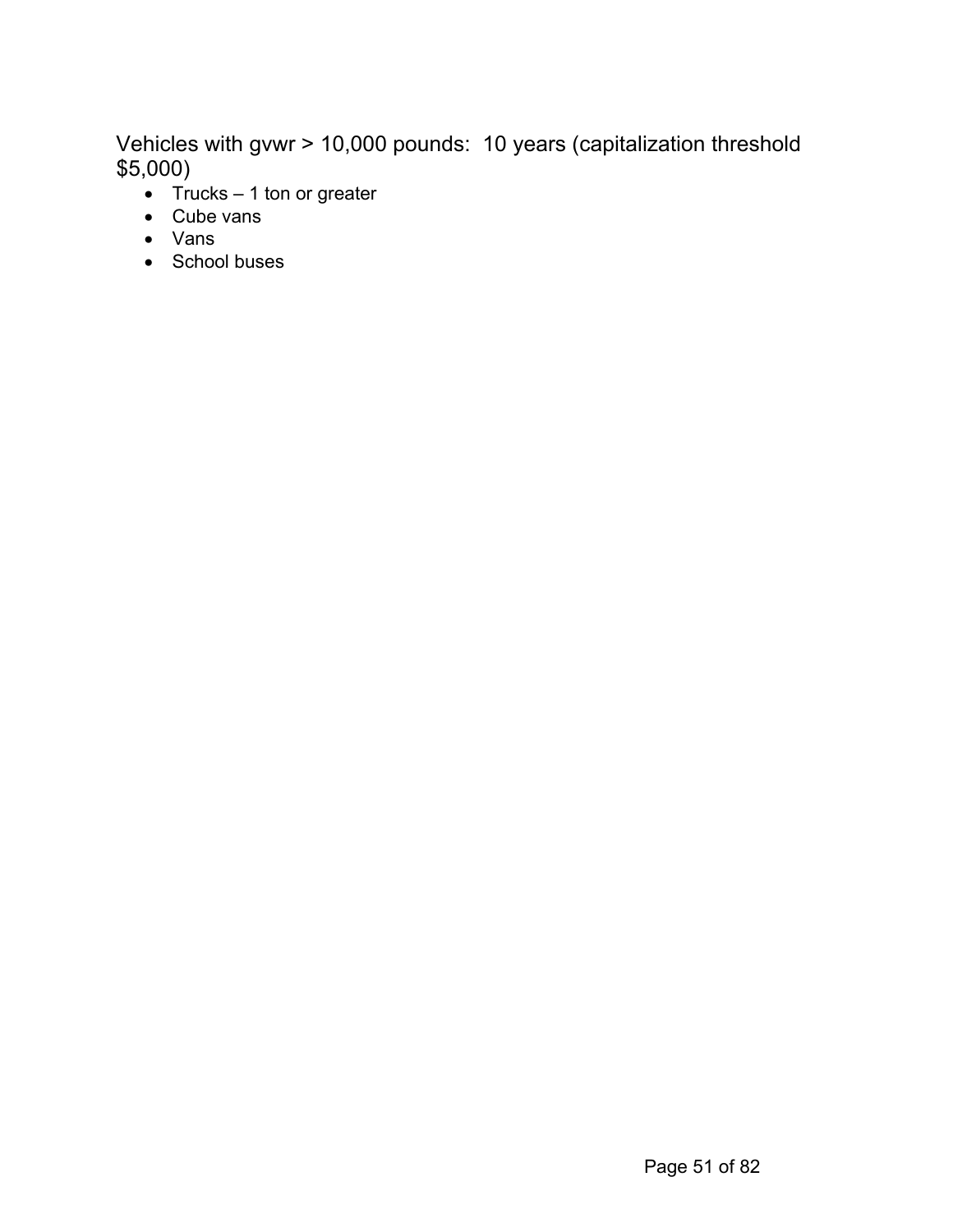Vehicles with gvwr > 10,000 pounds:  10 years (capitalization threshold $5,000)

- Trucks – 1 ton or greater
- Cube vans
- Vans
- School buses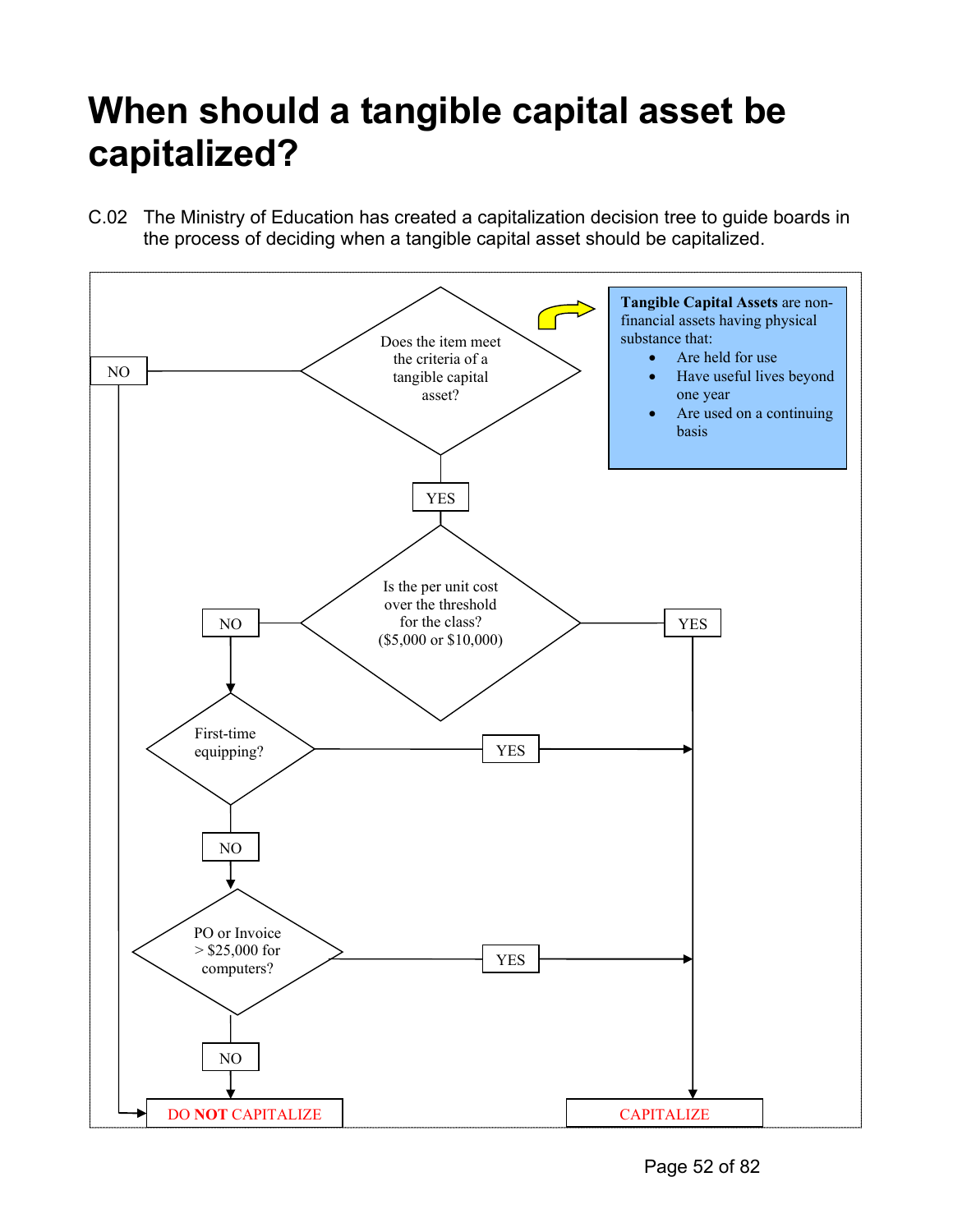# When should a tangible capital asset be capitalized?

C.02 The Ministry of Education has created a capitalization decision tree to guide boards in the process of deciding when a tangible capital asset should be capitalized.

**Tangible Capital Assets** are non-financial assets having physical substance that:

- Are held for use
- Have useful lives beyond one year
- Are used on a continuing basis

Does the item meet the criteria of a tangible capital asset?

- NO → DO NOT CAPITALIZE
- YES → Is the per unit cost over the threshold for the class? ($5,000 or $10,000)
  - YES → CAPITALIZE
  - NO → First-time equipping?
    - YES → CAPITALIZE
    - NO → PO or Invoice > $25,000 for computers?
      - YES → CAPITALIZE
      - NO → DO **NOT** CAPITALIZE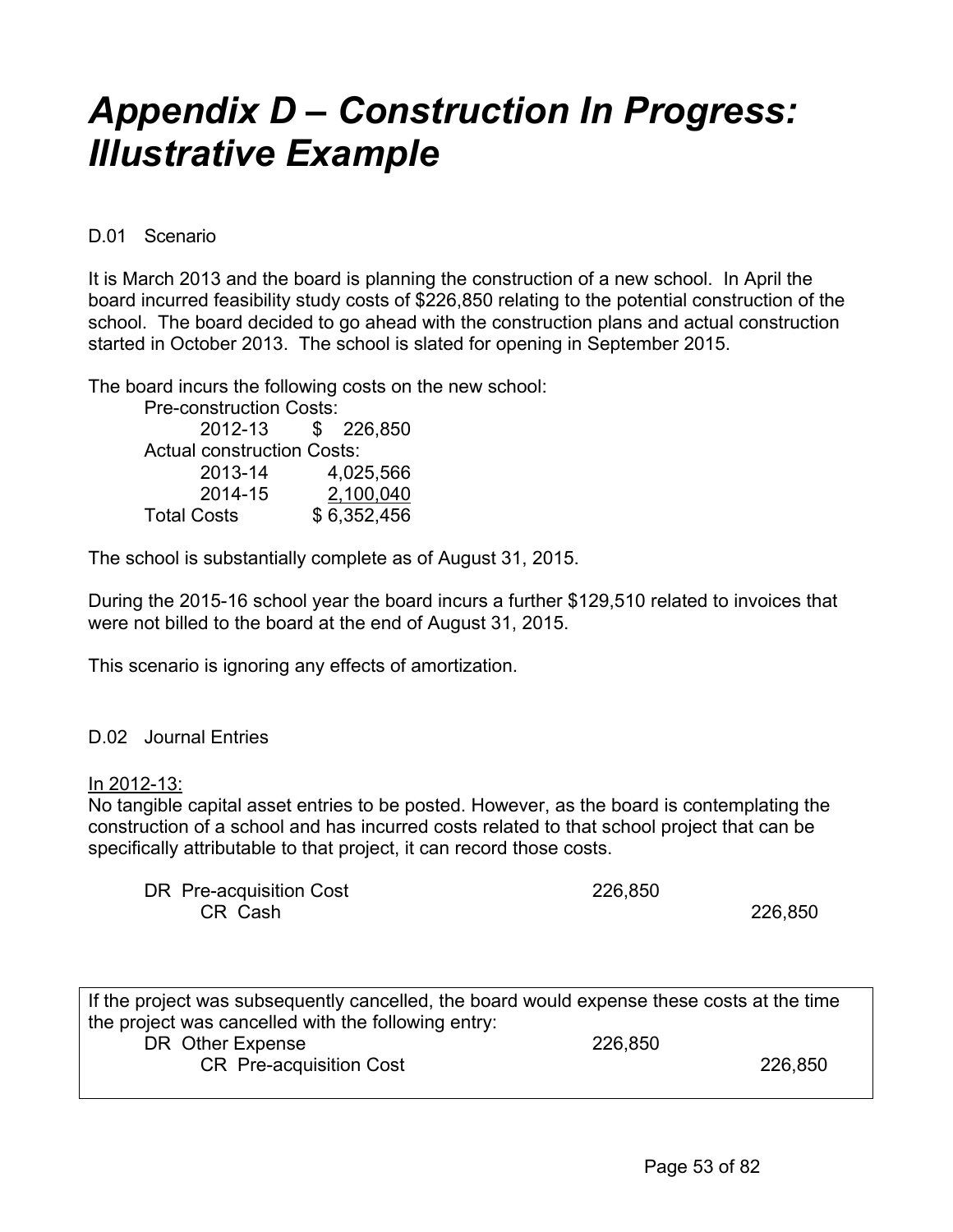# *Appendix D – Construction In Progress: Illustrative Example*

D.01 Scenario

It is March 2013 and the board is planning the construction of a new school. In April the board incurred feasibility study costs of $226,850 relating to the potential construction of the school. The board decided to go ahead with the construction plans and actual construction started in October 2013. The school is slated for opening in September 2015.

The board incurs the following costs on the new school:

| | |
|---|---|
| Pre-construction Costs: | |
| 2012-13 | $ 226,850 |
| Actual construction Costs: | |
| 2013-14 | 4,025,566 |
| 2014-15 | 2,100,040 |
| Total Costs | $ 6,352,456 |

The school is substantially complete as of August 31, 2015.

During the 2015-16 school year the board incurs a further $129,510 related to invoices that were not billed to the board at the end of August 31, 2015.

This scenario is ignoring any effects of amortization.

D.02 Journal Entries

In 2012-13:

No tangible capital asset entries to be posted. However, as the board is contemplating the construction of a school and has incurred costs related to that school project that can be specifically attributable to that project, it can record those costs.

| | DR | CR |
|---|---|---|
| DR Pre-acquisition Cost | 226,850 | |
| CR Cash | | 226,850 |

If the project was subsequently cancelled, the board would expense these costs at the time the project was cancelled with the following entry:

| | DR | CR |
|---|---|---|
| DR Other Expense | 226,850 | |
| CR Pre-acquisition Cost | | 226,850 |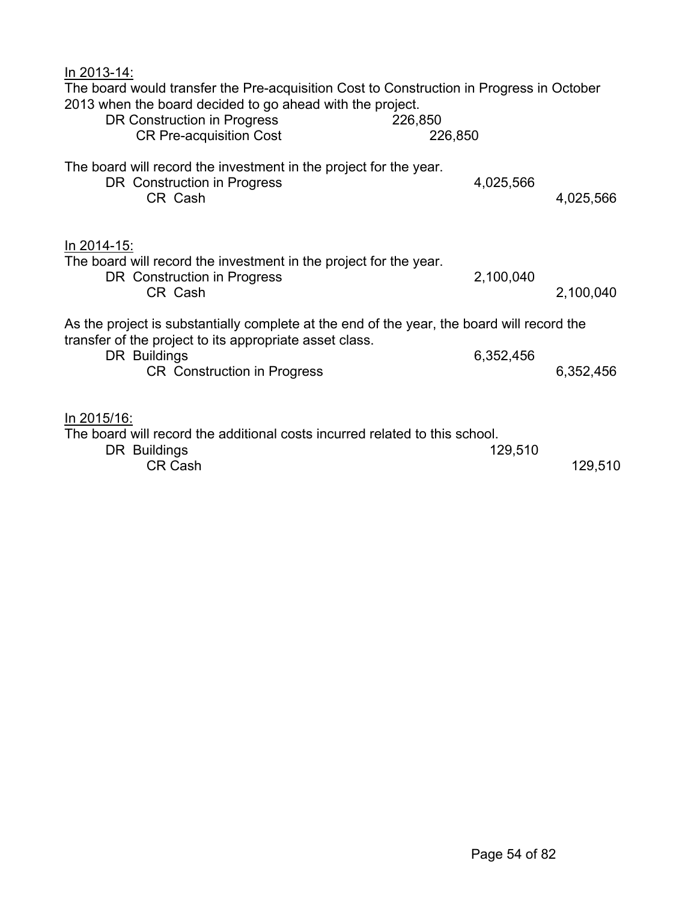In 2013-14:

The board would transfer the Pre-acquisition Cost to Construction in Progress in October 2013 when the board decided to go ahead with the project.

| | DR | CR |
|---|---|---|
| DR Construction in Progress | 226,850 | |
| CR Pre-acquisition Cost | | 226,850 |

The board will record the investment in the project for the year.

| | DR | CR |
|---|---|---|
| DR Construction in Progress | 4,025,566 | |
| CR Cash | | 4,025,566 |

In 2014-15:

The board will record the investment in the project for the year.

| | DR | CR |
|---|---|---|
| DR Construction in Progress | 2,100,040 | |
| CR Cash | | 2,100,040 |

As the project is substantially complete at the end of the year, the board will record the transfer of the project to its appropriate asset class.

| | DR | CR |
|---|---|---|
| DR Buildings | 6,352,456 | |
| CR Construction in Progress | | 6,352,456 |

In 2015/16:

The board will record the additional costs incurred related to this school.

| | DR | CR |
|---|---|---|
| DR Buildings | 129,510 | |
| CR Cash | | 129,510 |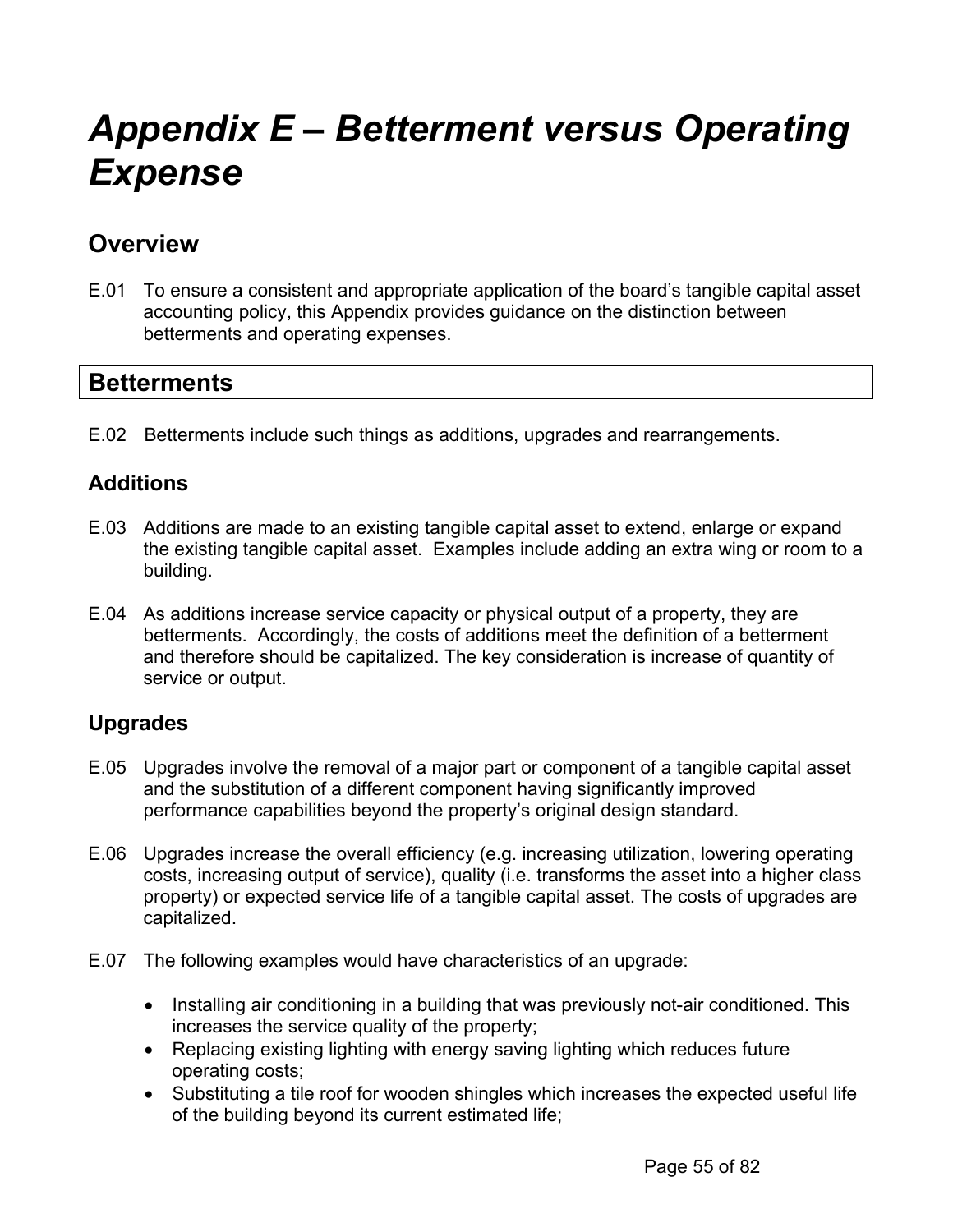# Appendix E – Betterment versus Operating Expense

## Overview

E.01 To ensure a consistent and appropriate application of the board's tangible capital asset accounting policy, this Appendix provides guidance on the distinction between betterments and operating expenses.

## Betterments

E.02 Betterments include such things as additions, upgrades and rearrangements.

### Additions

E.03 Additions are made to an existing tangible capital asset to extend, enlarge or expand the existing tangible capital asset. Examples include adding an extra wing or room to a building.

E.04 As additions increase service capacity or physical output of a property, they are betterments. Accordingly, the costs of additions meet the definition of a betterment and therefore should be capitalized. The key consideration is increase of quantity of service or output.

### Upgrades

E.05 Upgrades involve the removal of a major part or component of a tangible capital asset and the substitution of a different component having significantly improved performance capabilities beyond the property's original design standard.

E.06 Upgrades increase the overall efficiency (e.g. increasing utilization, lowering operating costs, increasing output of service), quality (i.e. transforms the asset into a higher class property) or expected service life of a tangible capital asset. The costs of upgrades are capitalized.

E.07 The following examples would have characteristics of an upgrade:

- Installing air conditioning in a building that was previously not-air conditioned. This increases the service quality of the property;
- Replacing existing lighting with energy saving lighting which reduces future operating costs;
- Substituting a tile roof for wooden shingles which increases the expected useful life of the building beyond its current estimated life;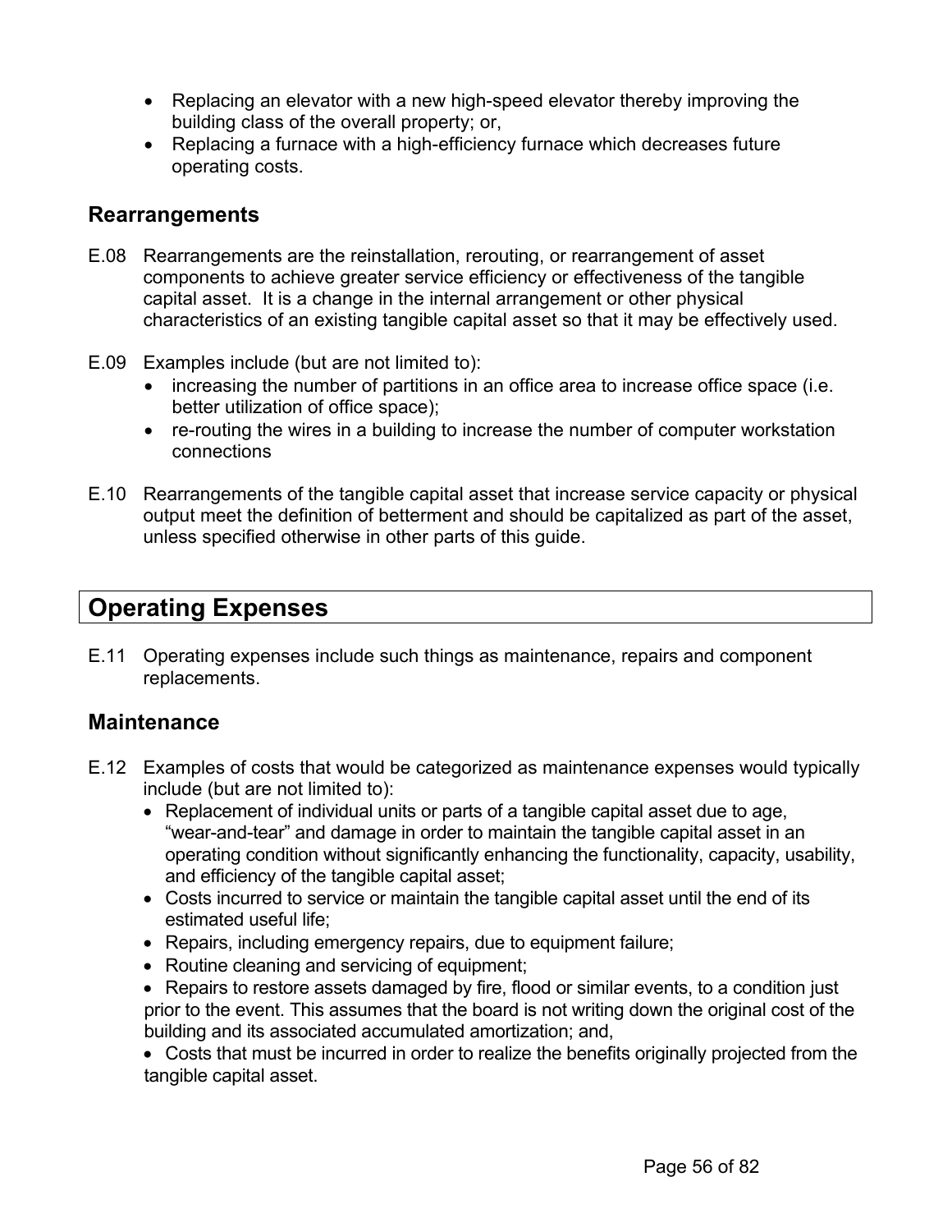- Replacing an elevator with a new high-speed elevator thereby improving the building class of the overall property; or,
- Replacing a furnace with a high-efficiency furnace which decreases future operating costs.

### Rearrangements

E.08 Rearrangements are the reinstallation, rerouting, or rearrangement of asset components to achieve greater service efficiency or effectiveness of the tangible capital asset. It is a change in the internal arrangement or other physical characteristics of an existing tangible capital asset so that it may be effectively used.

E.09 Examples include (but are not limited to):

- increasing the number of partitions in an office area to increase office space (i.e. better utilization of office space);
- re-routing the wires in a building to increase the number of computer workstation connections

E.10 Rearrangements of the tangible capital asset that increase service capacity or physical output meet the definition of betterment and should be capitalized as part of the asset, unless specified otherwise in other parts of this guide.

## Operating Expenses

E.11 Operating expenses include such things as maintenance, repairs and component replacements.

### Maintenance

E.12 Examples of costs that would be categorized as maintenance expenses would typically include (but are not limited to):

- Replacement of individual units or parts of a tangible capital asset due to age, "wear-and-tear" and damage in order to maintain the tangible capital asset in an operating condition without significantly enhancing the functionality, capacity, usability, and efficiency of the tangible capital asset;
- Costs incurred to service or maintain the tangible capital asset until the end of its estimated useful life;
- Repairs, including emergency repairs, due to equipment failure;
- Routine cleaning and servicing of equipment;
- Repairs to restore assets damaged by fire, flood or similar events, to a condition just prior to the event. This assumes that the board is not writing down the original cost of the building and its associated accumulated amortization; and,
- Costs that must be incurred in order to realize the benefits originally projected from the tangible capital asset.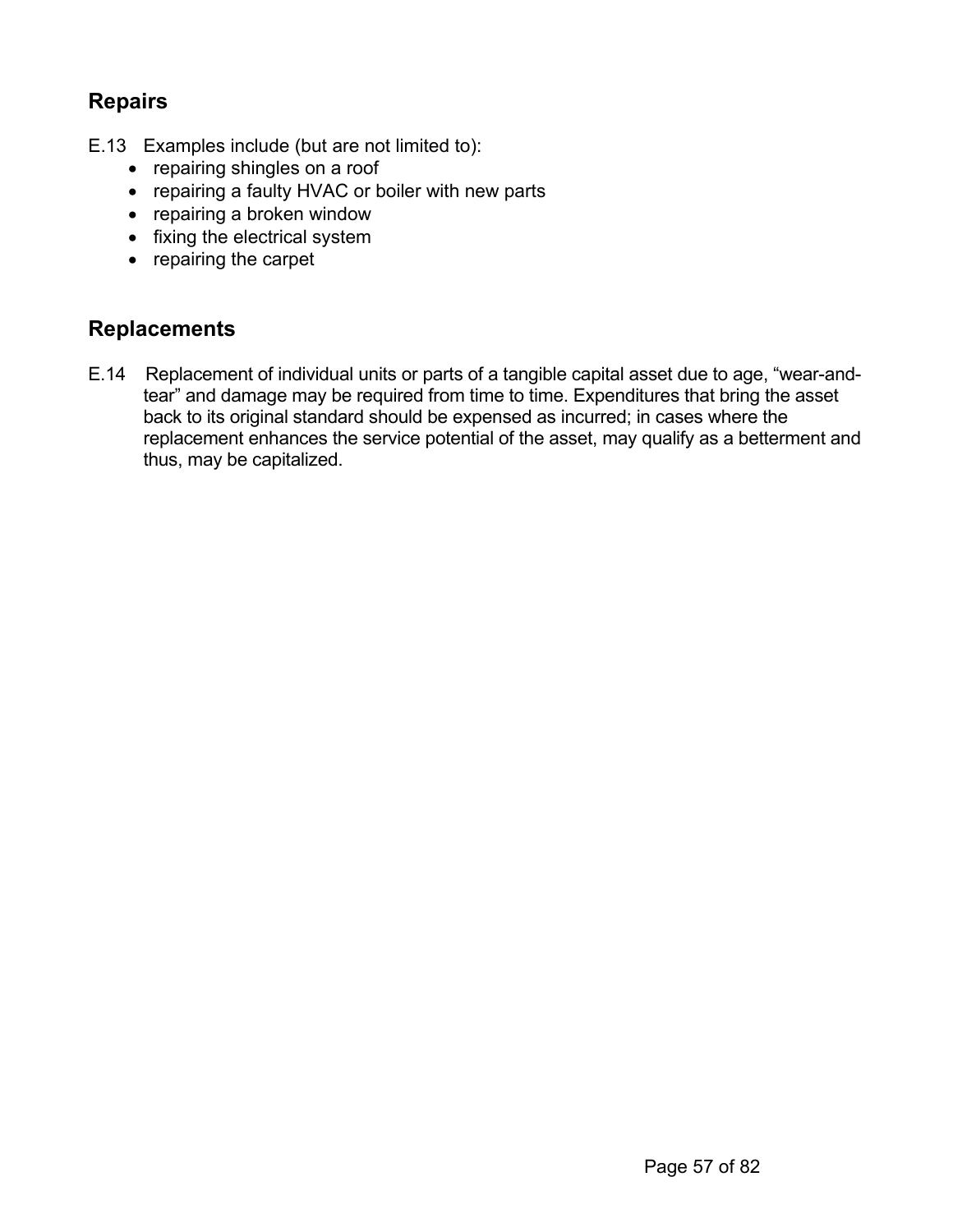## Repairs

E.13 Examples include (but are not limited to):

- repairing shingles on a roof
- repairing a faulty HVAC or boiler with new parts
- repairing a broken window
- fixing the electrical system
- repairing the carpet

## Replacements

E.14 Replacement of individual units or parts of a tangible capital asset due to age, "wear-and-tear" and damage may be required from time to time. Expenditures that bring the asset back to its original standard should be expensed as incurred; in cases where the replacement enhances the service potential of the asset, may qualify as a betterment and thus, may be capitalized.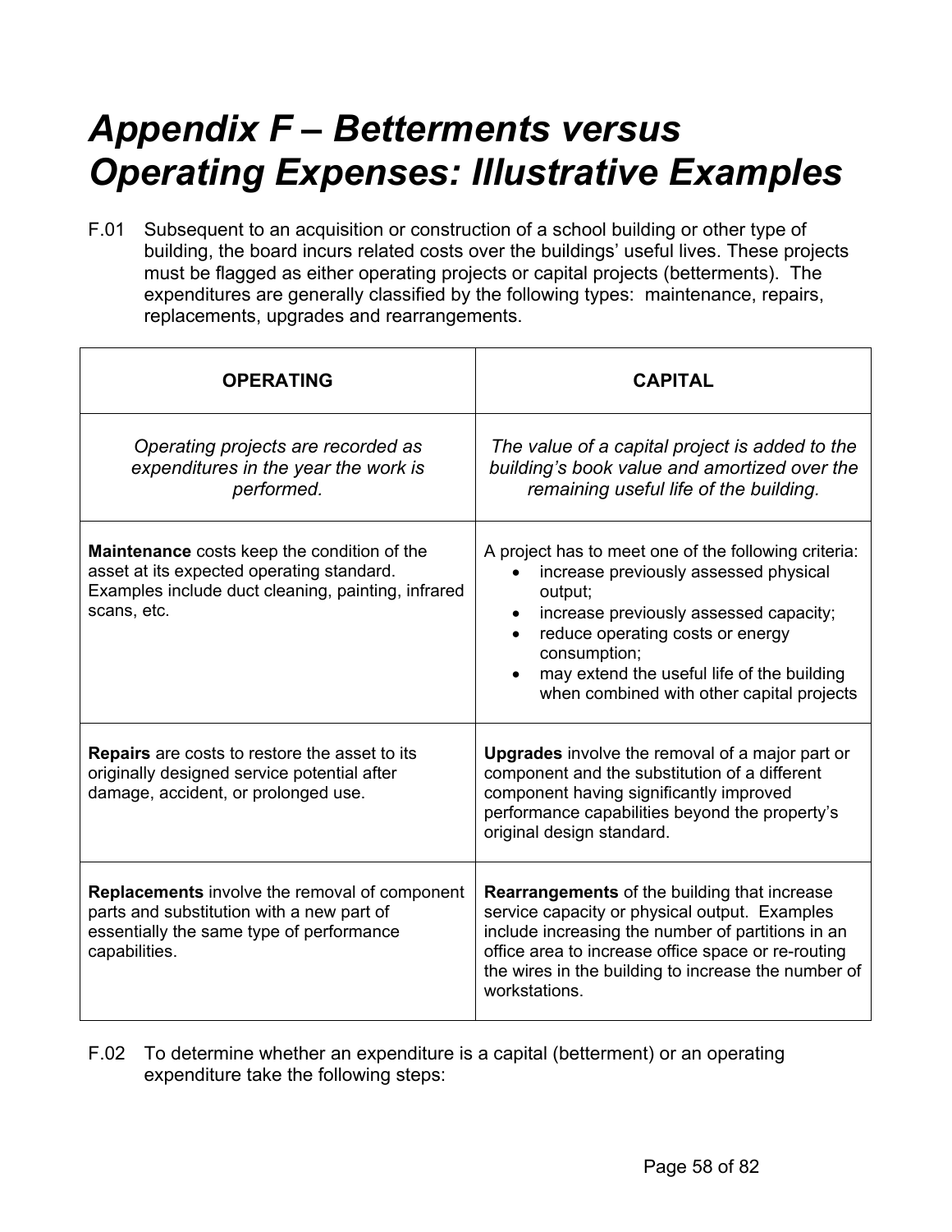# *Appendix F – Betterments versus Operating Expenses: Illustrative Examples*

F.01 Subsequent to an acquisition or construction of a school building or other type of building, the board incurs related costs over the buildings' useful lives. These projects must be flagged as either operating projects or capital projects (betterments). The expenditures are generally classified by the following types: maintenance, repairs, replacements, upgrades and rearrangements.

| **OPERATING** | **CAPITAL** |
|---|---|
| *Operating projects are recorded as expenditures in the year the work is performed.* | *The value of a capital project is added to the building's book value and amortized over the remaining useful life of the building.* |
| **Maintenance** costs keep the condition of the asset at its expected operating standard. Examples include duct cleaning, painting, infrared scans, etc. | A project has to meet one of the following criteria:<br>• increase previously assessed physical output;<br>• increase previously assessed capacity;<br>• reduce operating costs or energy consumption;<br>• may extend the useful life of the building when combined with other capital projects |
| **Repairs** are costs to restore the asset to its originally designed service potential after damage, accident, or prolonged use. | **Upgrades** involve the removal of a major part or component and the substitution of a different component having significantly improved performance capabilities beyond the property's original design standard. |
| **Replacements** involve the removal of component parts and substitution with a new part of essentially the same type of performance capabilities. | **Rearrangements** of the building that increase service capacity or physical output. Examples include increasing the number of partitions in an office area to increase office space or re-routing the wires in the building to increase the number of workstations. |

F.02 To determine whether an expenditure is a capital (betterment) or an operating expenditure take the following steps: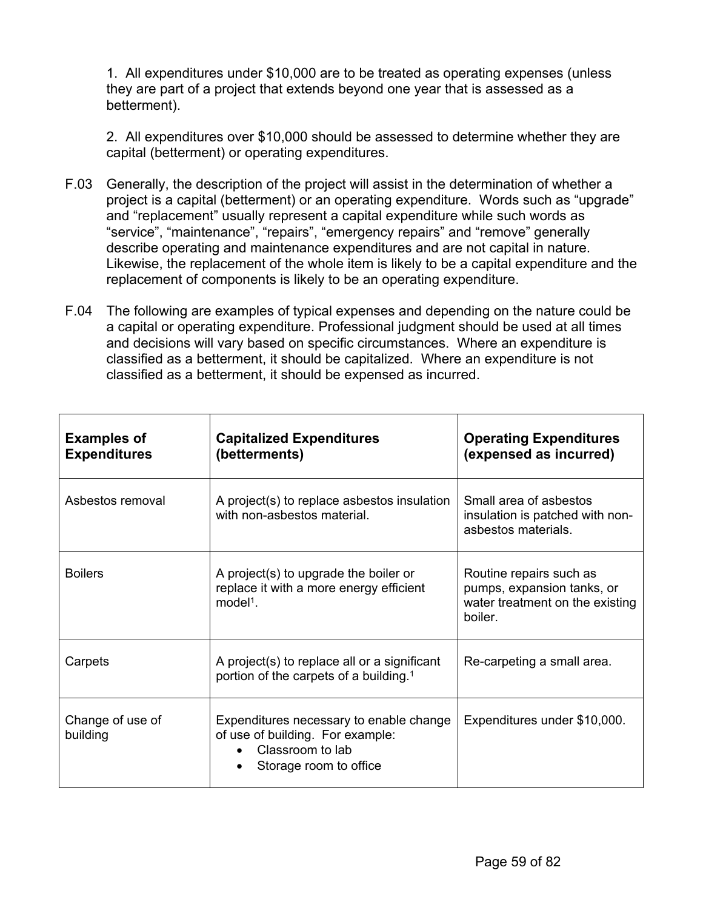1. All expenditures under $10,000 are to be treated as operating expenses (unless they are part of a project that extends beyond one year that is assessed as a betterment).

2. All expenditures over $10,000 should be assessed to determine whether they are capital (betterment) or operating expenditures.

F.03 Generally, the description of the project will assist in the determination of whether a project is a capital (betterment) or an operating expenditure. Words such as “upgrade” and “replacement” usually represent a capital expenditure while such words as “service”, “maintenance”, “repairs”, “emergency repairs” and “remove” generally describe operating and maintenance expenditures and are not capital in nature. Likewise, the replacement of the whole item is likely to be a capital expenditure and the replacement of components is likely to be an operating expenditure.

F.04 The following are examples of typical expenses and depending on the nature could be a capital or operating expenditure. Professional judgment should be used at all times and decisions will vary based on specific circumstances. Where an expenditure is classified as a betterment, it should be capitalized. Where an expenditure is not classified as a betterment, it should be expensed as incurred.

| **Examples of Expenditures** | **Capitalized Expenditures (betterments)** | **Operating Expenditures (expensed as incurred)** |
|---|---|---|
| Asbestos removal | A project(s) to replace asbestos insulation with non-asbestos material. | Small area of asbestos insulation is patched with non-asbestos materials. |
| Boilers | A project(s) to upgrade the boiler or replace it with a more energy efficient model[1]. | Routine repairs such as pumps, expansion tanks, or water treatment on the existing boiler. |
| Carpets | A project(s) to replace all or a significant portion of the carpets of a building.[1] | Re-carpeting a small area. |
| Change of use of building | Expenditures necessary to enable change of use of building. For example: <br>• Classroom to lab <br>• Storage room to office | Expenditures under $10,000. |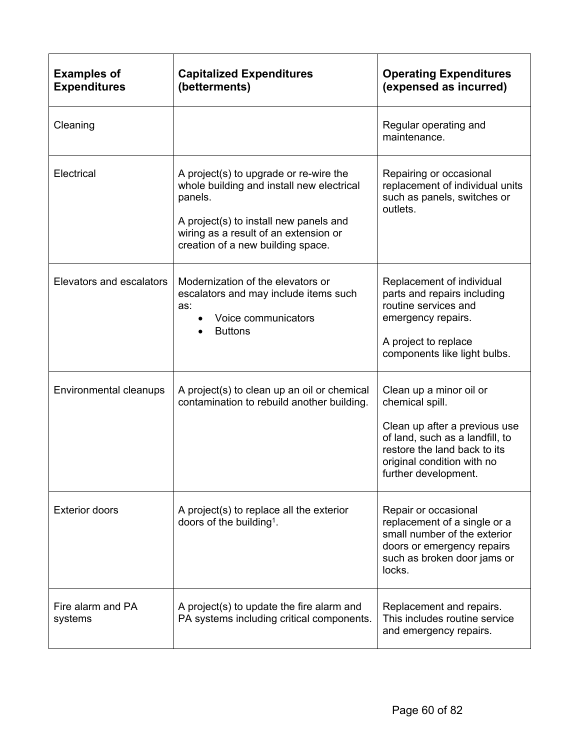| Examples of Expenditures | Capitalized Expenditures (betterments) | Operating Expenditures (expensed as incurred) |
|---|---|---|
| Cleaning | | Regular operating and maintenance. |
| Electrical | A project(s) to upgrade or re-wire the whole building and install new electrical panels.<br><br>A project(s) to install new panels and wiring as a result of an extension or creation of a new building space. | Repairing or occasional replacement of individual units such as panels, switches or outlets. |
| Elevators and escalators | Modernization of the elevators or escalators and may include items such as:<br>• Voice communicators<br>• Buttons | Replacement of individual parts and repairs including routine services and emergency repairs.<br><br>A project to replace components like light bulbs. |
| Environmental cleanups | A project(s) to clean up an oil or chemical contamination to rebuild another building. | Clean up a minor oil or chemical spill.<br><br>Clean up after a previous use of land, such as a landfill, to restore the land back to its original condition with no further development. |
| Exterior doors | A project(s) to replace all the exterior doors of the building[1]. | Repair or occasional replacement of a single or a small number of the exterior doors or emergency repairs such as broken door jams or locks. |
| Fire alarm and PA systems | A project(s) to update the fire alarm and PA systems including critical components. | Replacement and repairs. This includes routine service and emergency repairs. |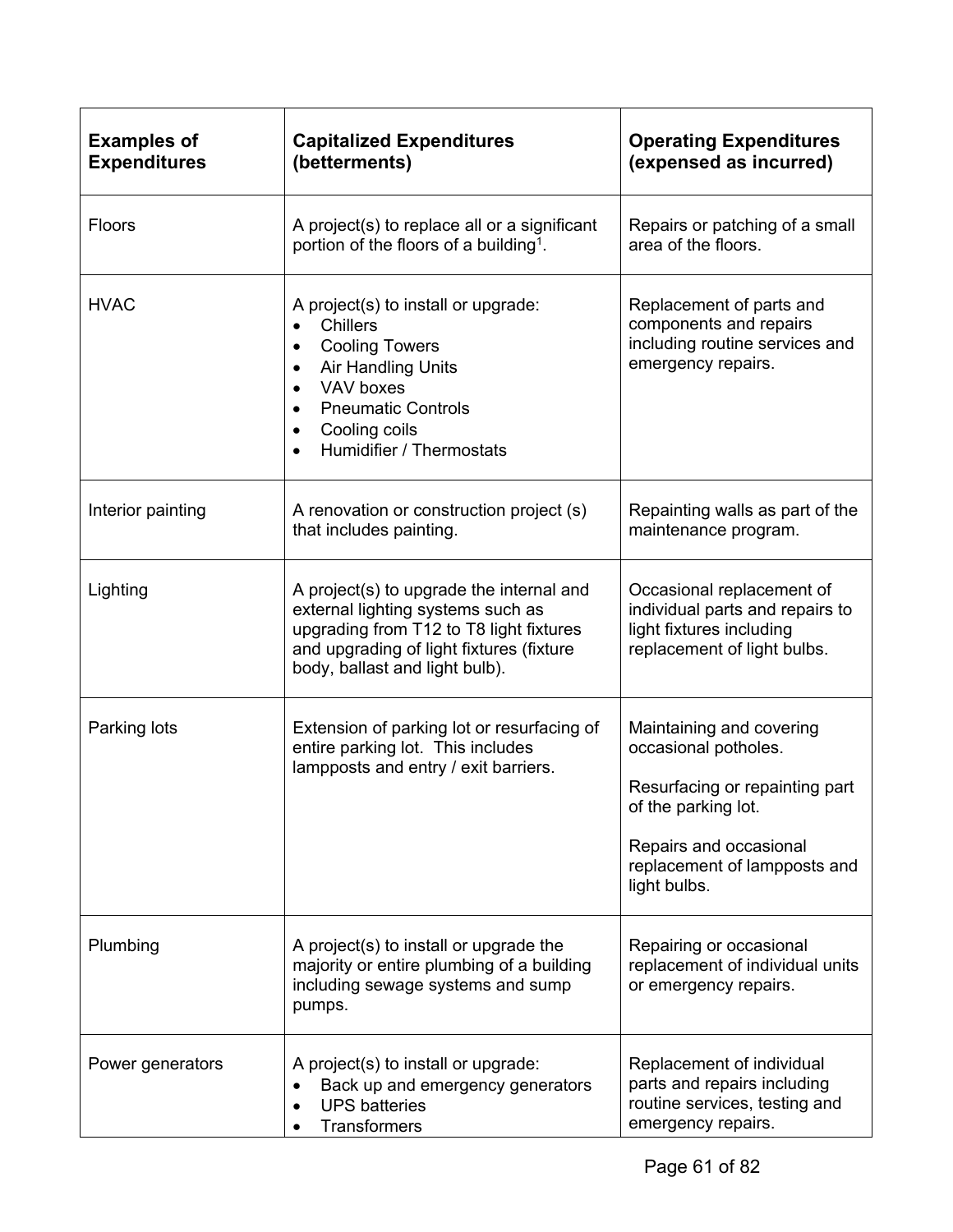| Examples of Expenditures | Capitalized Expenditures (betterments) | Operating Expenditures (expensed as incurred) |
|---|---|---|
| Floors | A project(s) to replace all or a significant portion of the floors of a building[1]. | Repairs or patching of a small area of the floors. |
| HVAC | A project(s) to install or upgrade:<br>• Chillers<br>• Cooling Towers<br>• Air Handling Units<br>• VAV boxes<br>• Pneumatic Controls<br>• Cooling coils<br>• Humidifier / Thermostats | Replacement of parts and components and repairs including routine services and emergency repairs. |
| Interior painting | A renovation or construction project (s) that includes painting. | Repainting walls as part of the maintenance program. |
| Lighting | A project(s) to upgrade the internal and external lighting systems such as upgrading from T12 to T8 light fixtures and upgrading of light fixtures (fixture body, ballast and light bulb). | Occasional replacement of individual parts and repairs to light fixtures including replacement of light bulbs. |
| Parking lots | Extension of parking lot or resurfacing of entire parking lot. This includes lampposts and entry / exit barriers. | Maintaining and covering occasional potholes.<br><br>Resurfacing or repainting part of the parking lot.<br><br>Repairs and occasional replacement of lampposts and light bulbs. |
| Plumbing | A project(s) to install or upgrade the majority or entire plumbing of a building including sewage systems and sump pumps. | Repairing or occasional replacement of individual units or emergency repairs. |
| Power generators | A project(s) to install or upgrade:<br>• Back up and emergency generators<br>• UPS batteries<br>• Transformers | Replacement of individual parts and repairs including routine services, testing and emergency repairs. |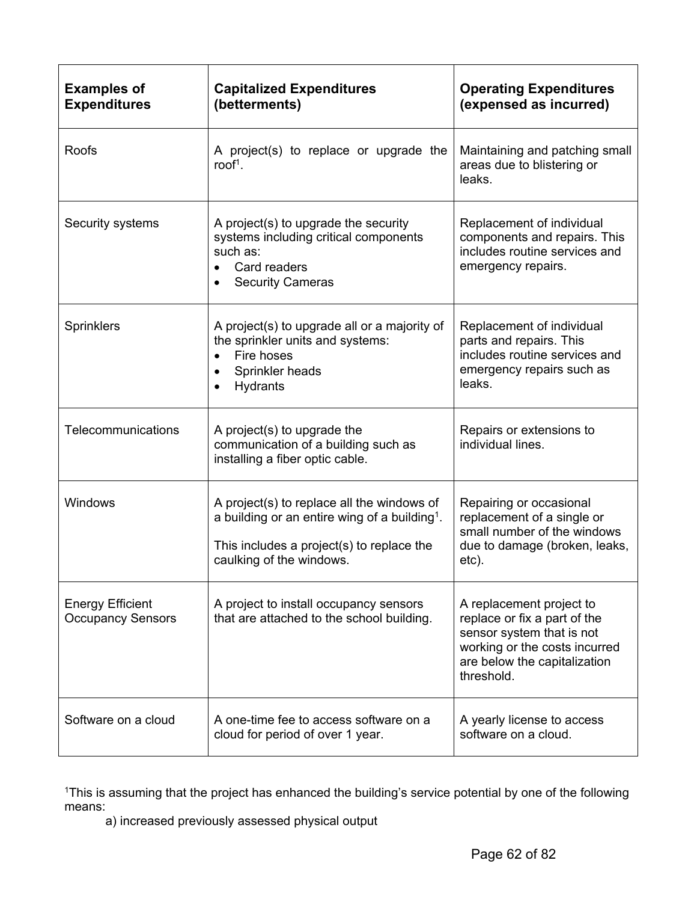| Examples of Expenditures | Capitalized Expenditures (betterments) | Operating Expenditures (expensed as incurred) |
|---|---|---|
| Roofs | A project(s) to replace or upgrade the roof[1]. | Maintaining and patching small areas due to blistering or leaks. |
| Security systems | A project(s) to upgrade the security systems including critical components such as:<br>• Card readers<br>• Security Cameras | Replacement of individual components and repairs. This includes routine services and emergency repairs. |
| Sprinklers | A project(s) to upgrade all or a majority of the sprinkler units and systems:<br>• Fire hoses<br>• Sprinkler heads<br>• Hydrants | Replacement of individual parts and repairs. This includes routine services and emergency repairs such as leaks. |
| Telecommunications | A project(s) to upgrade the communication of a building such as installing a fiber optic cable. | Repairs or extensions to individual lines. |
| Windows | A project(s) to replace all the windows of a building or an entire wing of a building[1].<br><br>This includes a project(s) to replace the caulking of the windows. | Repairing or occasional replacement of a single or small number of the windows due to damage (broken, leaks, etc). |
| Energy Efficient Occupancy Sensors | A project to install occupancy sensors that are attached to the school building. | A replacement project to replace or fix a part of the sensor system that is not working or the costs incurred are below the capitalization threshold. |
| Software on a cloud | A one-time fee to access software on a cloud for period of over 1 year. | A yearly license to access software on a cloud. |

[1]This is assuming that the project has enhanced the building's service potential by one of the following means:

a) increased previously assessed physical output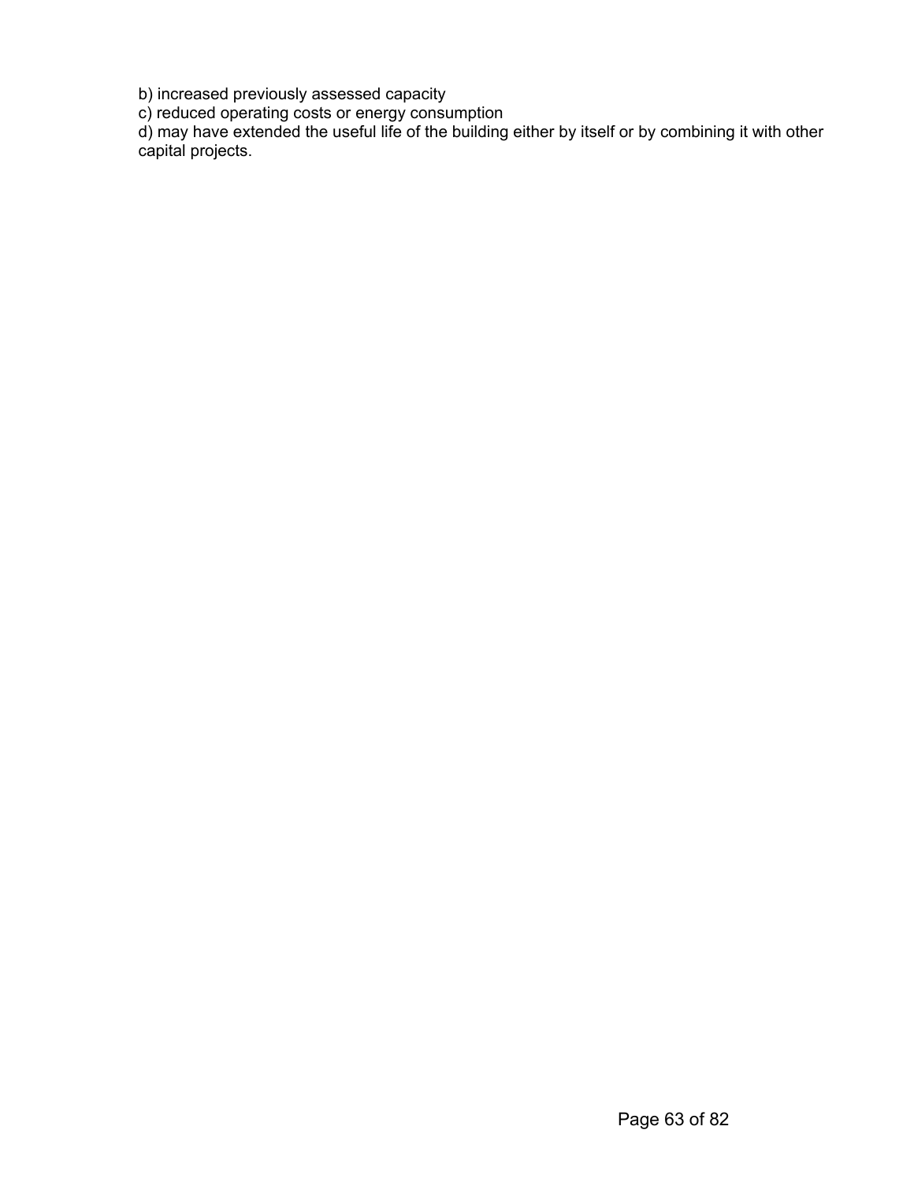b) increased previously assessed capacity
c) reduced operating costs or energy consumption
d) may have extended the useful life of the building either by itself or by combining it with other capital projects.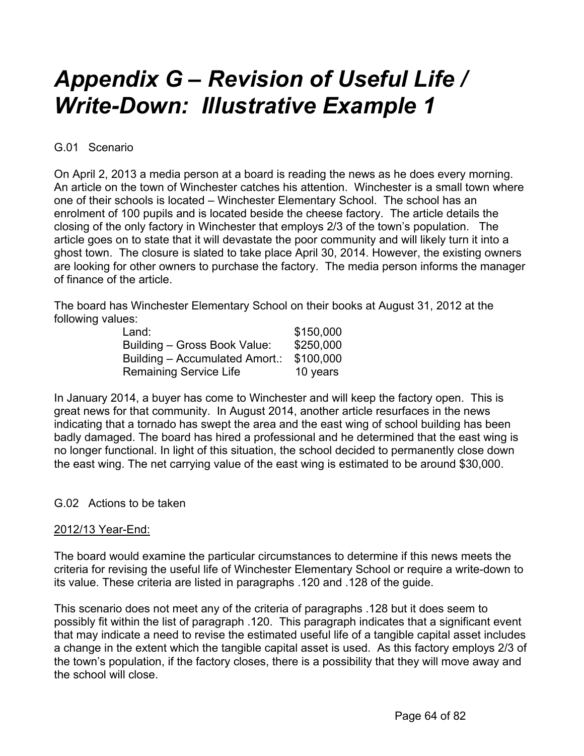# *Appendix G – Revision of Useful Life / Write-Down: Illustrative Example 1*

G.01 Scenario

On April 2, 2013 a media person at a board is reading the news as he does every morning. An article on the town of Winchester catches his attention. Winchester is a small town where one of their schools is located – Winchester Elementary School. The school has an enrolment of 100 pupils and is located beside the cheese factory. The article details the closing of the only factory in Winchester that employs 2/3 of the town's population. The article goes on to state that it will devastate the poor community and will likely turn it into a ghost town. The closure is slated to take place April 30, 2014. However, the existing owners are looking for other owners to purchase the factory. The media person informs the manager of finance of the article.

The board has Winchester Elementary School on their books at August 31, 2012 at the following values:

| | |
|---|---|
| Land: | \$150,000 |
| Building – Gross Book Value: | \$250,000 |
| Building – Accumulated Amort.: | \$100,000 |
| Remaining Service Life | 10 years |

In January 2014, a buyer has come to Winchester and will keep the factory open. This is great news for that community. In August 2014, another article resurfaces in the news indicating that a tornado has swept the area and the east wing of school building has been badly damaged. The board has hired a professional and he determined that the east wing is no longer functional. In light of this situation, the school decided to permanently close down the east wing. The net carrying value of the east wing is estimated to be around \$30,000.

G.02 Actions to be taken

<u>2012/13 Year-End:</u>

The board would examine the particular circumstances to determine if this news meets the criteria for revising the useful life of Winchester Elementary School or require a write-down to its value. These criteria are listed in paragraphs .120 and .128 of the guide.

This scenario does not meet any of the criteria of paragraphs .128 but it does seem to possibly fit within the list of paragraph .120. This paragraph indicates that a significant event that may indicate a need to revise the estimated useful life of a tangible capital asset includes a change in the extent which the tangible capital asset is used. As this factory employs 2/3 of the town's population, if the factory closes, there is a possibility that they will move away and the school will close.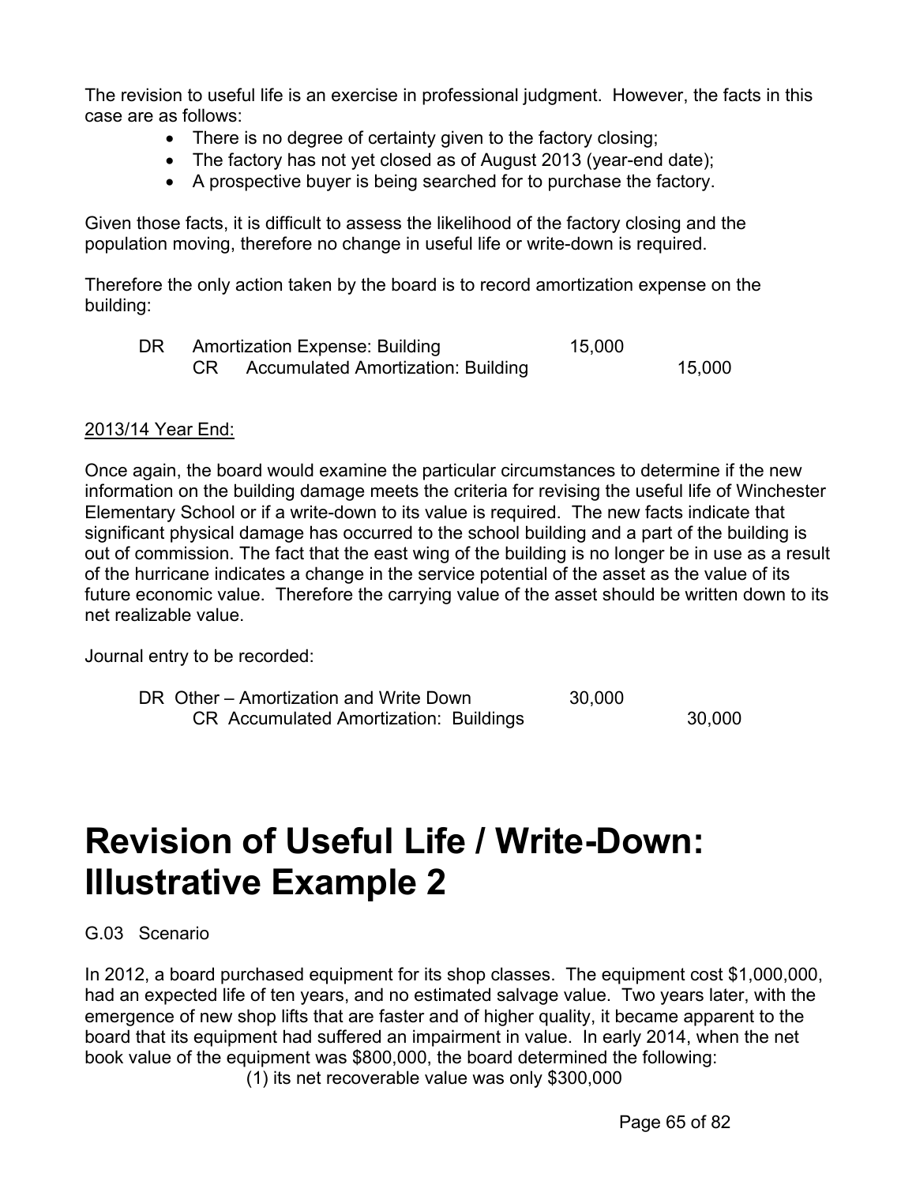The revision to useful life is an exercise in professional judgment. However, the facts in this case are as follows:

- There is no degree of certainty given to the factory closing;
- The factory has not yet closed as of August 2013 (year-end date);
- A prospective buyer is being searched for to purchase the factory.

Given those facts, it is difficult to assess the likelihood of the factory closing and the population moving, therefore no change in useful life or write-down is required.

Therefore the only action taken by the board is to record amortization expense on the building:

| | | Debit | Credit |
|---|---|---|---|
| DR | Amortization Expense: Building | 15,000 | |
| | CR Accumulated Amortization: Building | | 15,000 |

2013/14 Year End:

Once again, the board would examine the particular circumstances to determine if the new information on the building damage meets the criteria for revising the useful life of Winchester Elementary School or if a write-down to its value is required. The new facts indicate that significant physical damage has occurred to the school building and a part of the building is out of commission. The fact that the east wing of the building is no longer be in use as a result of the hurricane indicates a change in the service potential of the asset as the value of its future economic value. Therefore the carrying value of the asset should be written down to its net realizable value.

Journal entry to be recorded:

| | Debit | Credit |
|---|---|---|
| DR Other – Amortization and Write Down | 30,000 | |
| CR Accumulated Amortization: Buildings | | 30,000 |

# Revision of Useful Life / Write-Down: Illustrative Example 2

G.03 Scenario

In 2012, a board purchased equipment for its shop classes. The equipment cost $1,000,000, had an expected life of ten years, and no estimated salvage value. Two years later, with the emergence of new shop lifts that are faster and of higher quality, it became apparent to the board that its equipment had suffered an impairment in value. In early 2014, when the net book value of the equipment was $800,000, the board determined the following:

(1) its net recoverable value was only $300,000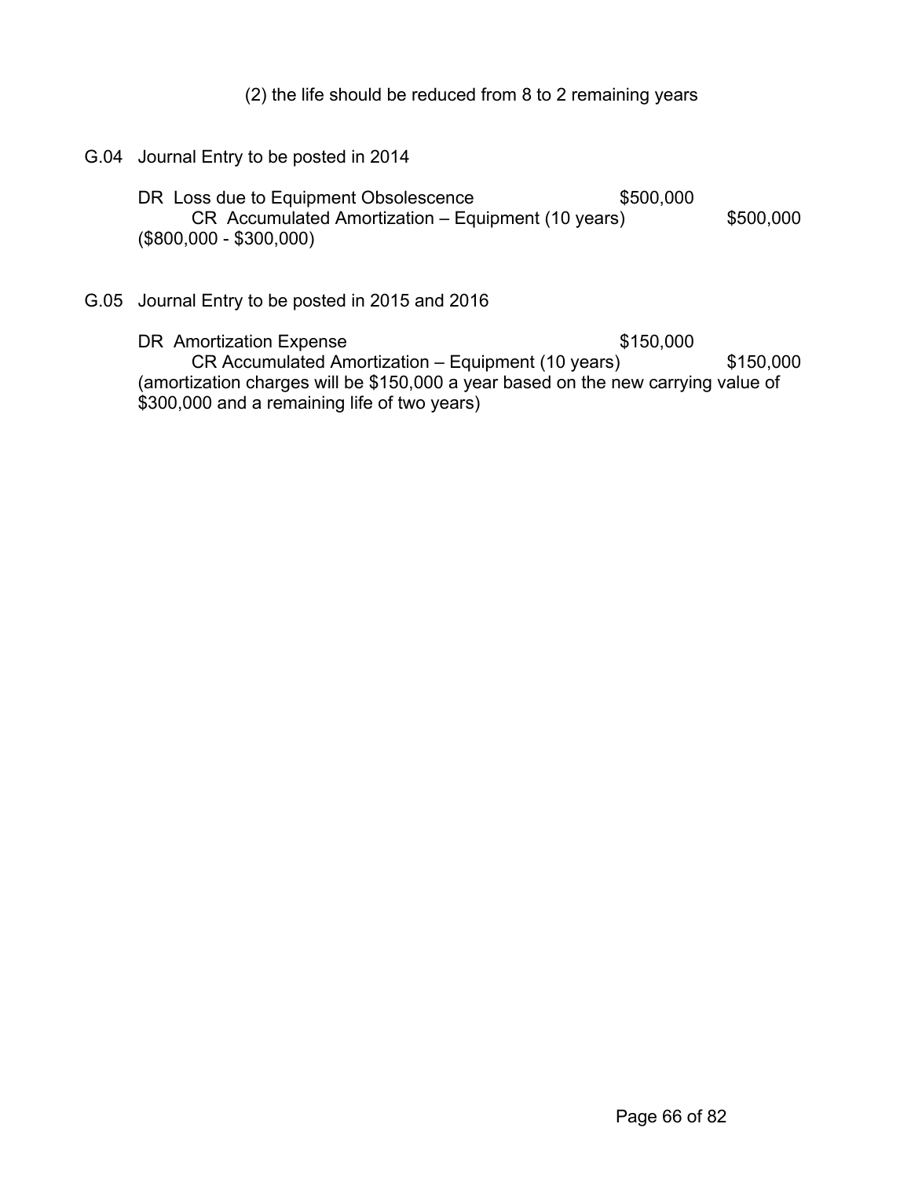(2) the life should be reduced from 8 to 2 remaining years

G.04 Journal Entry to be posted in 2014

DR Loss due to Equipment Obsolescence $500,000
    CR Accumulated Amortization – Equipment (10 years) $500,000
($800,000 - $300,000)

G.05 Journal Entry to be posted in 2015 and 2016

DR Amortization Expense $150,000
    CR Accumulated Amortization – Equipment (10 years) $150,000
(amortization charges will be $150,000 a year based on the new carrying value of $300,000 and a remaining life of two years)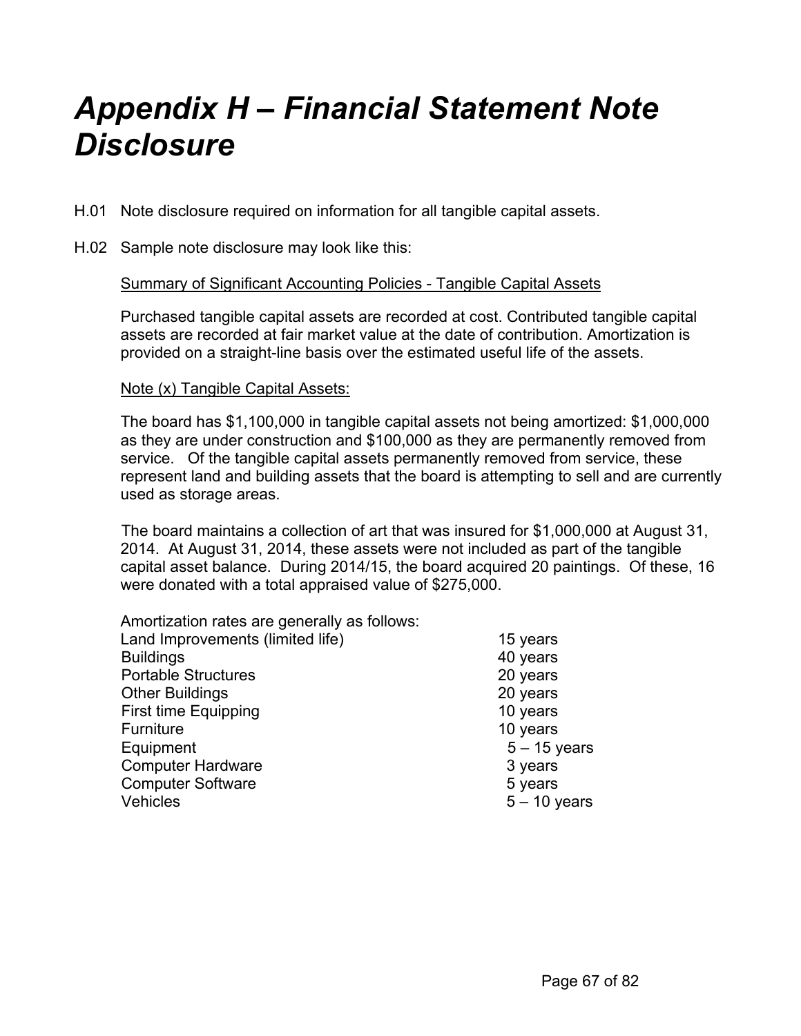# *Appendix H – Financial Statement Note Disclosure*

H.01 Note disclosure required on information for all tangible capital assets.

H.02 Sample note disclosure may look like this:

<u>Summary of Significant Accounting Policies - Tangible Capital Assets</u>

Purchased tangible capital assets are recorded at cost. Contributed tangible capital assets are recorded at fair market value at the date of contribution. Amortization is provided on a straight-line basis over the estimated useful life of the assets.

<u>Note (x) Tangible Capital Assets:</u>

The board has $1,100,000 in tangible capital assets not being amortized: $1,000,000 as they are under construction and $100,000 as they are permanently removed from service. Of the tangible capital assets permanently removed from service, these represent land and building assets that the board is attempting to sell and are currently used as storage areas.

The board maintains a collection of art that was insured for $1,000,000 at August 31, 2014. At August 31, 2014, these assets were not included as part of the tangible capital asset balance. During 2014/15, the board acquired 20 paintings. Of these, 16 were donated with a total appraised value of $275,000.

Amortization rates are generally as follows:

| | |
|---|---|
| Land Improvements (limited life) | 15 years |
| Buildings | 40 years |
| Portable Structures | 20 years |
| Other Buildings | 20 years |
| First time Equipping | 10 years |
| Furniture | 10 years |
| Equipment | 5 – 15 years |
| Computer Hardware | 3 years |
| Computer Software | 5 years |
| Vehicles | 5 – 10 years |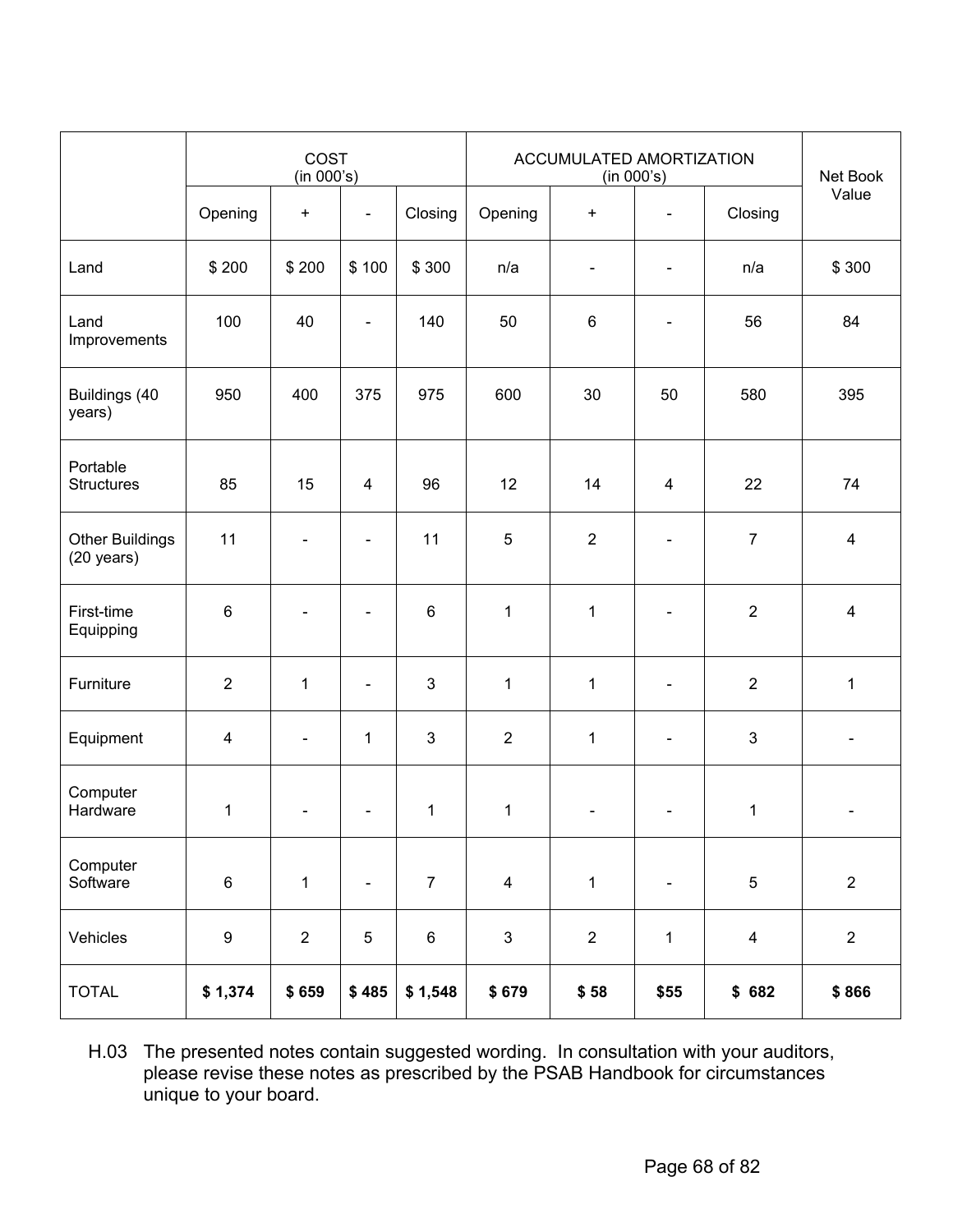| | COST (in 000's) | | | | ACCUMULATED AMORTIZATION (in 000's) | | | | Net Book Value |
|---|---|---|---|---|---|---|---|---|---|
| | Opening | + | - | Closing | Opening | + | - | Closing | |
| Land | $ 200 | $ 200 | $ 100 | $ 300 | n/a | - | - | n/a | $ 300 |
| Land Improvements | 100 | 40 | - | 140 | 50 | 6 | - | 56 | 84 |
| Buildings (40 years) | 950 | 400 | 375 | 975 | 600 | 30 | 50 | 580 | 395 |
| Portable Structures | 85 | 15 | 4 | 96 | 12 | 14 | 4 | 22 | 74 |
| Other Buildings (20 years) | 11 | - | - | 11 | 5 | 2 | - | 7 | 4 |
| First-time Equipping | 6 | - | - | 6 | 1 | 1 | - | 2 | 4 |
| Furniture | 2 | 1 | - | 3 | 1 | 1 | - | 2 | 1 |
| Equipment | 4 | - | 1 | 3 | 2 | 1 | - | 3 | - |
| Computer Hardware | 1 | - | - | 1 | 1 | - | - | 1 | - |
| Computer Software | 6 | 1 | - | 7 | 4 | 1 | - | 5 | 2 |
| Vehicles | 9 | 2 | 5 | 6 | 3 | 2 | 1 | 4 | 2 |
| TOTAL | **$ 1,374** | **$ 659** | **$ 485** | **$ 1,548** | **$ 679** | **$ 58** | **$55** | **$ 682** | **$ 866** |

H.03 The presented notes contain suggested wording. In consultation with your auditors, please revise these notes as prescribed by the PSAB Handbook for circumstances unique to your board.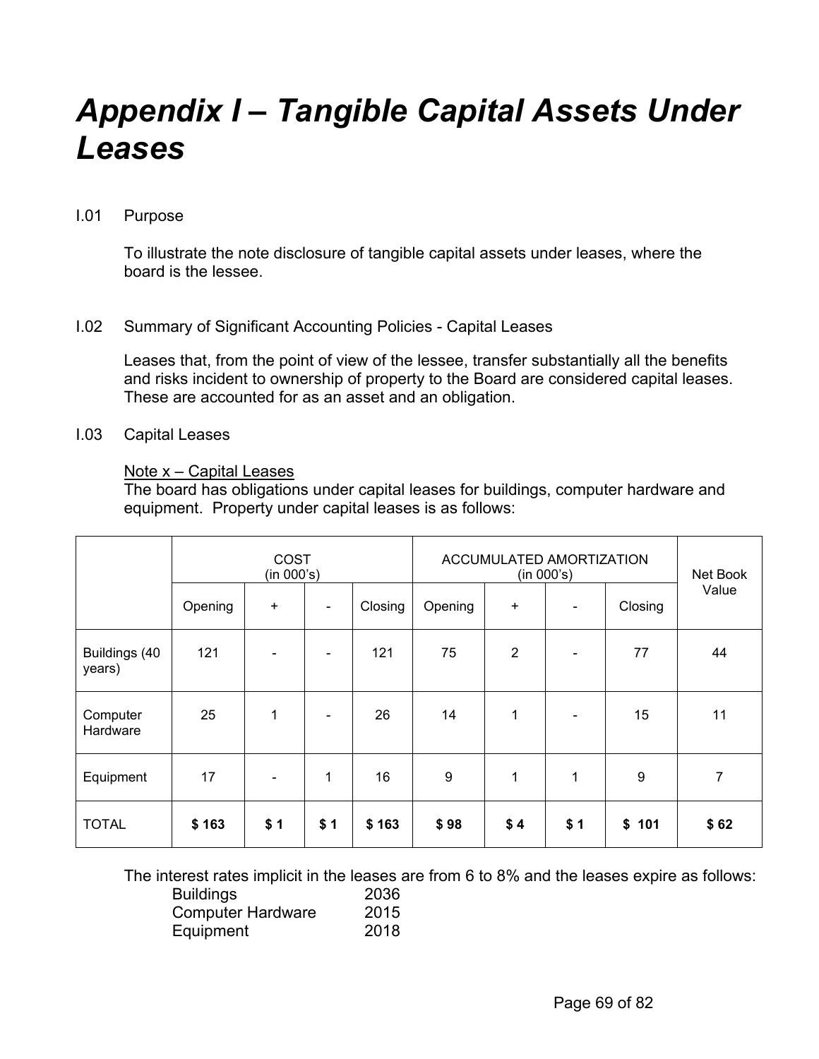# *Appendix I – Tangible Capital Assets Under Leases*

I.01 Purpose

To illustrate the note disclosure of tangible capital assets under leases, where the board is the lessee.

I.02 Summary of Significant Accounting Policies - Capital Leases

Leases that, from the point of view of the lessee, transfer substantially all the benefits and risks incident to ownership of property to the Board are considered capital leases. These are accounted for as an asset and an obligation.

I.03 Capital Leases

<u>Note x – Capital Leases</u>
The board has obligations under capital leases for buildings, computer hardware and equipment. Property under capital leases is as follows:

| | COST (in 000's) | | | | ACCUMULATED AMORTIZATION (in 000's) | | | | Net Book Value |
|---|---|---|---|---|---|---|---|---|---|
| | Opening | + | - | Closing | Opening | + | - | Closing | |
| Buildings (40 years) | 121 | - | - | 121 | 75 | 2 | - | 77 | 44 |
| Computer Hardware | 25 | 1 | - | 26 | 14 | 1 | - | 15 | 11 |
| Equipment | 17 | - | 1 | 16 | 9 | 1 | 1 | 9 | 7 |
| TOTAL | **$ 163** | **$ 1** | **$ 1** | **$ 163** | **$ 98** | **$ 4** | **$ 1** | **$ 101** | **$ 62** |

The interest rates implicit in the leases are from 6 to 8% and the leases expire as follows:

| | |
|---|---|
| Buildings | 2036 |
| Computer Hardware | 2015 |
| Equipment | 2018 |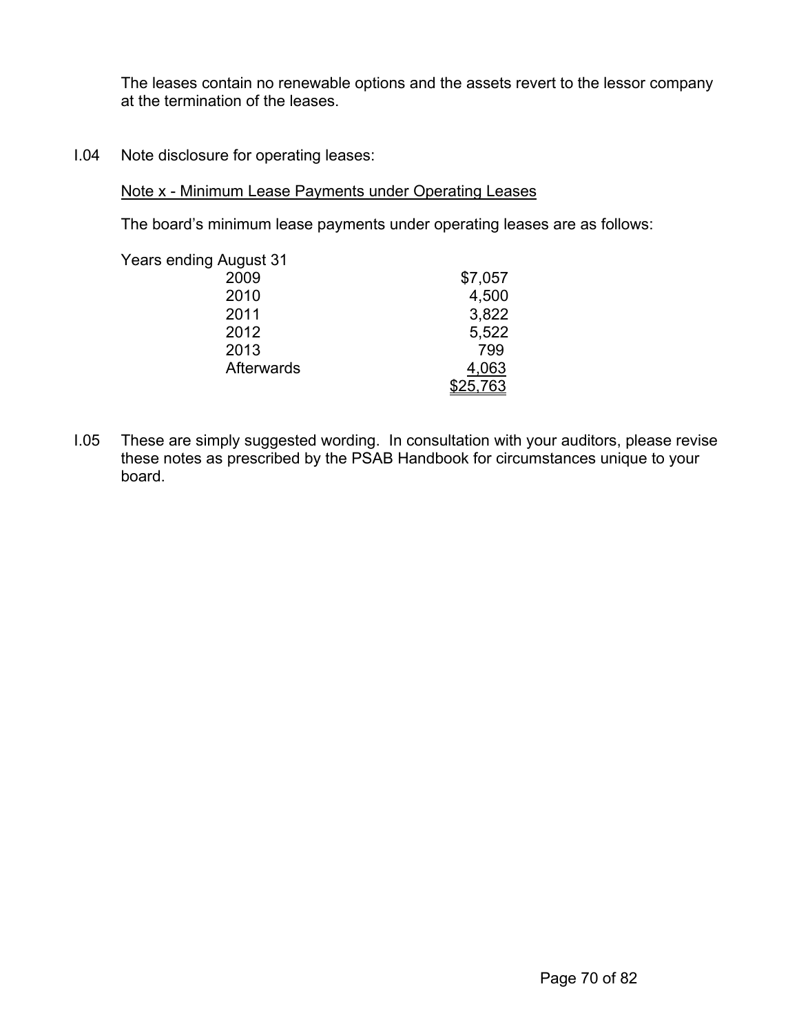The leases contain no renewable options and the assets revert to the lessor company at the termination of the leases.

I.04 Note disclosure for operating leases:

Note x - Minimum Lease Payments under Operating Leases

The board's minimum lease payments under operating leases are as follows:

| Years ending August 31 | |
|---|---|
| 2009 | $7,057 |
| 2010 | 4,500 |
| 2011 | 3,822 |
| 2012 | 5,522 |
| 2013 | 799 |
| Afterwards | 4,063 |
| | $25,763 |

I.05 These are simply suggested wording. In consultation with your auditors, please revise these notes as prescribed by the PSAB Handbook for circumstances unique to your board.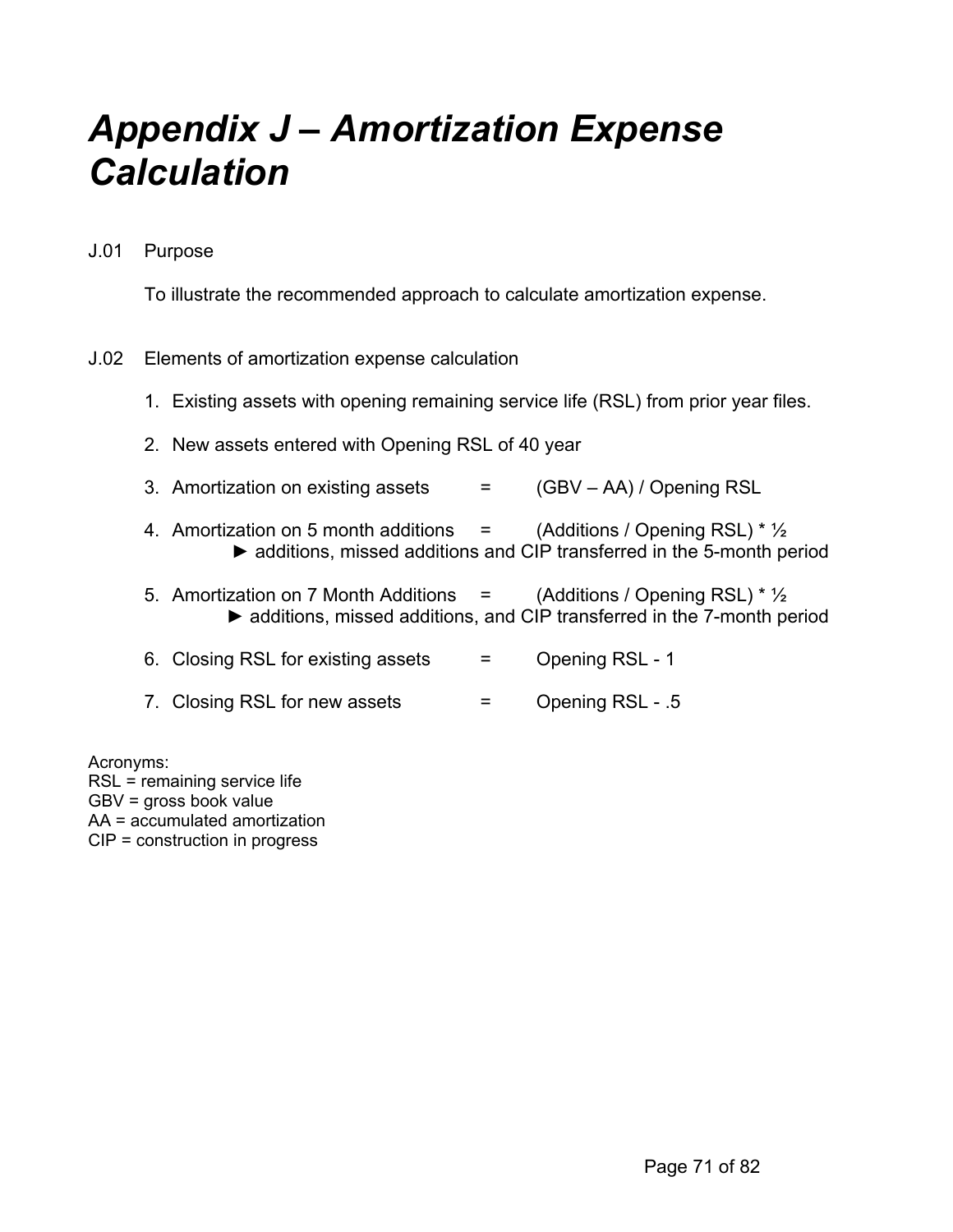# *Appendix J – Amortization Expense Calculation*

J.01 Purpose

To illustrate the recommended approach to calculate amortization expense.

J.02 Elements of amortization expense calculation

1. Existing assets with opening remaining service life (RSL) from prior year files.

2. New assets entered with Opening RSL of 40 year

3. Amortization on existing assets = (GBV – AA) / Opening RSL

4. Amortization on 5 month additions = (Additions / Opening RSL) * ½
   ► additions, missed additions and CIP transferred in the 5-month period

5. Amortization on 7 Month Additions = (Additions / Opening RSL) * ½
   ► additions, missed additions, and CIP transferred in the 7-month period

6. Closing RSL for existing assets = Opening RSL - 1

7. Closing RSL for new assets = Opening RSL - .5

Acronyms:
RSL = remaining service life
GBV = gross book value
AA = accumulated amortization
CIP = construction in progress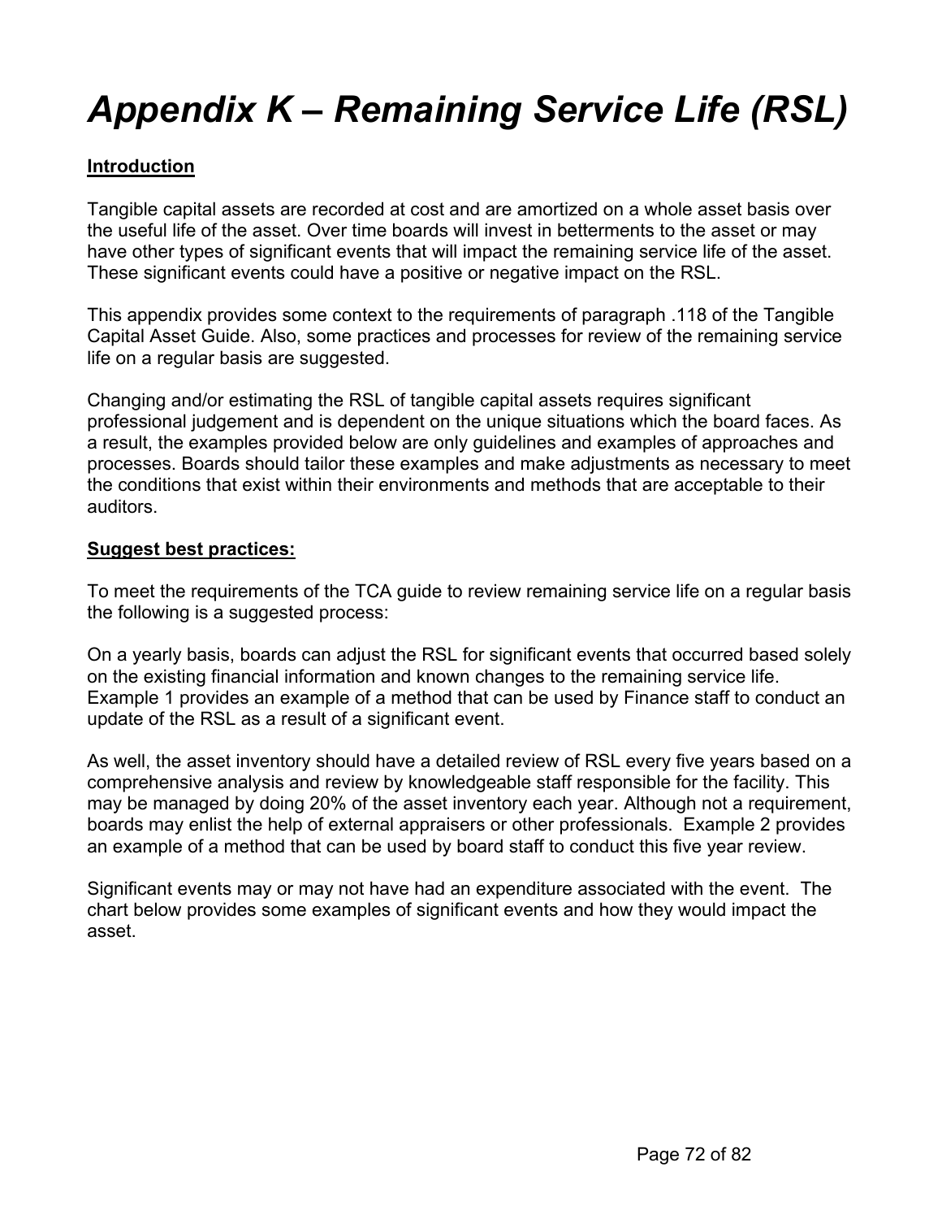# *Appendix K – Remaining Service Life (RSL)*

**<u>Introduction</u>**

Tangible capital assets are recorded at cost and are amortized on a whole asset basis over the useful life of the asset. Over time boards will invest in betterments to the asset or may have other types of significant events that will impact the remaining service life of the asset. These significant events could have a positive or negative impact on the RSL.

This appendix provides some context to the requirements of paragraph .118 of the Tangible Capital Asset Guide. Also, some practices and processes for review of the remaining service life on a regular basis are suggested.

Changing and/or estimating the RSL of tangible capital assets requires significant professional judgement and is dependent on the unique situations which the board faces. As a result, the examples provided below are only guidelines and examples of approaches and processes. Boards should tailor these examples and make adjustments as necessary to meet the conditions that exist within their environments and methods that are acceptable to their auditors.

**<u>Suggest best practices:</u>**

To meet the requirements of the TCA guide to review remaining service life on a regular basis the following is a suggested process:

On a yearly basis, boards can adjust the RSL for significant events that occurred based solely on the existing financial information and known changes to the remaining service life. Example 1 provides an example of a method that can be used by Finance staff to conduct an update of the RSL as a result of a significant event.

As well, the asset inventory should have a detailed review of RSL every five years based on a comprehensive analysis and review by knowledgeable staff responsible for the facility. This may be managed by doing 20% of the asset inventory each year. Although not a requirement, boards may enlist the help of external appraisers or other professionals. Example 2 provides an example of a method that can be used by board staff to conduct this five year review.

Significant events may or may not have had an expenditure associated with the event. The chart below provides some examples of significant events and how they would impact the asset.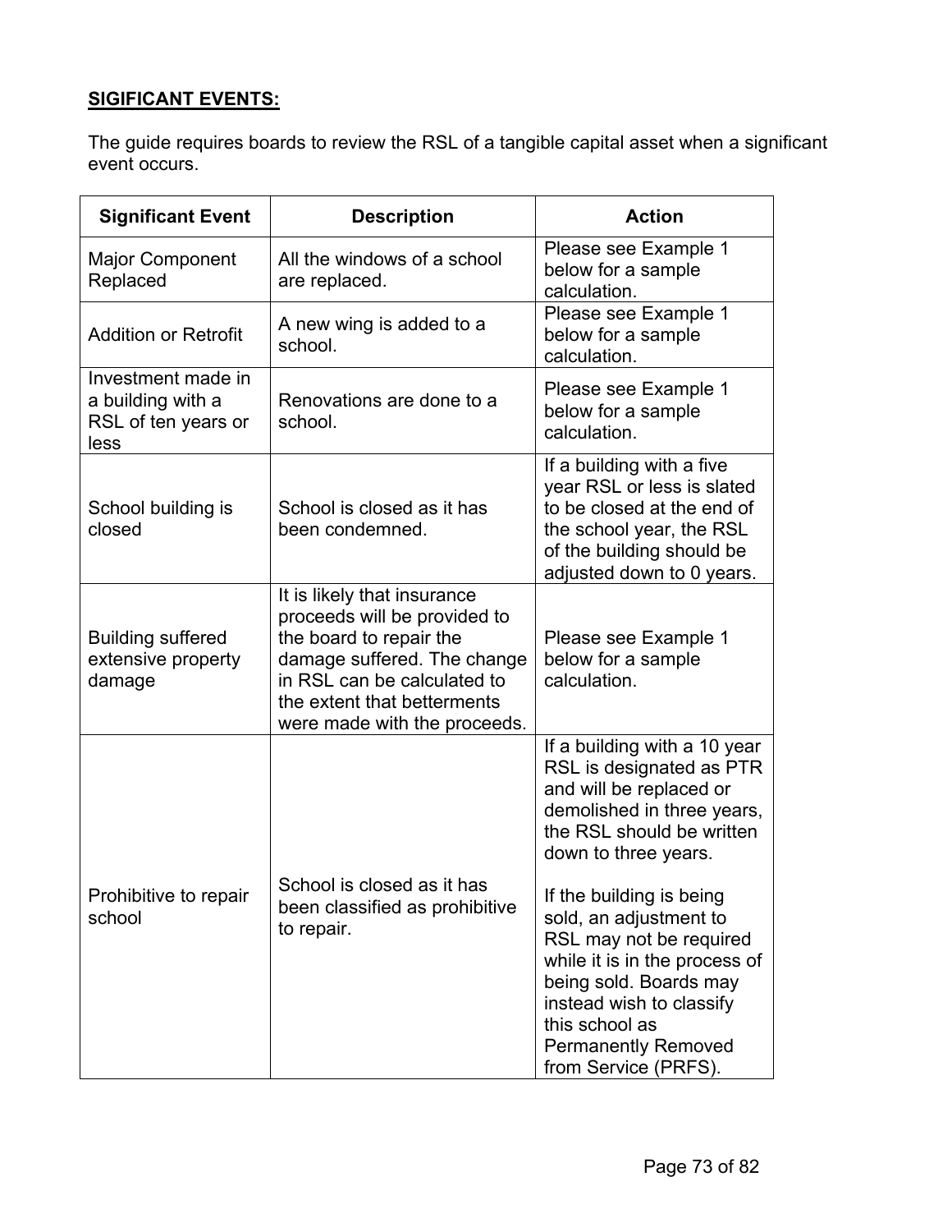**SIGIFICANT EVENTS:**

The guide requires boards to review the RSL of a tangible capital asset when a significant event occurs.

| Significant Event | Description | Action |
|---|---|---|
| Major Component Replaced | All the windows of a school are replaced. | Please see Example 1 below for a sample calculation. |
| Addition or Retrofit | A new wing is added to a school. | Please see Example 1 below for a sample calculation. |
| Investment made in a building with a RSL of ten years or less | Renovations are done to a school. | Please see Example 1 below for a sample calculation. |
| School building is closed | School is closed as it has been condemned. | If a building with a five year RSL or less is slated to be closed at the end of the school year, the RSL of the building should be adjusted down to 0 years. |
| Building suffered extensive property damage | It is likely that insurance proceeds will be provided to the board to repair the damage suffered. The change in RSL can be calculated to the extent that betterments were made with the proceeds. | Please see Example 1 below for a sample calculation. |
| Prohibitive to repair school | School is closed as it has been classified as prohibitive to repair. | If a building with a 10 year RSL is designated as PTR and will be replaced or demolished in three years, the RSL should be written down to three years.<br><br>If the building is being sold, an adjustment to RSL may not be required while it is in the process of being sold. Boards may instead wish to classify this school as Permanently Removed from Service (PRFS). |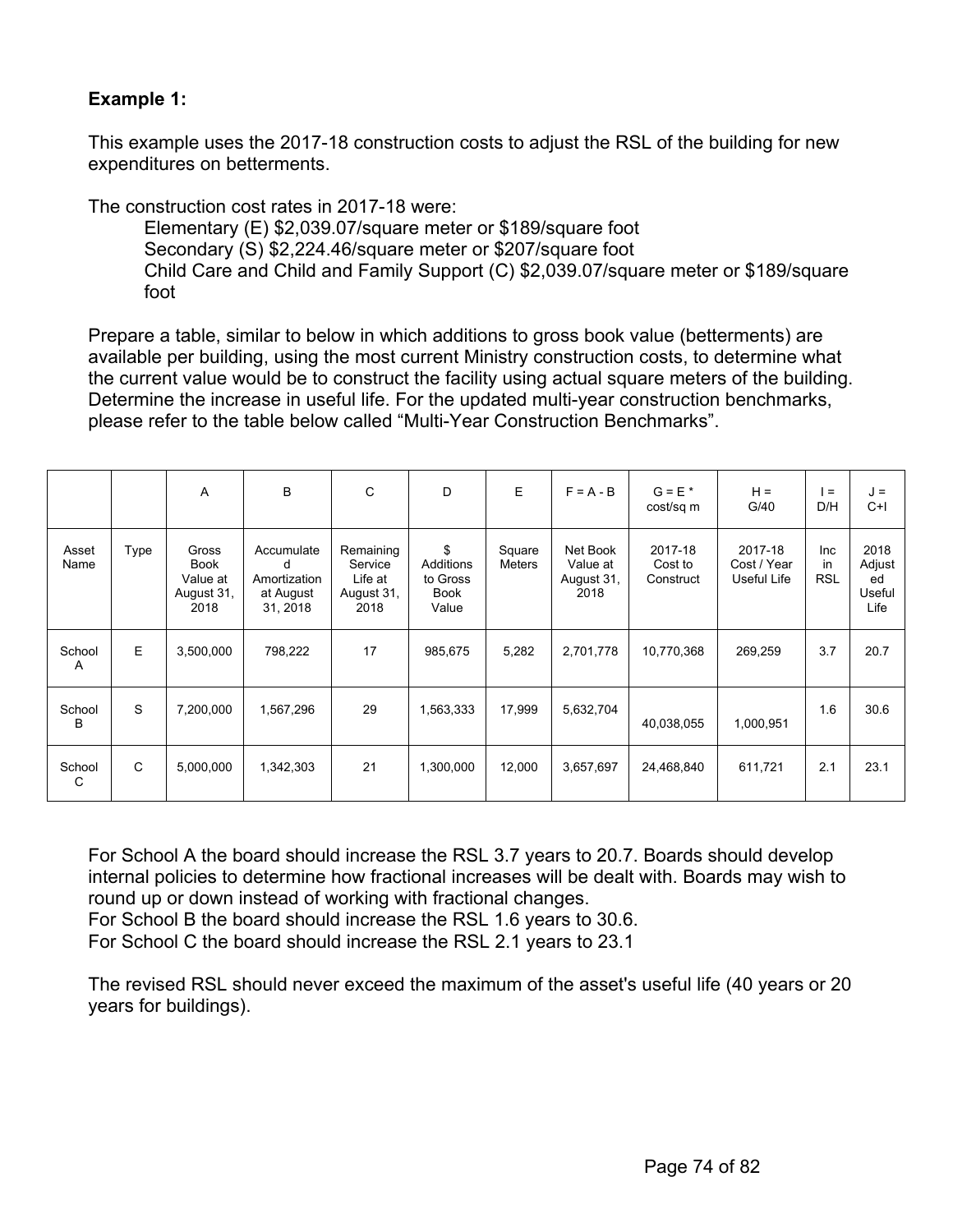**Example 1:**

This example uses the 2017-18 construction costs to adjust the RSL of the building for new expenditures on betterments.

The construction cost rates in 2017-18 were:

Elementary (E) $2,039.07/square meter or $189/square foot
Secondary (S) $2,224.46/square meter or $207/square foot
Child Care and Child and Family Support (C) $2,039.07/square meter or $189/square foot

Prepare a table, similar to below in which additions to gross book value (betterments) are available per building, using the most current Ministry construction costs, to determine what the current value would be to construct the facility using actual square meters of the building. Determine the increase in useful life. For the updated multi-year construction benchmarks, please refer to the table below called "Multi-Year Construction Benchmarks".

| | | A | B | C | D | E | F = A - B | G = E * cost/sq m | H = G/40 | I = D/H | J = C+I |
|---|---|---|---|---|---|---|---|---|---|---|---|
| Asset Name | Type | Gross Book Value at August 31, 2018 | Accumulated Amortization at August 31, 2018 | Remaining Service Life at August 31, 2018 | $ Additions to Gross Book Value | Square Meters | Net Book Value at August 31, 2018 | 2017-18 Cost to Construct | 2017-18 Cost / Year Useful Life | Inc in RSL | 2018 Adjusted Useful Life |
| School A | E | 3,500,000 | 798,222 | 17 | 985,675 | 5,282 | 2,701,778 | 10,770,368 | 269,259 | 3.7 | 20.7 |
| School B | S | 7,200,000 | 1,567,296 | 29 | 1,563,333 | 17,999 | 5,632,704 | 40,038,055 | 1,000,951 | 1.6 | 30.6 |
| School C | C | 5,000,000 | 1,342,303 | 21 | 1,300,000 | 12,000 | 3,657,697 | 24,468,840 | 611,721 | 2.1 | 23.1 |

For School A the board should increase the RSL 3.7 years to 20.7. Boards should develop internal policies to determine how fractional increases will be dealt with. Boards may wish to round up or down instead of working with fractional changes.
For School B the board should increase the RSL 1.6 years to 30.6.
For School C the board should increase the RSL 2.1 years to 23.1

The revised RSL should never exceed the maximum of the asset's useful life (40 years or 20 years for buildings).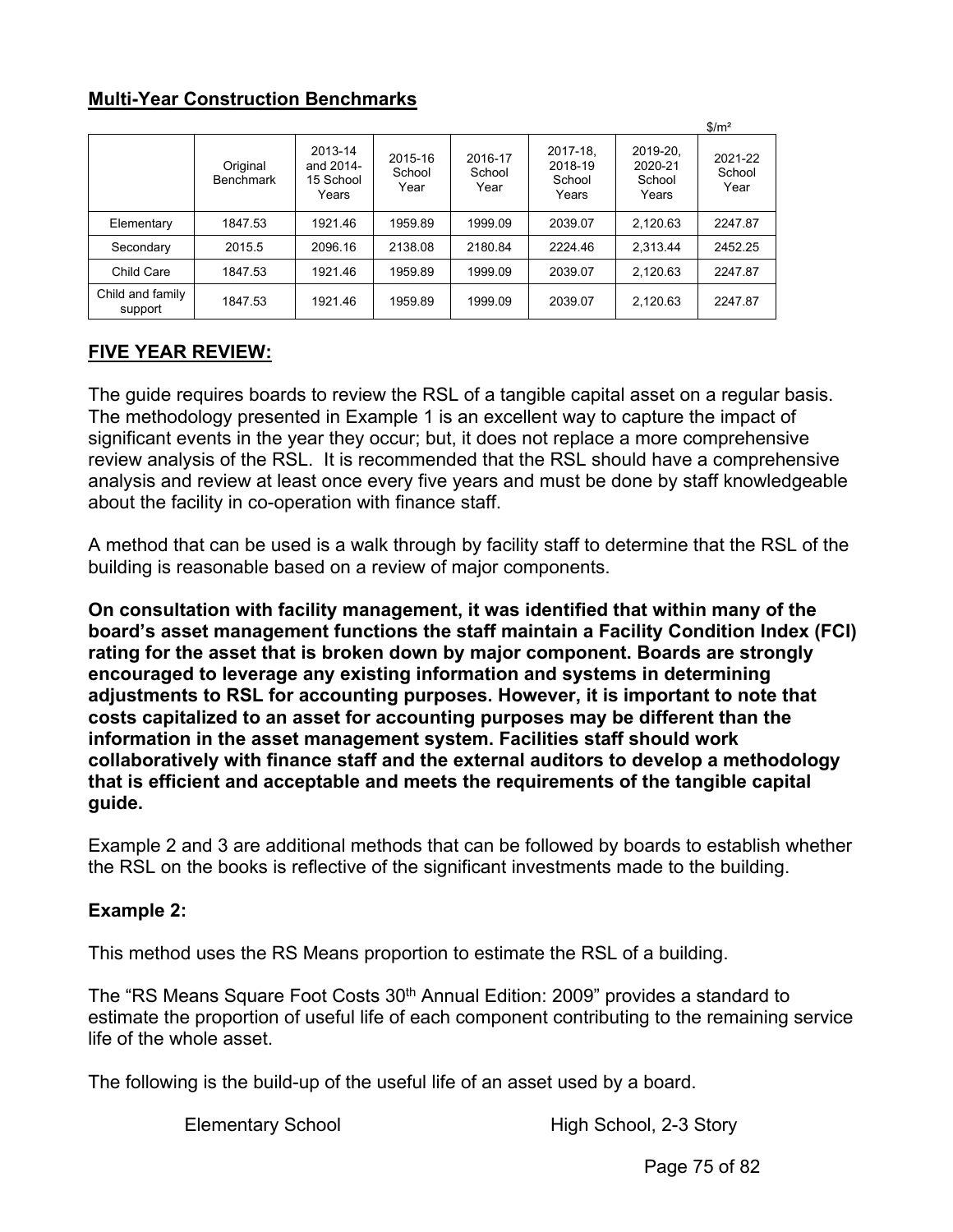## Multi-Year Construction Benchmarks

$/m²

| | Original Benchmark | 2013-14 and 2014-15 School Years | 2015-16 School Year | 2016-17 School Year | 2017-18, 2018-19 School Years | 2019-20, 2020-21 School Years | 2021-22 School Year |
|---|---|---|---|---|---|---|---|
| Elementary | 1847.53 | 1921.46 | 1959.89 | 1999.09 | 2039.07 | 2,120.63 | 2247.87 |
| Secondary | 2015.5 | 2096.16 | 2138.08 | 2180.84 | 2224.46 | 2,313.44 | 2452.25 |
| Child Care | 1847.53 | 1921.46 | 1959.89 | 1999.09 | 2039.07 | 2,120.63 | 2247.87 |
| Child and family support | 1847.53 | 1921.46 | 1959.89 | 1999.09 | 2039.07 | 2,120.63 | 2247.87 |

## FIVE YEAR REVIEW:

The guide requires boards to review the RSL of a tangible capital asset on a regular basis. The methodology presented in Example 1 is an excellent way to capture the impact of significant events in the year they occur; but, it does not replace a more comprehensive review analysis of the RSL. It is recommended that the RSL should have a comprehensive analysis and review at least once every five years and must be done by staff knowledgeable about the facility in co-operation with finance staff.

A method that can be used is a walk through by facility staff to determine that the RSL of the building is reasonable based on a review of major components.

**On consultation with facility management, it was identified that within many of the board's asset management functions the staff maintain a Facility Condition Index (FCI) rating for the asset that is broken down by major component. Boards are strongly encouraged to leverage any existing information and systems in determining adjustments to RSL for accounting purposes. However, it is important to note that costs capitalized to an asset for accounting purposes may be different than the information in the asset management system. Facilities staff should work collaboratively with finance staff and the external auditors to develop a methodology that is efficient and acceptable and meets the requirements of the tangible capital guide.**

Example 2 and 3 are additional methods that can be followed by boards to establish whether the RSL on the books is reflective of the significant investments made to the building.

**Example 2:**

This method uses the RS Means proportion to estimate the RSL of a building.

The "RS Means Square Foot Costs 30th Annual Edition: 2009" provides a standard to estimate the proportion of useful life of each component contributing to the remaining service life of the whole asset.

The following is the build-up of the useful life of an asset used by a board.

Elementary School High School, 2-3 Story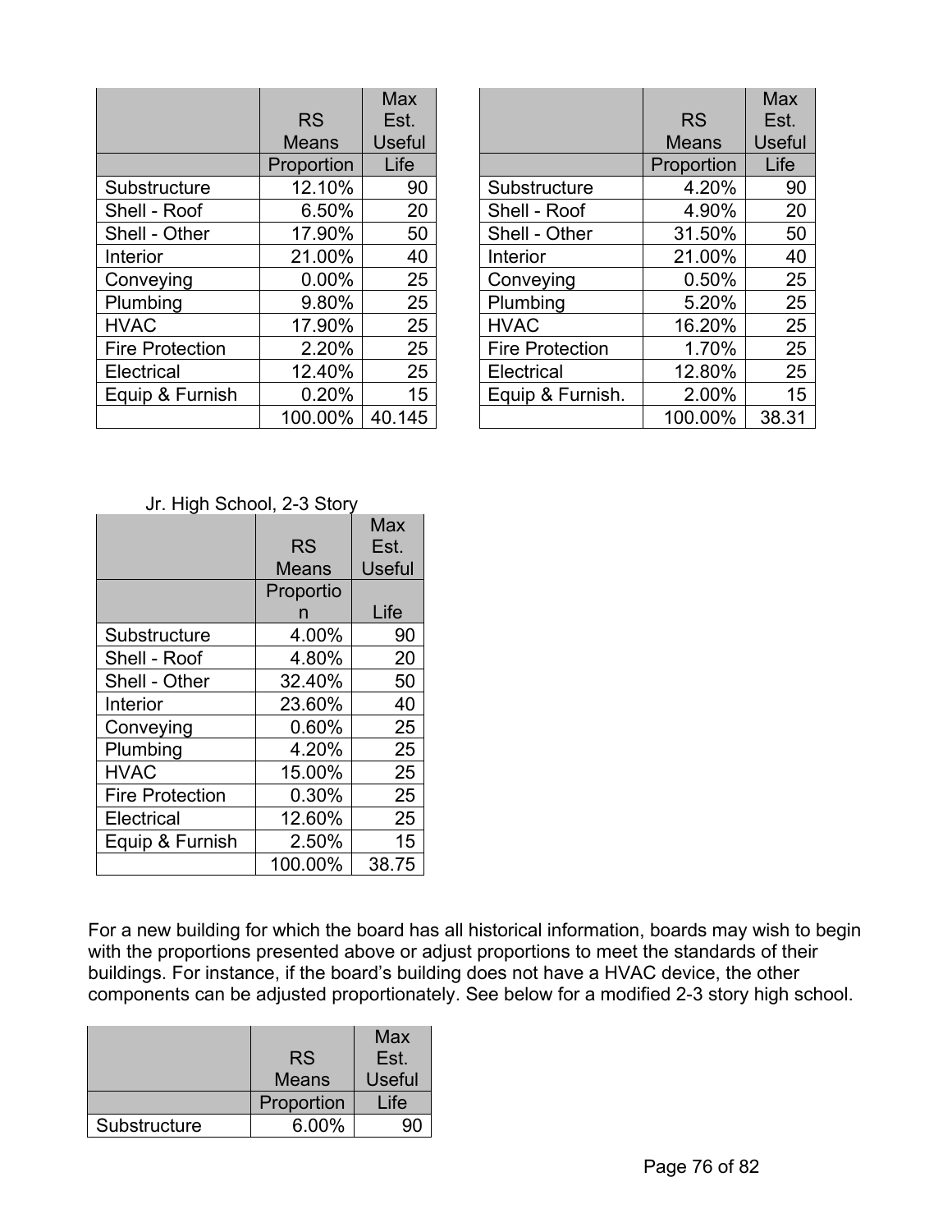| | RS Means | Max Est. Useful |
|---|---|---|
| | Proportion | Life |
| Substructure | 12.10% | 90 |
| Shell - Roof | 6.50% | 20 |
| Shell - Other | 17.90% | 50 |
| Interior | 21.00% | 40 |
| Conveying | 0.00% | 25 |
| Plumbing | 9.80% | 25 |
| HVAC | 17.90% | 25 |
| Fire Protection | 2.20% | 25 |
| Electrical | 12.40% | 25 |
| Equip & Furnish | 0.20% | 15 |
| | 100.00% | 40.145 |

| | RS Means | Max Est. Useful |
|---|---|---|
| | Proportion | Life |
| Substructure | 4.20% | 90 |
| Shell - Roof | 4.90% | 20 |
| Shell - Other | 31.50% | 50 |
| Interior | 21.00% | 40 |
| Conveying | 0.50% | 25 |
| Plumbing | 5.20% | 25 |
| HVAC | 16.20% | 25 |
| Fire Protection | 1.70% | 25 |
| Electrical | 12.80% | 25 |
| Equip & Furnish. | 2.00% | 15 |
| | 100.00% | 38.31 |

Jr. High School, 2-3 Story

| | RS Means | Max Est. Useful |
|---|---|---|
| | Proportion | Life |
| Substructure | 4.00% | 90 |
| Shell - Roof | 4.80% | 20 |
| Shell - Other | 32.40% | 50 |
| Interior | 23.60% | 40 |
| Conveying | 0.60% | 25 |
| Plumbing | 4.20% | 25 |
| HVAC | 15.00% | 25 |
| Fire Protection | 0.30% | 25 |
| Electrical | 12.60% | 25 |
| Equip & Furnish | 2.50% | 15 |
| | 100.00% | 38.75 |

For a new building for which the board has all historical information, boards may wish to begin with the proportions presented above or adjust proportions to meet the standards of their buildings. For instance, if the board's building does not have a HVAC device, the other components can be adjusted proportionately. See below for a modified 2-3 story high school.

| | RS Means | Max Est. Useful |
|---|---|---|
| | Proportion | Life |
| Substructure | 6.00% | 90 |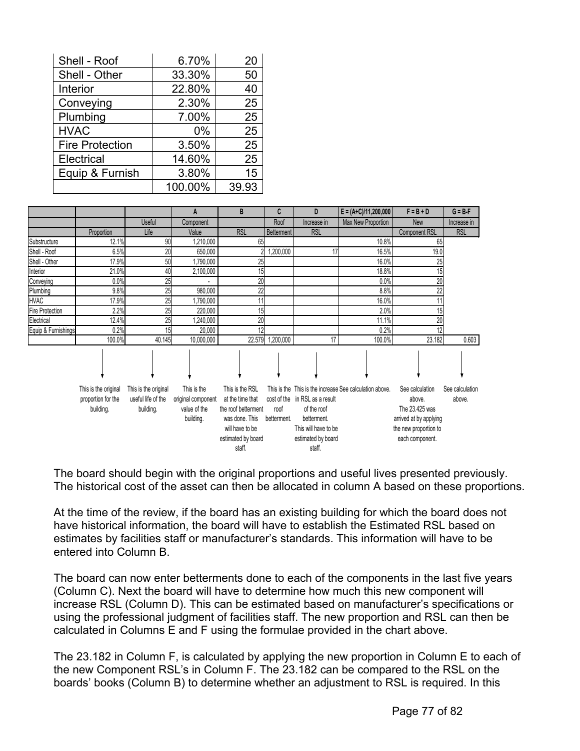| | | |
|---|---|---|
| Shell - Roof | 6.70% | 20 |
| Shell - Other | 33.30% | 50 |
| Interior | 22.80% | 40 |
| Conveying | 2.30% | 25 |
| Plumbing | 7.00% | 25 |
| HVAC | 0% | 25 |
| Fire Protection | 3.50% | 25 |
| Electrical | 14.60% | 25 |
| Equip & Furnish | 3.80% | 15 |
| | 100.00% | 39.93 |

| | | | A | B | C | D | E = (A+C)/11,200,000 | F = B + D | G = B-F |
|---|---|---|---|---|---|---|---|---|---|
| | | Useful | Component | | Roof | Increase in | Max New Proportion | New | Increase in |
| | Proportion | Life | Value | RSL | Betterment | RSL | | Component RSL | RSL |
| Substructure | 12.1% | 90 | 1,210,000 | 65 | | | 10.8% | 65 | |
| Shell - Roof | 6.5% | 20 | 650,000 | 2 | 1,200,000 | 17 | 16.5% | 19.0 | |
| Shell - Other | 17.9% | 50 | 1,790,000 | 25 | | | 16.0% | 25 | |
| Interior | 21.0% | 40 | 2,100,000 | 15 | | | 18.8% | 15 | |
| Conveying | 0.0% | 25 | - | 20 | | | 0.0% | 20 | |
| Plumbing | 9.8% | 25 | 980,000 | 22 | | | 8.8% | 22 | |
| HVAC | 17.9% | 25 | 1,790,000 | 11 | | | 16.0% | 11 | |
| Fire Protection | 2.2% | 25 | 220,000 | 15 | | | 2.0% | 15 | |
| Electrical | 12.4% | 25 | 1,240,000 | 20 | | | 11.1% | 20 | |
| Equip & Furnishings | 0.2% | 15 | 20,000 | 12 | | | 0.2% | 12 | |
| | 100.0% | 40.145 | 10,000,000 | 22.579 | 1,200,000 | 17 | 100.0% | 23.182 | 0.603 |
| | This is the original proportion for the building. | This is the original useful life of the building. | This is the original component value of the building. | This is the RSL at the time that the roof betterment was done. This will have to be estimated by board staff. | This is the cost of the roof betterment. | This is the increase in RSL as a result of the roof betterment. This will have to be estimated by board staff. | See calculation above. | See calculation above. The 23.425 was arrived at by applying the new proportion to each component. | See calculation above. |

The board should begin with the original proportions and useful lives presented previously. The historical cost of the asset can then be allocated in column A based on these proportions.

At the time of the review, if the board has an existing building for which the board does not have historical information, the board will have to establish the Estimated RSL based on estimates by facilities staff or manufacturer's standards. This information will have to be entered into Column B.

The board can now enter betterments done to each of the components in the last five years (Column C). Next the board will have to determine how much this new component will increase RSL (Column D). This can be estimated based on manufacturer's specifications or using the professional judgment of facilities staff. The new proportion and RSL can then be calculated in Columns E and F using the formulae provided in the chart above.

The 23.182 in Column F, is calculated by applying the new proportion in Column E to each of the new Component RSL's in Column F. The 23.182 can be compared to the RSL on the boards' books (Column B) to determine whether an adjustment to RSL is required. In this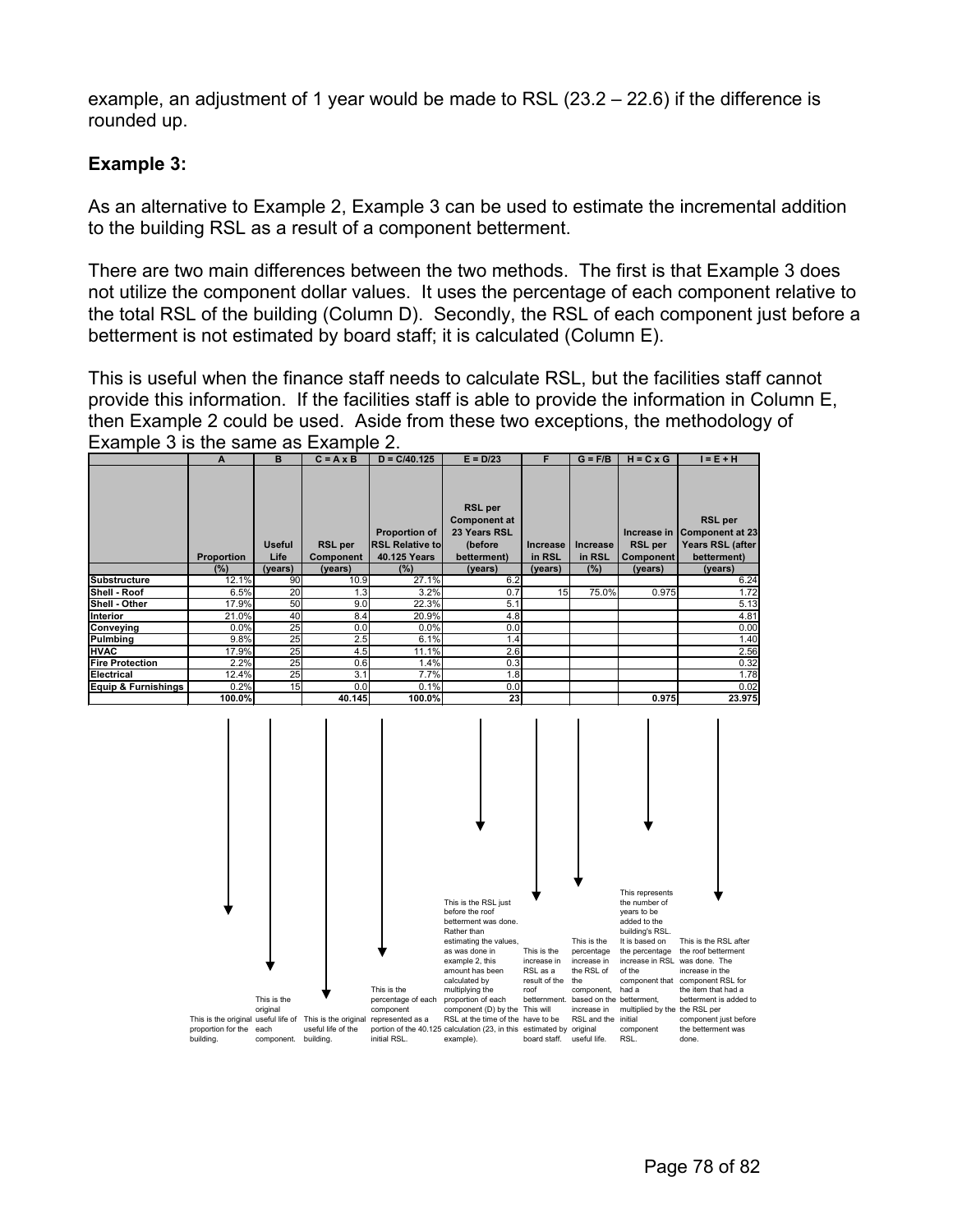example, an adjustment of 1 year would be made to RSL (23.2 – 22.6) if the difference is rounded up.

**Example 3:**

As an alternative to Example 2, Example 3 can be used to estimate the incremental addition to the building RSL as a result of a component betterment.

There are two main differences between the two methods. The first is that Example 3 does not utilize the component dollar values. It uses the percentage of each component relative to the total RSL of the building (Column D). Secondly, the RSL of each component just before a betterment is not estimated by board staff; it is calculated (Column E).

This is useful when the finance staff needs to calculate RSL, but the facilities staff cannot provide this information. If the facilities staff is able to provide the information in Column E, then Example 2 could be used. Aside from these two exceptions, the methodology of Example 3 is the same as Example 2.

| | A | B | C = A x B | D = C/40.125 | E = D/23 | F | G = F/B | H = C x G | I = E + H |
|---|---|---|---|---|---|---|---|---|---|
| | Proportion | Useful Life | RSL per Component | Proportion of RSL Relative to 40.125 Years | RSL per Component at 23 Years RSL (before betterment) | Increase in RSL | Increase in RSL | Increase in RSL per Component | RSL per Component at 23 Years RSL (after betterment) |
| | (%) | (years) | (years) | (%) | (years) | (years) | (%) | (years) | (years) |
| Substructure | 12.1% | 90 | 10.9 | 27.1% | 6.2 | | | | 6.24 |
| Shell - Roof | 6.5% | 20 | 1.3 | 3.2% | 0.7 | 15 | 75.0% | 0.975 | 1.72 |
| Shell - Other | 17.9% | 50 | 9.0 | 22.3% | 5.1 | | | | 5.13 |
| Interior | 21.0% | 40 | 8.4 | 20.9% | 4.8 | | | | 4.81 |
| Conveying | 0.0% | 25 | 0.0 | 0.0% | 0.0 | | | | 0.00 |
| Pulmbing | 9.8% | 25 | 2.5 | 6.1% | 1.4 | | | | 1.40 |
| HVAC | 17.9% | 25 | 4.5 | 11.1% | 2.6 | | | | 2.56 |
| Fire Protection | 2.2% | 25 | 0.6 | 1.4% | 0.3 | | | | 0.32 |
| Electrical | 12.4% | 25 | 3.1 | 7.7% | 1.8 | | | | 1.78 |
| Equip & Furnishings | 0.2% | 15 | 0.0 | 0.1% | 0.0 | | | | 0.02 |
| | 100.0% | | 40.145 | 100.0% | 23 | | | 0.975 | 23.975 |

- A: This is the original proportion for the building.
- B: This is the original useful life of each component.
- C: This is the original useful life of the building.
- D: This is the percentage of each component represented as a portion of the 40.125 initial RSL.
- E: This is the RSL just before the roof betterment was done. Rather than estimating the values, as was done in example 2, this amount has been calculated by multiplying the proportion of each component (D) by the RSL at the time of the calculation (23, in this example).
- F: This is the increase in RSL as a result of the roof betterment. This will have to be estimated by board staff.
- G: This is the percentage increase in the RSL of the component, based on the increase in RSL and the original useful life.
- H: This represents the number of years to be added to the building's RSL. It is based on the percentage increase in RSL of the component that had a betterment, multiplied by the initial component RSL.
- I: This is the RSL after the roof betterment was done. The increase in the component RSL for the item that had a betterment is added to the RSL per component just before the betterment was done.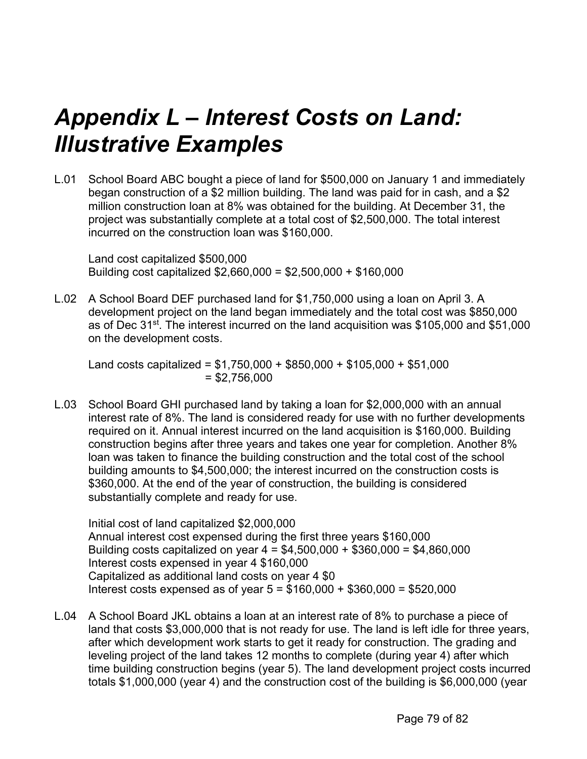# *Appendix L – Interest Costs on Land: Illustrative Examples*

L.01 School Board ABC bought a piece of land for $500,000 on January 1 and immediately began construction of a $2 million building. The land was paid for in cash, and a $2 million construction loan at 8% was obtained for the building. At December 31, the project was substantially complete at a total cost of $2,500,000. The total interest incurred on the construction loan was $160,000.

Land cost capitalized $500,000
Building cost capitalized $2,660,000 = $2,500,000 + $160,000

L.02 A School Board DEF purchased land for $1,750,000 using a loan on April 3. A development project on the land began immediately and the total cost was $850,000 as of Dec 31st. The interest incurred on the land acquisition was $105,000 and $51,000 on the development costs.

Land costs capitalized = $1,750,000 + $850,000 + $105,000 + $51,000
= $2,756,000

L.03 School Board GHI purchased land by taking a loan for $2,000,000 with an annual interest rate of 8%. The land is considered ready for use with no further developments required on it. Annual interest incurred on the land acquisition is $160,000. Building construction begins after three years and takes one year for completion. Another 8% loan was taken to finance the building construction and the total cost of the school building amounts to $4,500,000; the interest incurred on the construction costs is $360,000. At the end of the year of construction, the building is considered substantially complete and ready for use.

Initial cost of land capitalized $2,000,000
Annual interest cost expensed during the first three years $160,000
Building costs capitalized on year 4 = $4,500,000 + $360,000 = $4,860,000
Interest costs expensed in year 4 $160,000
Capitalized as additional land costs on year 4 $0
Interest costs expensed as of year 5 = $160,000 + $360,000 = $520,000

L.04 A School Board JKL obtains a loan at an interest rate of 8% to purchase a piece of land that costs $3,000,000 that is not ready for use. The land is left idle for three years, after which development work starts to get it ready for construction. The grading and leveling project of the land takes 12 months to complete (during year 4) after which time building construction begins (year 5). The land development project costs incurred totals $1,000,000 (year 4) and the construction cost of the building is $6,000,000 (year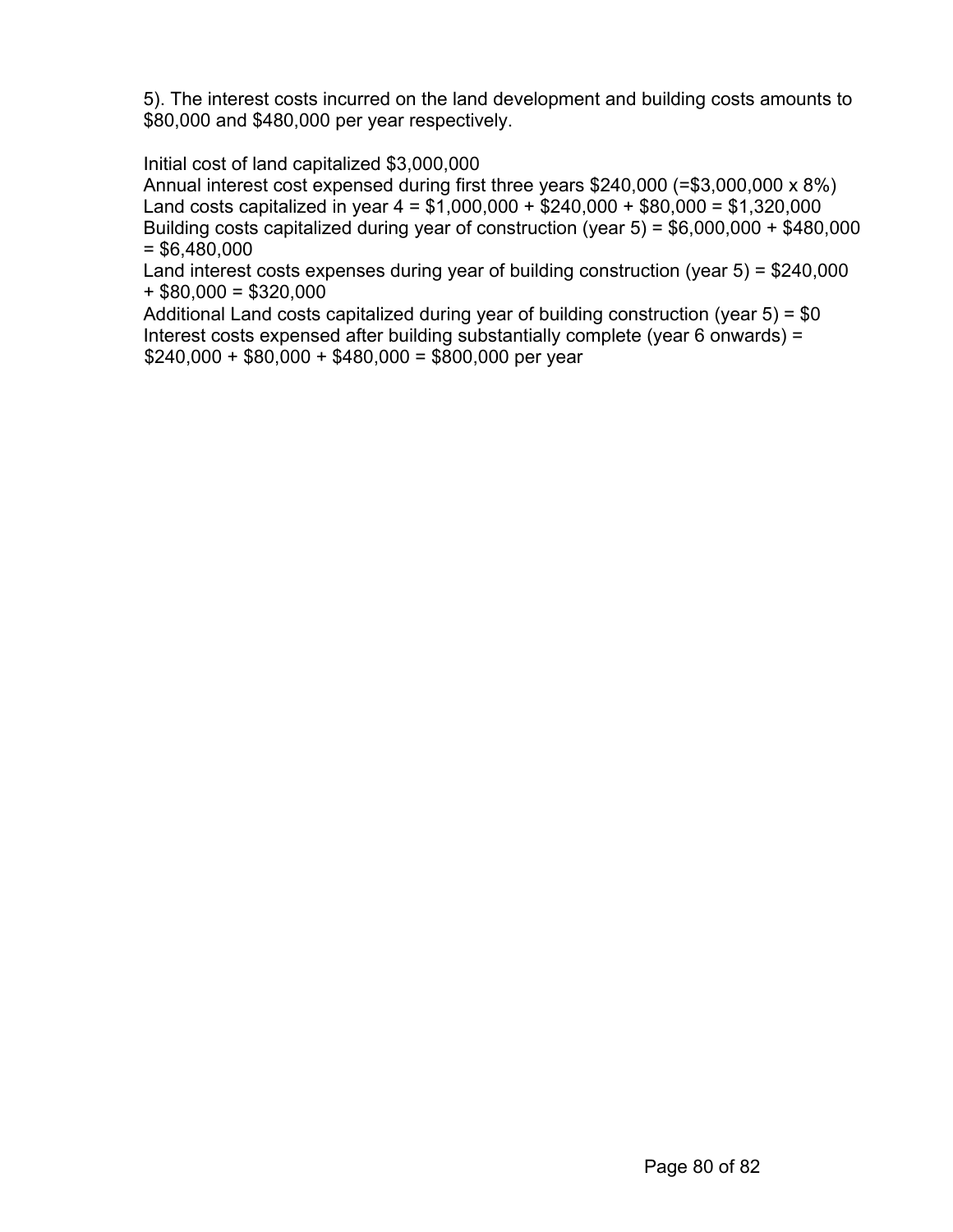5). The interest costs incurred on the land development and building costs amounts to $80,000 and $480,000 per year respectively.

Initial cost of land capitalized $3,000,000
Annual interest cost expensed during first three years $240,000 (=$3,000,000 x 8%)
Land costs capitalized in year 4 = $1,000,000 + $240,000 + $80,000 = $1,320,000
Building costs capitalized during year of construction (year 5) = $6,000,000 + $480,000 = $6,480,000
Land interest costs expenses during year of building construction (year 5) = $240,000 + $80,000 = $320,000
Additional Land costs capitalized during year of building construction (year 5) = $0
Interest costs expensed after building substantially complete (year 6 onwards) = $240,000 + $80,000 + $480,000 = $800,000 per year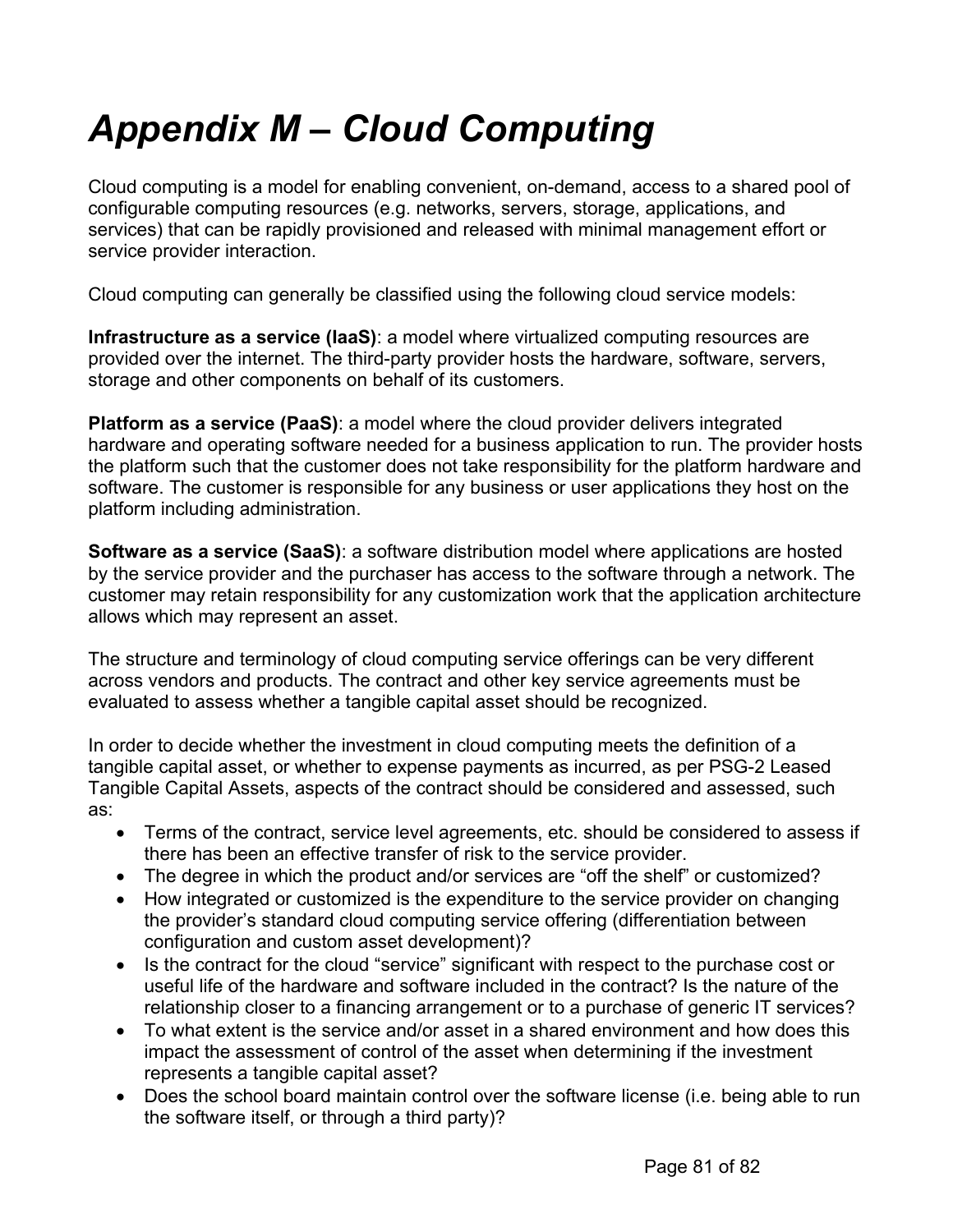# *Appendix M – Cloud Computing*

Cloud computing is a model for enabling convenient, on-demand, access to a shared pool of configurable computing resources (e.g. networks, servers, storage, applications, and services) that can be rapidly provisioned and released with minimal management effort or service provider interaction.

Cloud computing can generally be classified using the following cloud service models:

**Infrastructure as a service (IaaS)**: a model where virtualized computing resources are provided over the internet. The third-party provider hosts the hardware, software, servers, storage and other components on behalf of its customers.

**Platform as a service (PaaS)**: a model where the cloud provider delivers integrated hardware and operating software needed for a business application to run. The provider hosts the platform such that the customer does not take responsibility for the platform hardware and software. The customer is responsible for any business or user applications they host on the platform including administration.

**Software as a service (SaaS)**: a software distribution model where applications are hosted by the service provider and the purchaser has access to the software through a network. The customer may retain responsibility for any customization work that the application architecture allows which may represent an asset.

The structure and terminology of cloud computing service offerings can be very different across vendors and products. The contract and other key service agreements must be evaluated to assess whether a tangible capital asset should be recognized.

In order to decide whether the investment in cloud computing meets the definition of a tangible capital asset, or whether to expense payments as incurred, as per PSG-2 Leased Tangible Capital Assets, aspects of the contract should be considered and assessed, such as:

- Terms of the contract, service level agreements, etc. should be considered to assess if there has been an effective transfer of risk to the service provider.
- The degree in which the product and/or services are "off the shelf" or customized?
- How integrated or customized is the expenditure to the service provider on changing the provider's standard cloud computing service offering (differentiation between configuration and custom asset development)?
- Is the contract for the cloud "service" significant with respect to the purchase cost or useful life of the hardware and software included in the contract? Is the nature of the relationship closer to a financing arrangement or to a purchase of generic IT services?
- To what extent is the service and/or asset in a shared environment and how does this impact the assessment of control of the asset when determining if the investment represents a tangible capital asset?
- Does the school board maintain control over the software license (i.e. being able to run the software itself, or through a third party)?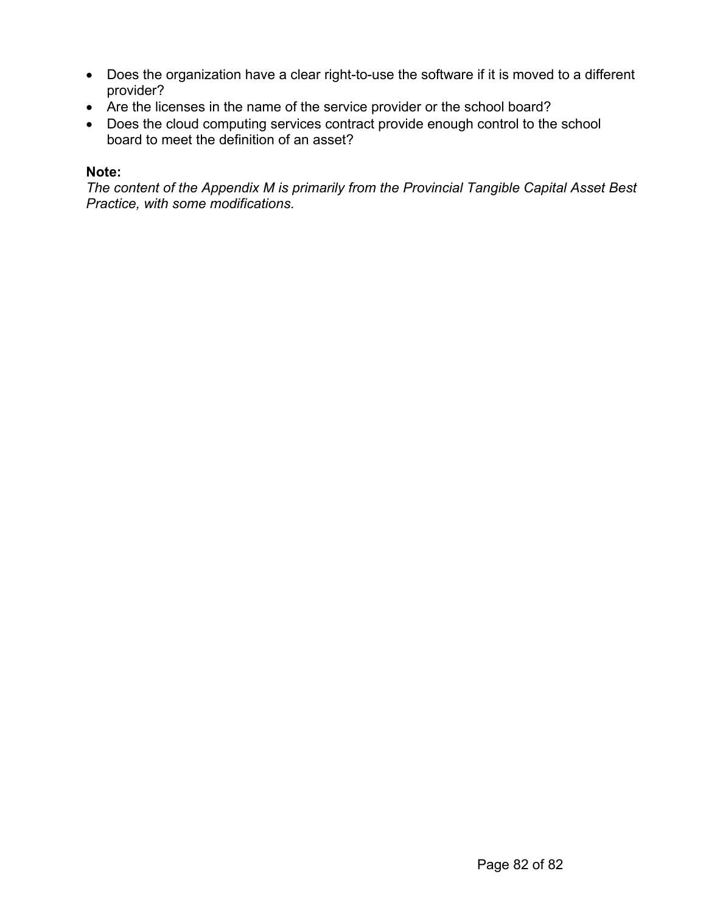- Does the organization have a clear right-to-use the software if it is moved to a different provider?
- Are the licenses in the name of the service provider or the school board?
- Does the cloud computing services contract provide enough control to the school board to meet the definition of an asset?

**Note:**
*The content of the Appendix M is primarily from the Provincial Tangible Capital Asset Best Practice, with some modifications.*